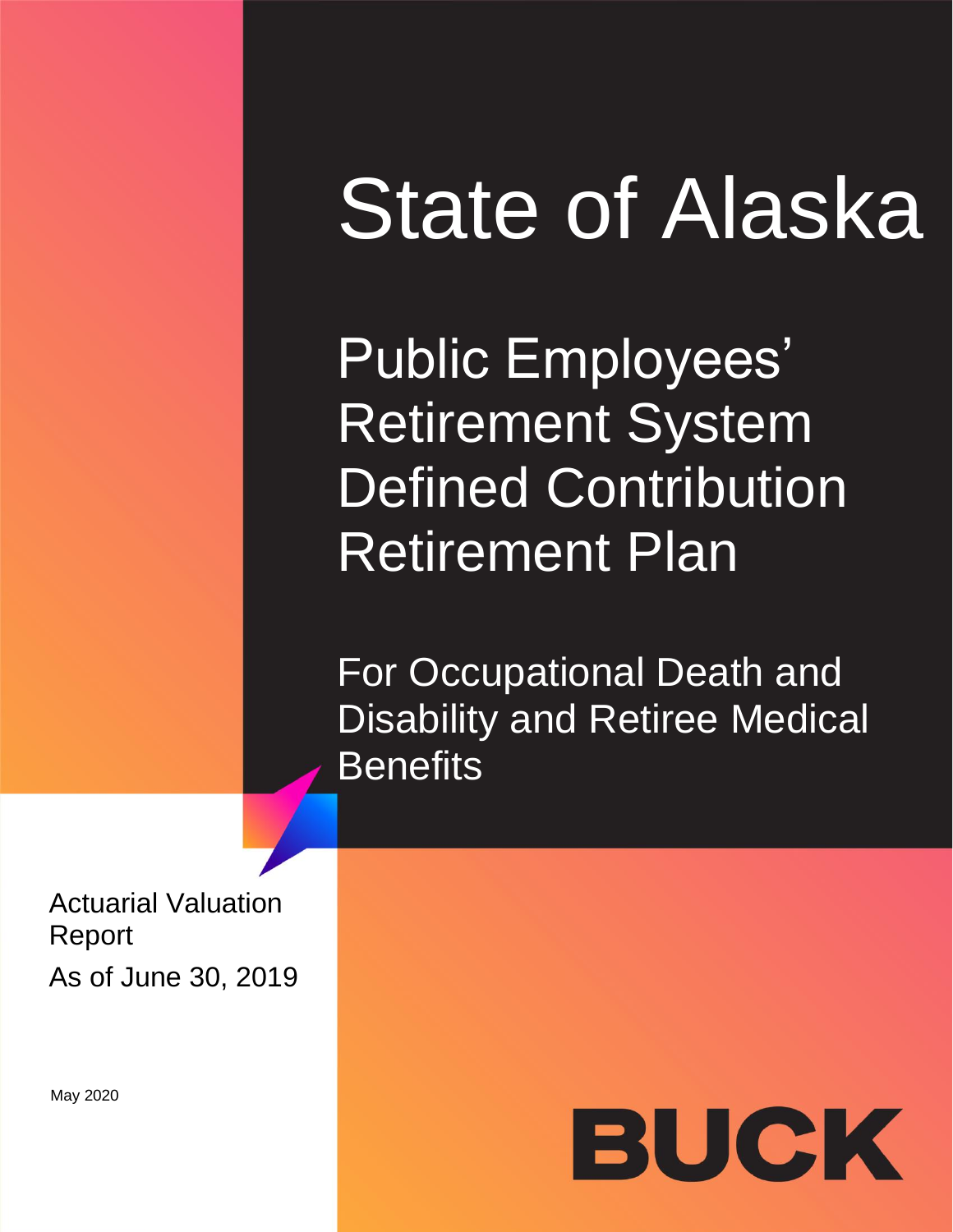# State of Alaska

## Public Employees' Retirement System Defined Contribution Retirement Plan

### For Occupational Death and Disability and Retiree Medical Benefits

Actuarial Valuation Report

As of June 30, 2019

May 2020

BUCK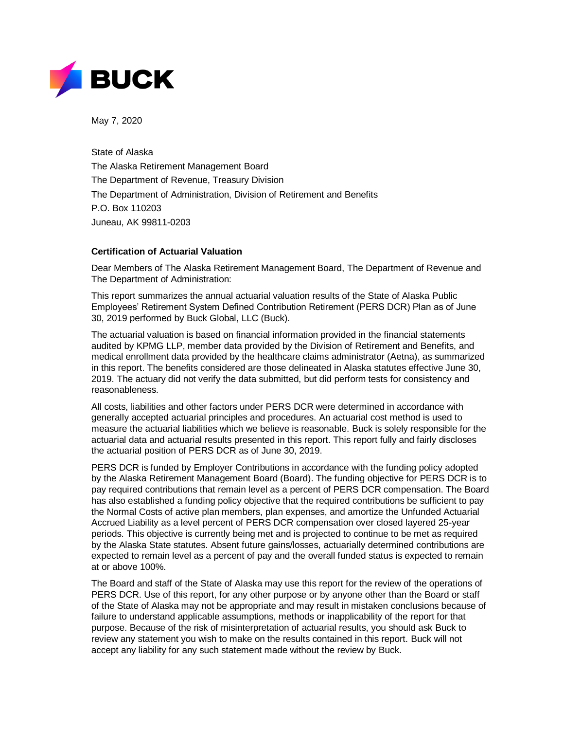May 7, 2020

State of Alaska
The Alaska Retirement Management Board
The Department of Revenue, Treasury Division
The Department of Administration, Division of Retirement and Benefits
P.O. Box 110203
Juneau, AK 99811-0203

**Certification of Actuarial Valuation**

Dear Members of The Alaska Retirement Management Board, The Department of Revenue and The Department of Administration:

This report summarizes the annual actuarial valuation results of the State of Alaska Public Employees' Retirement System Defined Contribution Retirement (PERS DCR) Plan as of June 30, 2019 performed by Buck Global, LLC (Buck).

The actuarial valuation is based on financial information provided in the financial statements audited by KPMG LLP, member data provided by the Division of Retirement and Benefits, and medical enrollment data provided by the healthcare claims administrator (Aetna), as summarized in this report. The benefits considered are those delineated in Alaska statutes effective June 30, 2019. The actuary did not verify the data submitted, but did perform tests for consistency and reasonableness.

All costs, liabilities and other factors under PERS DCR were determined in accordance with generally accepted actuarial principles and procedures. An actuarial cost method is used to measure the actuarial liabilities which we believe is reasonable. Buck is solely responsible for the actuarial data and actuarial results presented in this report. This report fully and fairly discloses the actuarial position of PERS DCR as of June 30, 2019.

PERS DCR is funded by Employer Contributions in accordance with the funding policy adopted by the Alaska Retirement Management Board (Board). The funding objective for PERS DCR is to pay required contributions that remain level as a percent of PERS DCR compensation. The Board has also established a funding policy objective that the required contributions be sufficient to pay the Normal Costs of active plan members, plan expenses, and amortize the Unfunded Actuarial Accrued Liability as a level percent of PERS DCR compensation over closed layered 25-year periods. This objective is currently being met and is projected to continue to be met as required by the Alaska State statutes. Absent future gains/losses, actuarially determined contributions are expected to remain level as a percent of pay and the overall funded status is expected to remain at or above 100%.

The Board and staff of the State of Alaska may use this report for the review of the operations of PERS DCR. Use of this report, for any other purpose or by anyone other than the Board or staff of the State of Alaska may not be appropriate and may result in mistaken conclusions because of failure to understand applicable assumptions, methods or inapplicability of the report for that purpose. Because of the risk of misinterpretation of actuarial results, you should ask Buck to review any statement you wish to make on the results contained in this report. Buck will not accept any liability for any such statement made without the review by Buck.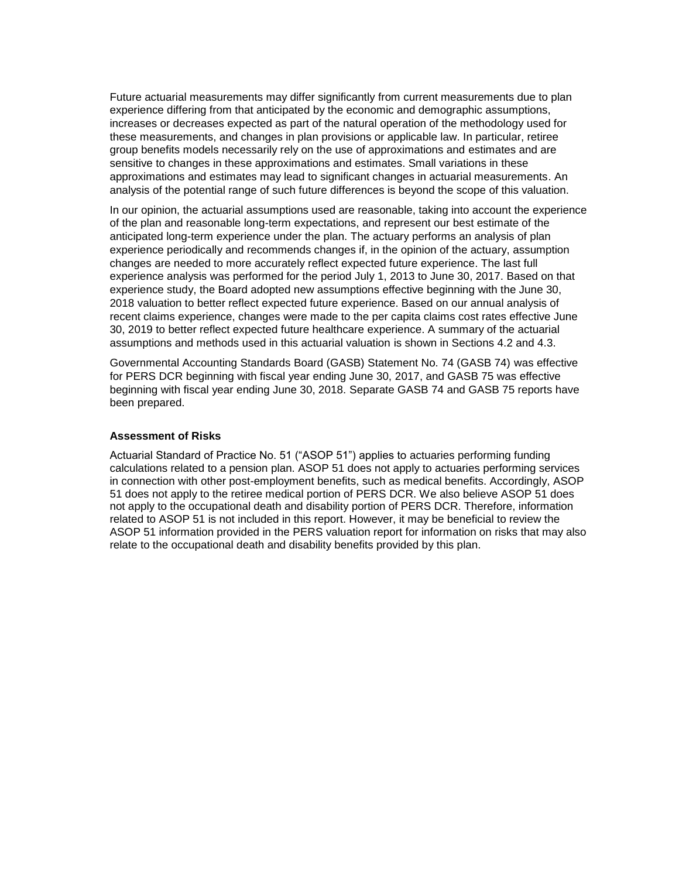Future actuarial measurements may differ significantly from current measurements due to plan experience differing from that anticipated by the economic and demographic assumptions, increases or decreases expected as part of the natural operation of the methodology used for these measurements, and changes in plan provisions or applicable law. In particular, retiree group benefits models necessarily rely on the use of approximations and estimates and are sensitive to changes in these approximations and estimates. Small variations in these approximations and estimates may lead to significant changes in actuarial measurements. An analysis of the potential range of such future differences is beyond the scope of this valuation.

In our opinion, the actuarial assumptions used are reasonable, taking into account the experience of the plan and reasonable long-term expectations, and represent our best estimate of the anticipated long-term experience under the plan. The actuary performs an analysis of plan experience periodically and recommends changes if, in the opinion of the actuary, assumption changes are needed to more accurately reflect expected future experience. The last full experience analysis was performed for the period July 1, 2013 to June 30, 2017. Based on that experience study, the Board adopted new assumptions effective beginning with the June 30, 2018 valuation to better reflect expected future experience. Based on our annual analysis of recent claims experience, changes were made to the per capita claims cost rates effective June 30, 2019 to better reflect expected future healthcare experience. A summary of the actuarial assumptions and methods used in this actuarial valuation is shown in Sections 4.2 and 4.3.

Governmental Accounting Standards Board (GASB) Statement No. 74 (GASB 74) was effective for PERS DCR beginning with fiscal year ending June 30, 2017, and GASB 75 was effective beginning with fiscal year ending June 30, 2018. Separate GASB 74 and GASB 75 reports have been prepared.

**Assessment of Risks**

Actuarial Standard of Practice No. 51 ("ASOP 51") applies to actuaries performing funding calculations related to a pension plan. ASOP 51 does not apply to actuaries performing services in connection with other post-employment benefits, such as medical benefits. Accordingly, ASOP 51 does not apply to the retiree medical portion of PERS DCR. We also believe ASOP 51 does not apply to the occupational death and disability portion of PERS DCR. Therefore, information related to ASOP 51 is not included in this report. However, it may be beneficial to review the ASOP 51 information provided in the PERS valuation report for information on risks that may also relate to the occupational death and disability benefits provided by this plan.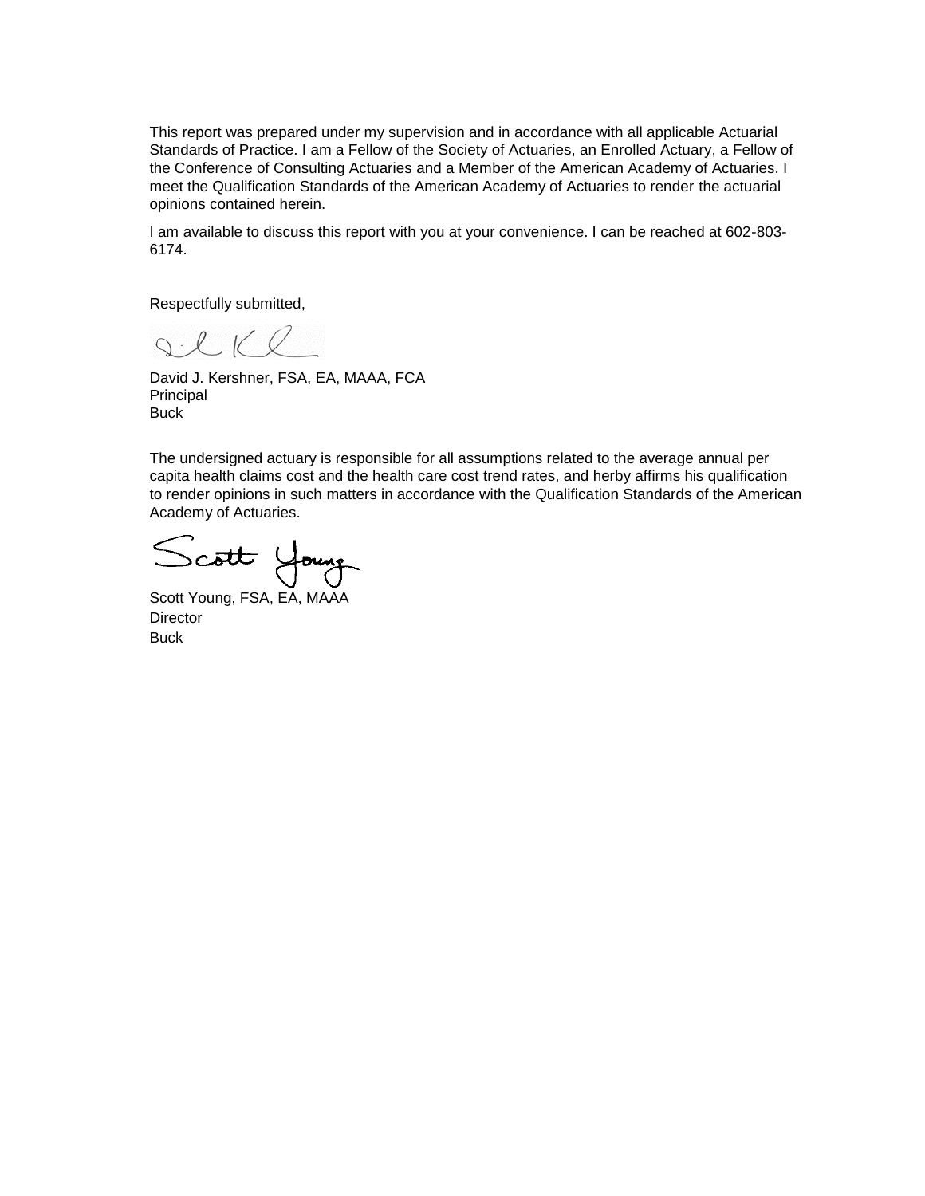This report was prepared under my supervision and in accordance with all applicable Actuarial Standards of Practice. I am a Fellow of the Society of Actuaries, an Enrolled Actuary, a Fellow of the Conference of Consulting Actuaries and a Member of the American Academy of Actuaries. I meet the Qualification Standards of the American Academy of Actuaries to render the actuarial opinions contained herein.

I am available to discuss this report with you at your convenience. I can be reached at 602-803-6174.

Respectfully submitted,

David J. Kershner, FSA, EA, MAAA, FCA
Principal
Buck

The undersigned actuary is responsible for all assumptions related to the average annual per capita health claims cost and the health care cost trend rates, and herby affirms his qualification to render opinions in such matters in accordance with the Qualification Standards of the American Academy of Actuaries.

Scott Young, FSA, EA, MAAA
Director
Buck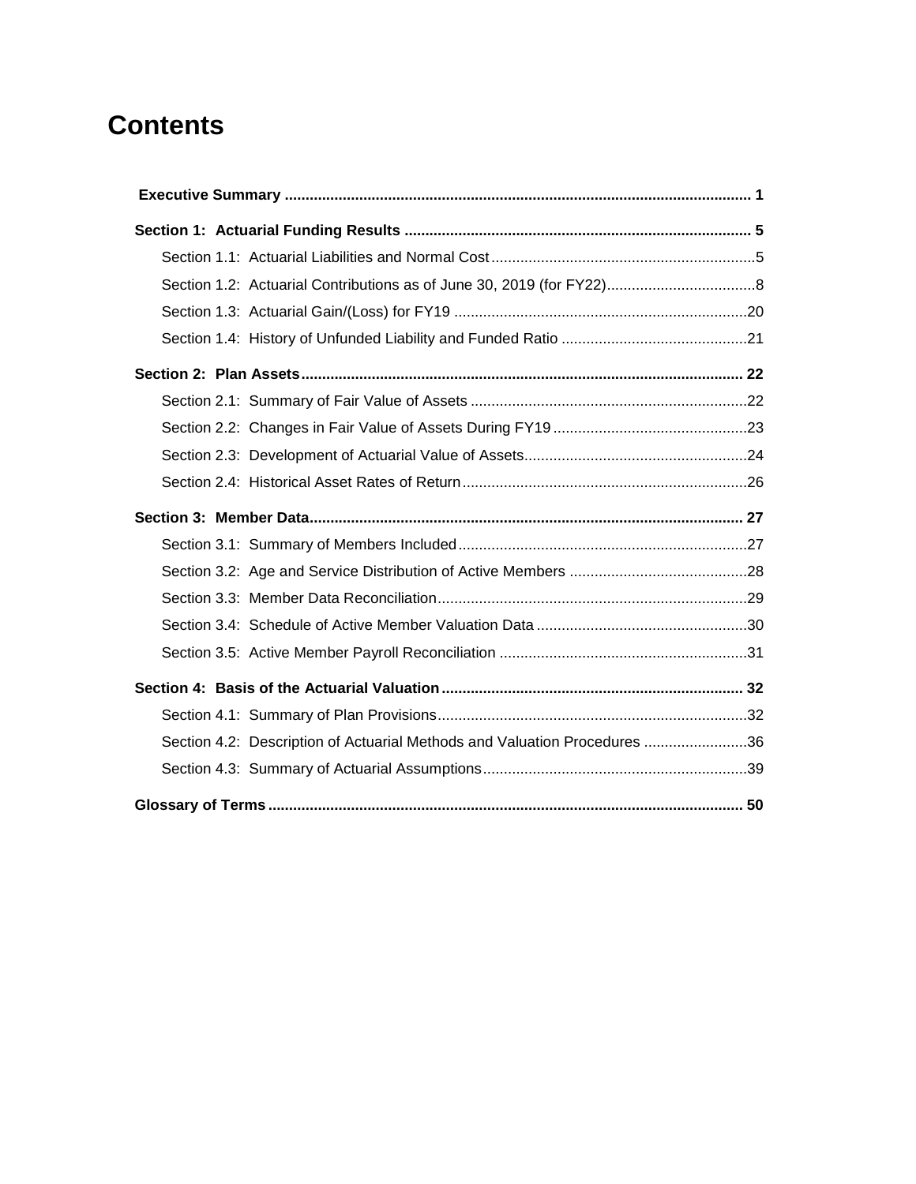# Contents

**Executive Summary** .......... **1**

**Section 1: Actuarial Funding Results** .......... **5**

- Section 1.1: Actuarial Liabilities and Normal Cost .......... 5
- Section 1.2: Actuarial Contributions as of June 30, 2019 (for FY22) .......... 8
- Section 1.3: Actuarial Gain/(Loss) for FY19 .......... 20
- Section 1.4: History of Unfunded Liability and Funded Ratio .......... 21

**Section 2: Plan Assets** .......... **22**

- Section 2.1: Summary of Fair Value of Assets .......... 22
- Section 2.2: Changes in Fair Value of Assets During FY19 .......... 23
- Section 2.3: Development of Actuarial Value of Assets .......... 24
- Section 2.4: Historical Asset Rates of Return .......... 26

**Section 3: Member Data** .......... **27**

- Section 3.1: Summary of Members Included .......... 27
- Section 3.2: Age and Service Distribution of Active Members .......... 28
- Section 3.3: Member Data Reconciliation .......... 29
- Section 3.4: Schedule of Active Member Valuation Data .......... 30
- Section 3.5: Active Member Payroll Reconciliation .......... 31

**Section 4: Basis of the Actuarial Valuation** .......... **32**

- Section 4.1: Summary of Plan Provisions .......... 32
- Section 4.2: Description of Actuarial Methods and Valuation Procedures .......... 36
- Section 4.3: Summary of Actuarial Assumptions .......... 39

**Glossary of Terms** .......... **50**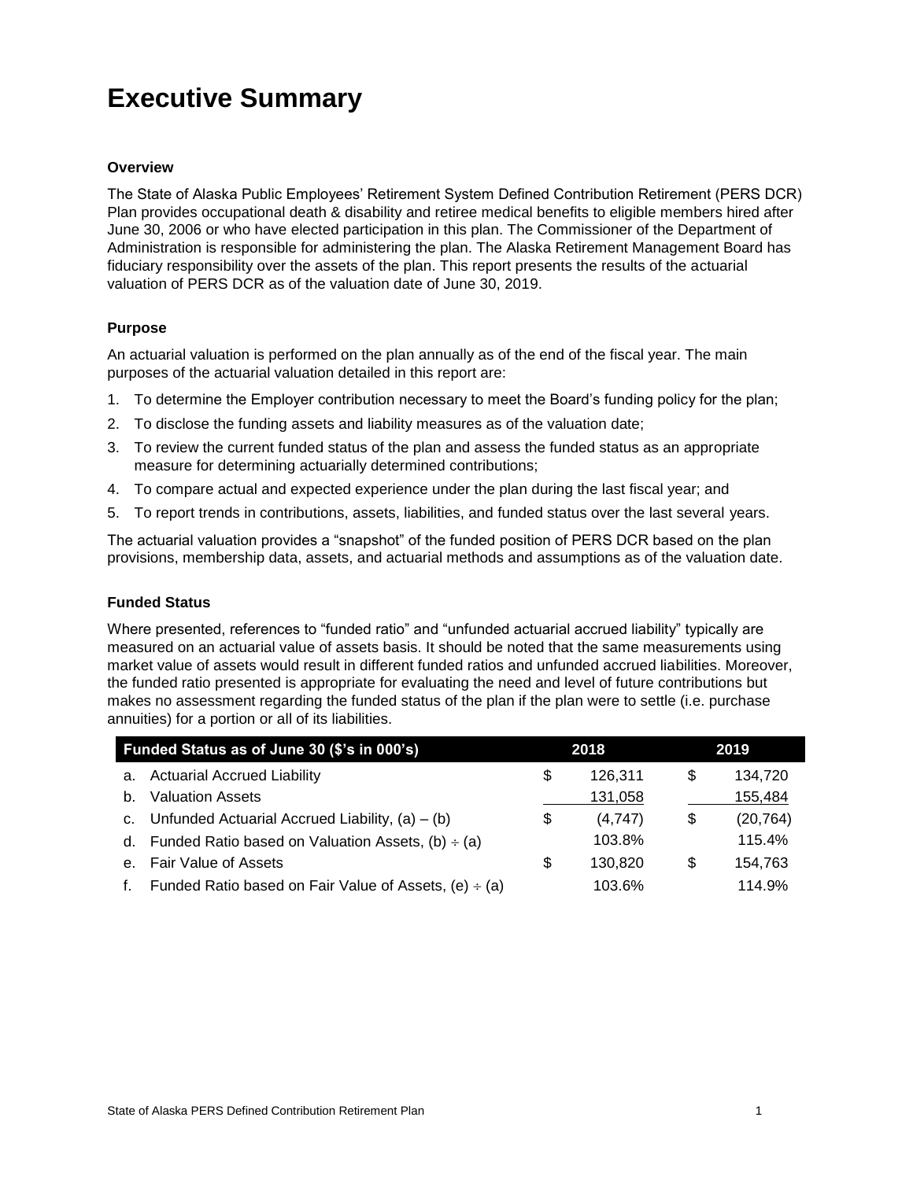# Executive Summary

### Overview

The State of Alaska Public Employees' Retirement System Defined Contribution Retirement (PERS DCR) Plan provides occupational death & disability and retiree medical benefits to eligible members hired after June 30, 2006 or who have elected participation in this plan. The Commissioner of the Department of Administration is responsible for administering the plan. The Alaska Retirement Management Board has fiduciary responsibility over the assets of the plan. This report presents the results of the actuarial valuation of PERS DCR as of the valuation date of June 30, 2019.

### Purpose

An actuarial valuation is performed on the plan annually as of the end of the fiscal year. The main purposes of the actuarial valuation detailed in this report are:

1. To determine the Employer contribution necessary to meet the Board's funding policy for the plan;
2. To disclose the funding assets and liability measures as of the valuation date;
3. To review the current funded status of the plan and assess the funded status as an appropriate measure for determining actuarially determined contributions;
4. To compare actual and expected experience under the plan during the last fiscal year; and
5. To report trends in contributions, assets, liabilities, and funded status over the last several years.

The actuarial valuation provides a "snapshot" of the funded position of PERS DCR based on the plan provisions, membership data, assets, and actuarial methods and assumptions as of the valuation date.

### Funded Status

Where presented, references to "funded ratio" and "unfunded actuarial accrued liability" typically are measured on an actuarial value of assets basis. It should be noted that the same measurements using market value of assets would result in different funded ratios and unfunded accrued liabilities. Moreover, the funded ratio presented is appropriate for evaluating the need and level of future contributions but makes no assessment regarding the funded status of the plan if the plan were to settle (i.e. purchase annuities) for a portion or all of its liabilities.

| Funded Status as of June 30 ($'s in 000's) | 2018 | 2019 |
|---|---|---|
| a. Actuarial Accrued Liability | $ 126,311 | $ 134,720 |
| b. Valuation Assets | 131,058 | 155,484 |
| c. Unfunded Actuarial Accrued Liability, (a) – (b) | $ (4,747) | $ (20,764) |
| d. Funded Ratio based on Valuation Assets, (b) ÷ (a) | 103.8% | 115.4% |
| e. Fair Value of Assets | $ 130,820 | $ 154,763 |
| f. Funded Ratio based on Fair Value of Assets, (e) ÷ (a) | 103.6% | 114.9% |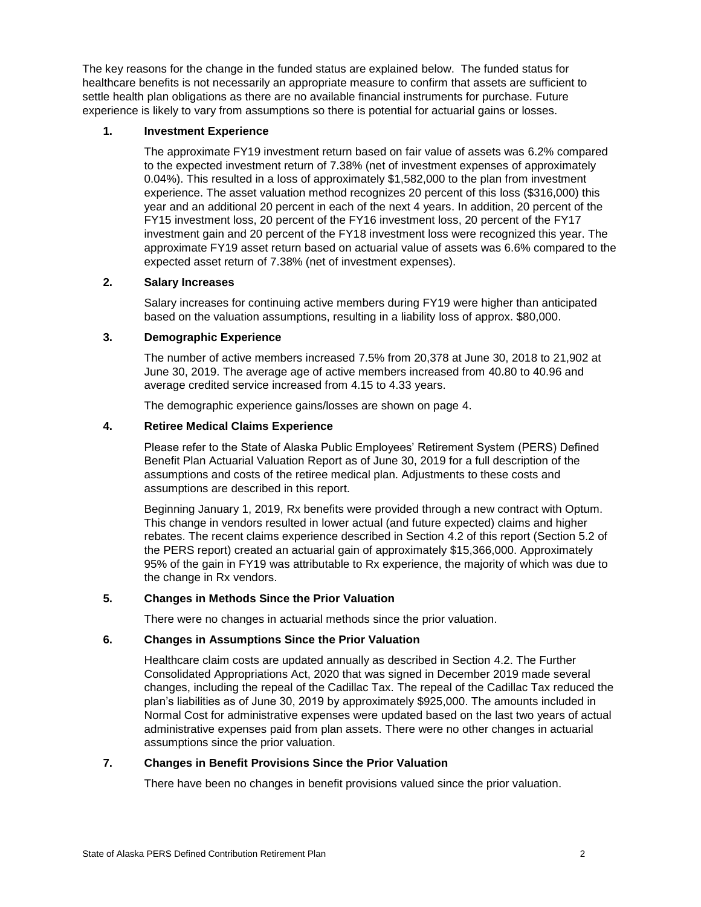The key reasons for the change in the funded status are explained below. The funded status for healthcare benefits is not necessarily an appropriate measure to confirm that assets are sufficient to settle health plan obligations as there are no available financial instruments for purchase. Future experience is likely to vary from assumptions so there is potential for actuarial gains or losses.

1. **Investment Experience**

   The approximate FY19 investment return based on fair value of assets was 6.2% compared to the expected investment return of 7.38% (net of investment expenses of approximately 0.04%). This resulted in a loss of approximately $1,582,000 to the plan from investment experience. The asset valuation method recognizes 20 percent of this loss ($316,000) this year and an additional 20 percent in each of the next 4 years. In addition, 20 percent of the FY15 investment loss, 20 percent of the FY16 investment loss, 20 percent of the FY17 investment gain and 20 percent of the FY18 investment loss were recognized this year. The approximate FY19 asset return based on actuarial value of assets was 6.6% compared to the expected asset return of 7.38% (net of investment expenses).

2. **Salary Increases**

   Salary increases for continuing active members during FY19 were higher than anticipated based on the valuation assumptions, resulting in a liability loss of approx. $80,000.

3. **Demographic Experience**

   The number of active members increased 7.5% from 20,378 at June 30, 2018 to 21,902 at June 30, 2019. The average age of active members increased from 40.80 to 40.96 and average credited service increased from 4.15 to 4.33 years.

   The demographic experience gains/losses are shown on page 4.

4. **Retiree Medical Claims Experience**

   Please refer to the State of Alaska Public Employees' Retirement System (PERS) Defined Benefit Plan Actuarial Valuation Report as of June 30, 2019 for a full description of the assumptions and costs of the retiree medical plan. Adjustments to these costs and assumptions are described in this report.

   Beginning January 1, 2019, Rx benefits were provided through a new contract with Optum. This change in vendors resulted in lower actual (and future expected) claims and higher rebates. The recent claims experience described in Section 4.2 of this report (Section 5.2 of the PERS report) created an actuarial gain of approximately $15,366,000. Approximately 95% of the gain in FY19 was attributable to Rx experience, the majority of which was due to the change in Rx vendors.

5. **Changes in Methods Since the Prior Valuation**

   There were no changes in actuarial methods since the prior valuation.

6. **Changes in Assumptions Since the Prior Valuation**

   Healthcare claim costs are updated annually as described in Section 4.2. The Further Consolidated Appropriations Act, 2020 that was signed in December 2019 made several changes, including the repeal of the Cadillac Tax. The repeal of the Cadillac Tax reduced the plan's liabilities as of June 30, 2019 by approximately $925,000. The amounts included in Normal Cost for administrative expenses were updated based on the last two years of actual administrative expenses paid from plan assets. There were no other changes in actuarial assumptions since the prior valuation.

7. **Changes in Benefit Provisions Since the Prior Valuation**

   There have been no changes in benefit provisions valued since the prior valuation.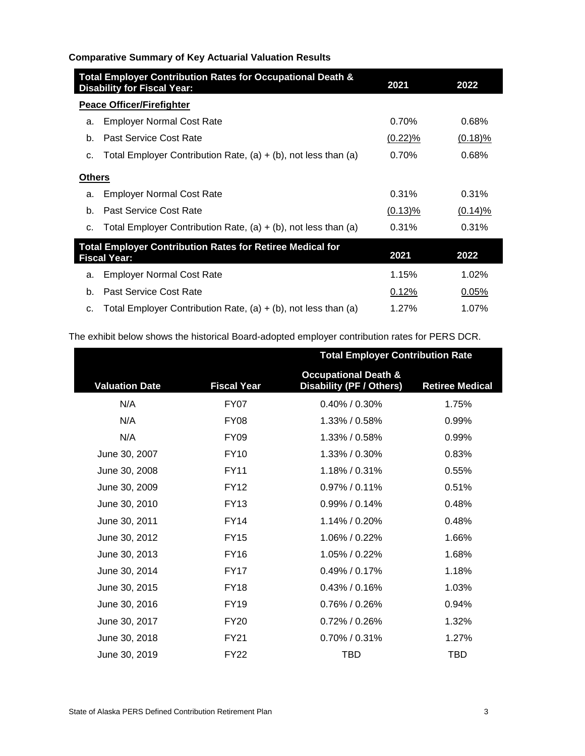**Comparative Summary of Key Actuarial Valuation Results**

| Total Employer Contribution Rates for Occupational Death & Disability for Fiscal Year: | | 2021 | 2022 |
|---|---|---|---|
| **Peace Officer/Firefighter** | | | |
| a. | Employer Normal Cost Rate | 0.70% | 0.68% |
| b. | Past Service Cost Rate | (0.22)% | (0.18)% |
| c. | Total Employer Contribution Rate, (a) + (b), not less than (a) | 0.70% | 0.68% |
| **Others** | | | |
| a. | Employer Normal Cost Rate | 0.31% | 0.31% |
| b. | Past Service Cost Rate | (0.13)% | (0.14)% |
| c. | Total Employer Contribution Rate, (a) + (b), not less than (a) | 0.31% | 0.31% |

| Total Employer Contribution Rates for Retiree Medical for Fiscal Year: | | 2021 | 2022 |
|---|---|---|---|
| a. | Employer Normal Cost Rate | 1.15% | 1.02% |
| b. | Past Service Cost Rate | 0.12% | 0.05% |
| c. | Total Employer Contribution Rate, (a) + (b), not less than (a) | 1.27% | 1.07% |

The exhibit below shows the historical Board-adopted employer contribution rates for PERS DCR.

| | | Total Employer Contribution Rate | |
|---|---|---|---|
| Valuation Date | Fiscal Year | Occupational Death & Disability (PF / Others) | Retiree Medical |
| N/A | FY07 | 0.40% / 0.30% | 1.75% |
| N/A | FY08 | 1.33% / 0.58% | 0.99% |
| N/A | FY09 | 1.33% / 0.58% | 0.99% |
| June 30, 2007 | FY10 | 1.33% / 0.30% | 0.83% |
| June 30, 2008 | FY11 | 1.18% / 0.31% | 0.55% |
| June 30, 2009 | FY12 | 0.97% / 0.11% | 0.51% |
| June 30, 2010 | FY13 | 0.99% / 0.14% | 0.48% |
| June 30, 2011 | FY14 | 1.14% / 0.20% | 0.48% |
| June 30, 2012 | FY15 | 1.06% / 0.22% | 1.66% |
| June 30, 2013 | FY16 | 1.05% / 0.22% | 1.68% |
| June 30, 2014 | FY17 | 0.49% / 0.17% | 1.18% |
| June 30, 2015 | FY18 | 0.43% / 0.16% | 1.03% |
| June 30, 2016 | FY19 | 0.76% / 0.26% | 0.94% |
| June 30, 2017 | FY20 | 0.72% / 0.26% | 1.32% |
| June 30, 2018 | FY21 | 0.70% / 0.31% | 1.27% |
| June 30, 2019 | FY22 | TBD | TBD |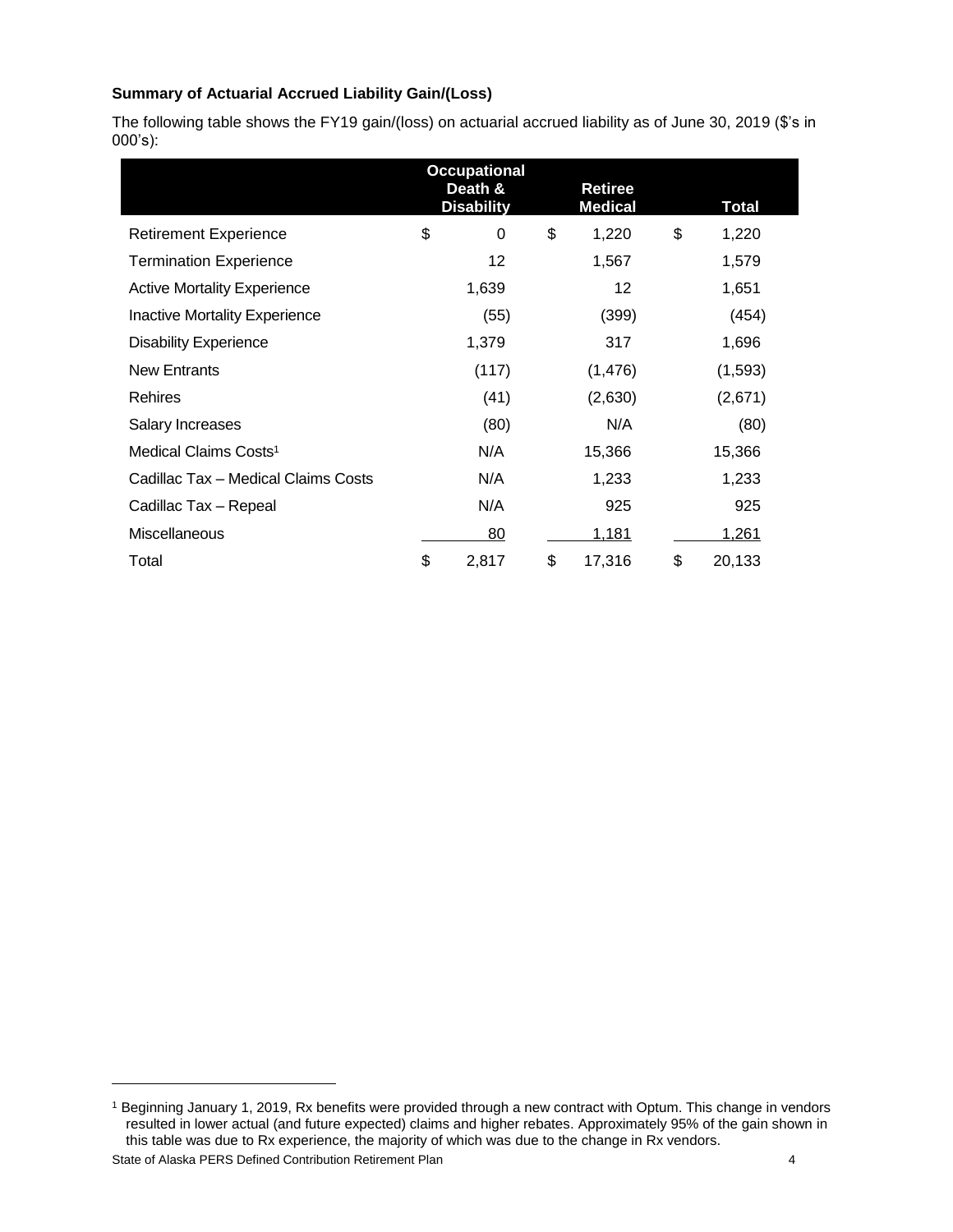**Summary of Actuarial Accrued Liability Gain/(Loss)**

The following table shows the FY19 gain/(loss) on actuarial accrued liability as of June 30, 2019 ($'s in 000's):

| | Occupational Death & Disability | Retiree Medical | Total |
|---|---|---|---|
| Retirement Experience | $ 0 | $ 1,220 | $ 1,220 |
| Termination Experience | 12 | 1,567 | 1,579 |
| Active Mortality Experience | 1,639 | 12 | 1,651 |
| Inactive Mortality Experience | (55) | (399) | (454) |
| Disability Experience | 1,379 | 317 | 1,696 |
| New Entrants | (117) | (1,476) | (1,593) |
| Rehires | (41) | (2,630) | (2,671) |
| Salary Increases | (80) | N/A | (80) |
| Medical Claims Costs[1] | N/A | 15,366 | 15,366 |
| Cadillac Tax – Medical Claims Costs | N/A | 1,233 | 1,233 |
| Cadillac Tax – Repeal | N/A | 925 | 925 |
| Miscellaneous | 80 | 1,181 | 1,261 |
| Total | $ 2,817 | $ 17,316 | $ 20,133 |

[1] Beginning January 1, 2019, Rx benefits were provided through a new contract with Optum. This change in vendors resulted in lower actual (and future expected) claims and higher rebates. Approximately 95% of the gain shown in this table was due to Rx experience, the majority of which was due to the change in Rx vendors.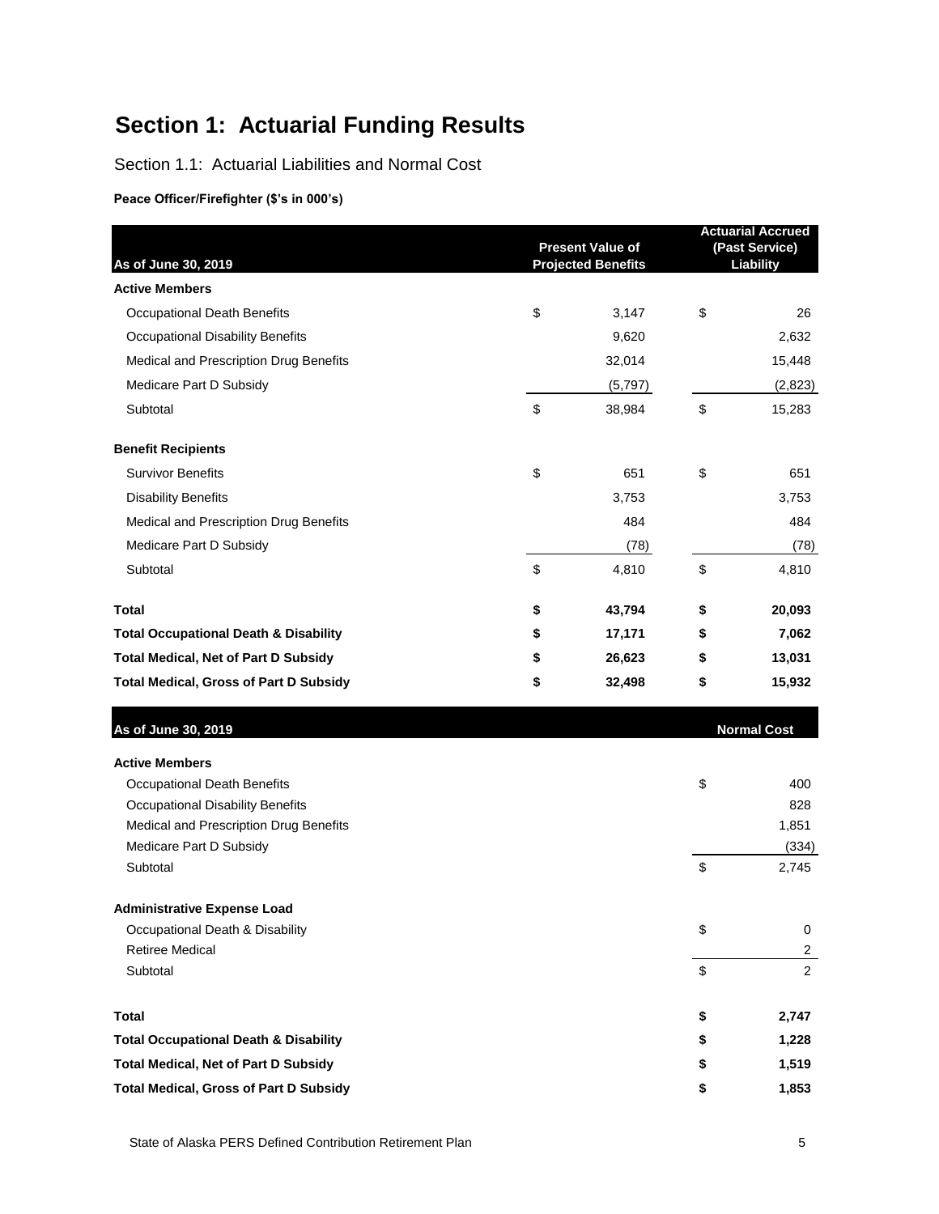# Section 1: Actuarial Funding Results

## Section 1.1: Actuarial Liabilities and Normal Cost

**Peace Officer/Firefighter ($'s in 000's)**

| As of June 30, 2019 | Present Value of Projected Benefits | Actuarial Accrued (Past Service) Liability |
|---|---|---|
| **Active Members** | | |
| Occupational Death Benefits | $ 3,147 | $ 26 |
| Occupational Disability Benefits | 9,620 | 2,632 |
| Medical and Prescription Drug Benefits | 32,014 | 15,448 |
| Medicare Part D Subsidy | (5,797) | (2,823) |
| Subtotal | $ 38,984 | $ 15,283 |
| **Benefit Recipients** | | |
| Survivor Benefits | $ 651 | $ 651 |
| Disability Benefits | 3,753 | 3,753 |
| Medical and Prescription Drug Benefits | 484 | 484 |
| Medicare Part D Subsidy | (78) | (78) |
| Subtotal | $ 4,810 | $ 4,810 |
| **Total** | **$ 43,794** | **$ 20,093** |
| **Total Occupational Death & Disability** | **$ 17,171** | **$ 7,062** |
| **Total Medical, Net of Part D Subsidy** | **$ 26,623** | **$ 13,031** |
| **Total Medical, Gross of Part D Subsidy** | **$ 32,498** | **$ 15,932** |

| As of June 30, 2019 | Normal Cost |
|---|---|
| **Active Members** | |
| Occupational Death Benefits | $ 400 |
| Occupational Disability Benefits | 828 |
| Medical and Prescription Drug Benefits | 1,851 |
| Medicare Part D Subsidy | (334) |
| Subtotal | $ 2,745 |
| **Administrative Expense Load** | |
| Occupational Death & Disability | $ 0 |
| Retiree Medical | 2 |
| Subtotal | $ 2 |
| **Total** | **$ 2,747** |
| **Total Occupational Death & Disability** | **$ 1,228** |
| **Total Medical, Net of Part D Subsidy** | **$ 1,519** |
| **Total Medical, Gross of Part D Subsidy** | **$ 1,853** |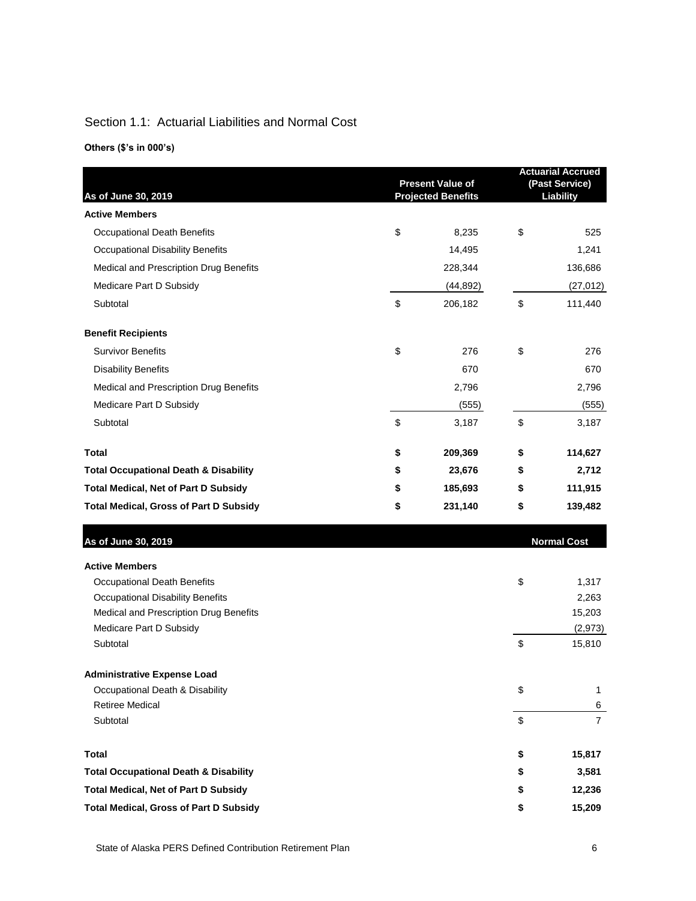## Section 1.1: Actuarial Liabilities and Normal Cost

**Others ($'s in 000's)**

| As of June 30, 2019 | Present Value of Projected Benefits | Actuarial Accrued (Past Service) Liability |
|---|---|---|
| **Active Members** | | |
| Occupational Death Benefits | $ 8,235 | $ 525 |
| Occupational Disability Benefits | 14,495 | 1,241 |
| Medical and Prescription Drug Benefits | 228,344 | 136,686 |
| Medicare Part D Subsidy | (44,892) | (27,012) |
| Subtotal | $ 206,182 | $ 111,440 |
| **Benefit Recipients** | | |
| Survivor Benefits | $ 276 | $ 276 |
| Disability Benefits | 670 | 670 |
| Medical and Prescription Drug Benefits | 2,796 | 2,796 |
| Medicare Part D Subsidy | (555) | (555) |
| Subtotal | $ 3,187 | $ 3,187 |
| **Total** | **$ 209,369** | **$ 114,627** |
| **Total Occupational Death & Disability** | **$ 23,676** | **$ 2,712** |
| **Total Medical, Net of Part D Subsidy** | **$ 185,693** | **$ 111,915** |
| **Total Medical, Gross of Part D Subsidy** | **$ 231,140** | **$ 139,482** |

| As of June 30, 2019 | Normal Cost |
|---|---|
| **Active Members** | |
| Occupational Death Benefits | $ 1,317 |
| Occupational Disability Benefits | 2,263 |
| Medical and Prescription Drug Benefits | 15,203 |
| Medicare Part D Subsidy | (2,973) |
| Subtotal | $ 15,810 |
| **Administrative Expense Load** | |
| Occupational Death & Disability | $ 1 |
| Retiree Medical | 6 |
| Subtotal | $ 7 |
| **Total** | **$ 15,817** |
| **Total Occupational Death & Disability** | **$ 3,581** |
| **Total Medical, Net of Part D Subsidy** | **$ 12,236** |
| **Total Medical, Gross of Part D Subsidy** | **$ 15,209** |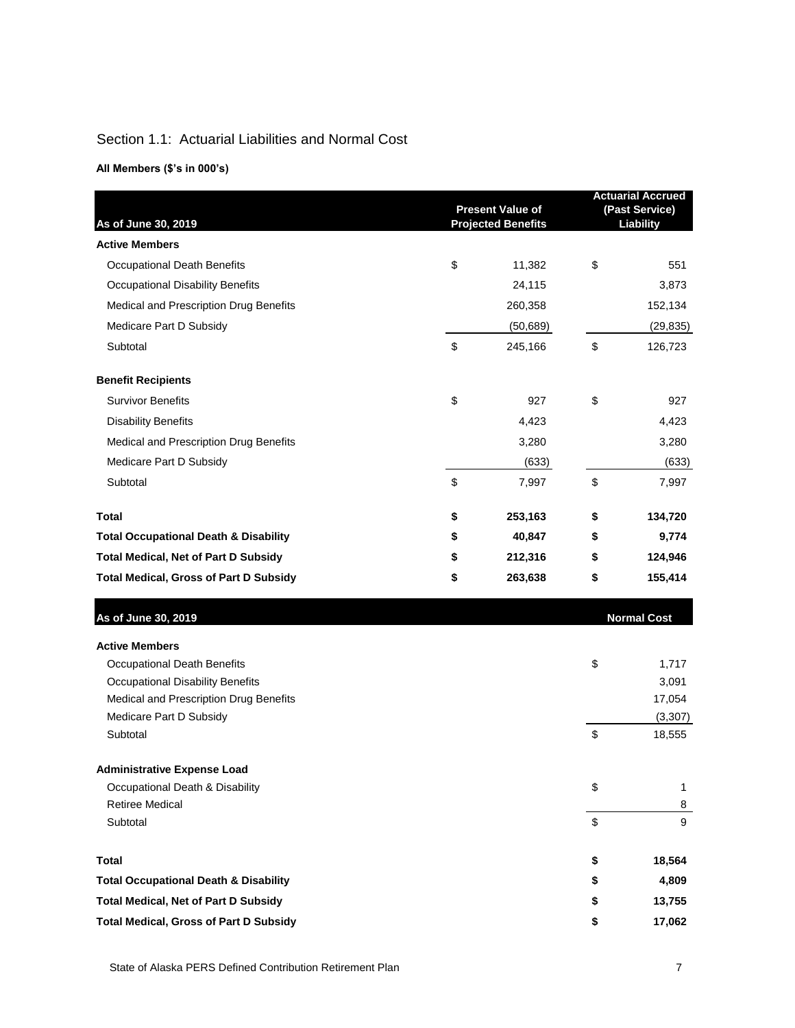## Section 1.1: Actuarial Liabilities and Normal Cost

**All Members ($'s in 000's)**

| As of June 30, 2019 | Present Value of Projected Benefits | Actuarial Accrued (Past Service) Liability |
|---|---|---|
| **Active Members** | | |
| Occupational Death Benefits | $ 11,382 | $ 551 |
| Occupational Disability Benefits | 24,115 | 3,873 |
| Medical and Prescription Drug Benefits | 260,358 | 152,134 |
| Medicare Part D Subsidy | (50,689) | (29,835) |
| Subtotal | $ 245,166 | $ 126,723 |
| **Benefit Recipients** | | |
| Survivor Benefits | $ 927 | $ 927 |
| Disability Benefits | 4,423 | 4,423 |
| Medical and Prescription Drug Benefits | 3,280 | 3,280 |
| Medicare Part D Subsidy | (633) | (633) |
| Subtotal | $ 7,997 | $ 7,997 |
| **Total** | **$ 253,163** | **$ 134,720** |
| **Total Occupational Death & Disability** | **$ 40,847** | **$ 9,774** |
| **Total Medical, Net of Part D Subsidy** | **$ 212,316** | **$ 124,946** |
| **Total Medical, Gross of Part D Subsidy** | **$ 263,638** | **$ 155,414** |

| As of June 30, 2019 | Normal Cost |
|---|---|
| **Active Members** | |
| Occupational Death Benefits | $ 1,717 |
| Occupational Disability Benefits | 3,091 |
| Medical and Prescription Drug Benefits | 17,054 |
| Medicare Part D Subsidy | (3,307) |
| Subtotal | $ 18,555 |
| **Administrative Expense Load** | |
| Occupational Death & Disability | $ 1 |
| Retiree Medical | 8 |
| Subtotal | $ 9 |
| **Total** | **$ 18,564** |
| **Total Occupational Death & Disability** | **$ 4,809** |
| **Total Medical, Net of Part D Subsidy** | **$ 13,755** |
| **Total Medical, Gross of Part D Subsidy** | **$ 17,062** |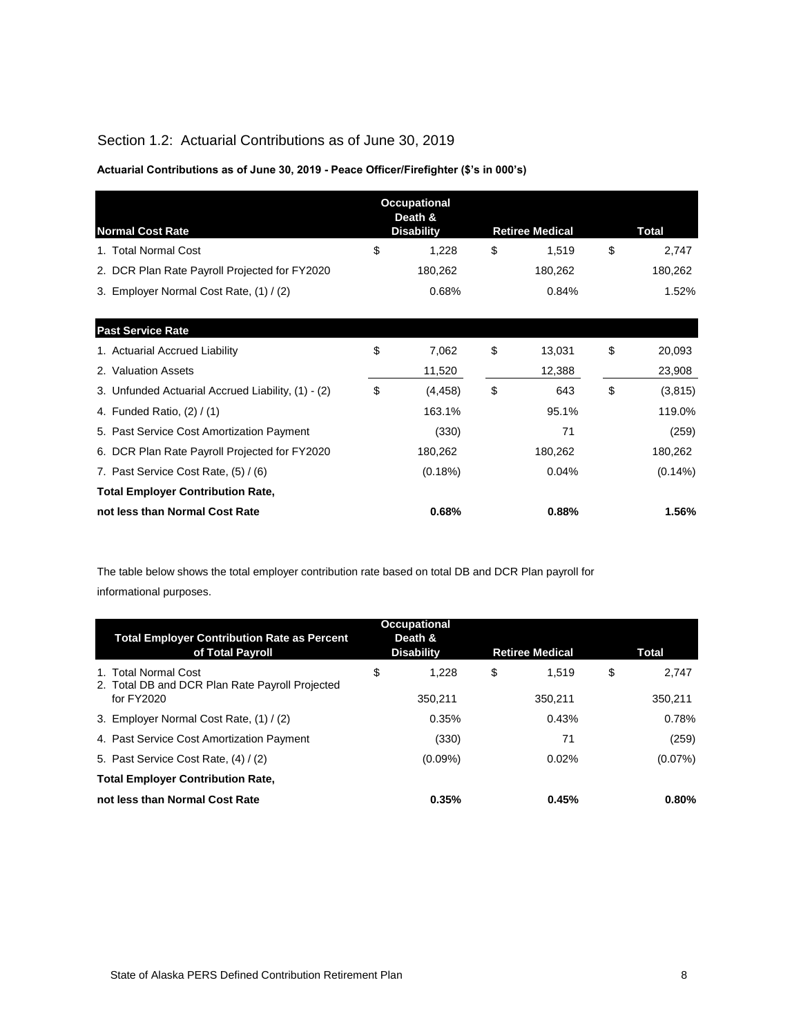## Section 1.2: Actuarial Contributions as of June 30, 2019

**Actuarial Contributions as of June 30, 2019 - Peace Officer/Firefighter ($'s in 000's)**

| Normal Cost Rate | Occupational Death & Disability | Retiree Medical | Total |
|---|---|---|---|
| 1. Total Normal Cost | $ 1,228 | $ 1,519 | $ 2,747 |
| 2. DCR Plan Rate Payroll Projected for FY2020 | 180,262 | 180,262 | 180,262 |
| 3. Employer Normal Cost Rate, (1) / (2) | 0.68% | 0.84% | 1.52% |
| **Past Service Rate** | | | |
| 1. Actuarial Accrued Liability | $ 7,062 | $ 13,031 | $ 20,093 |
| 2. Valuation Assets | 11,520 | 12,388 | 23,908 |
| 3. Unfunded Actuarial Accrued Liability, (1) - (2) | $ (4,458) | $ 643 | $ (3,815) |
| 4. Funded Ratio, (2) / (1) | 163.1% | 95.1% | 119.0% |
| 5. Past Service Cost Amortization Payment | (330) | 71 | (259) |
| 6. DCR Plan Rate Payroll Projected for FY2020 | 180,262 | 180,262 | 180,262 |
| 7. Past Service Cost Rate, (5) / (6) | (0.18%) | 0.04% | (0.14%) |
| **Total Employer Contribution Rate, not less than Normal Cost Rate** | **0.68%** | **0.88%** | **1.56%** |

The table below shows the total employer contribution rate based on total DB and DCR Plan payroll for informational purposes.

| Total Employer Contribution Rate as Percent of Total Payroll | Occupational Death & Disability | Retiree Medical | Total |
|---|---|---|---|
| 1. Total Normal Cost | $ 1,228 | $ 1,519 | $ 2,747 |
| 2. Total DB and DCR Plan Rate Payroll Projected for FY2020 | 350,211 | 350,211 | 350,211 |
| 3. Employer Normal Cost Rate, (1) / (2) | 0.35% | 0.43% | 0.78% |
| 4. Past Service Cost Amortization Payment | (330) | 71 | (259) |
| 5. Past Service Cost Rate, (4) / (2) | (0.09%) | 0.02% | (0.07%) |
| **Total Employer Contribution Rate, not less than Normal Cost Rate** | **0.35%** | **0.45%** | **0.80%** |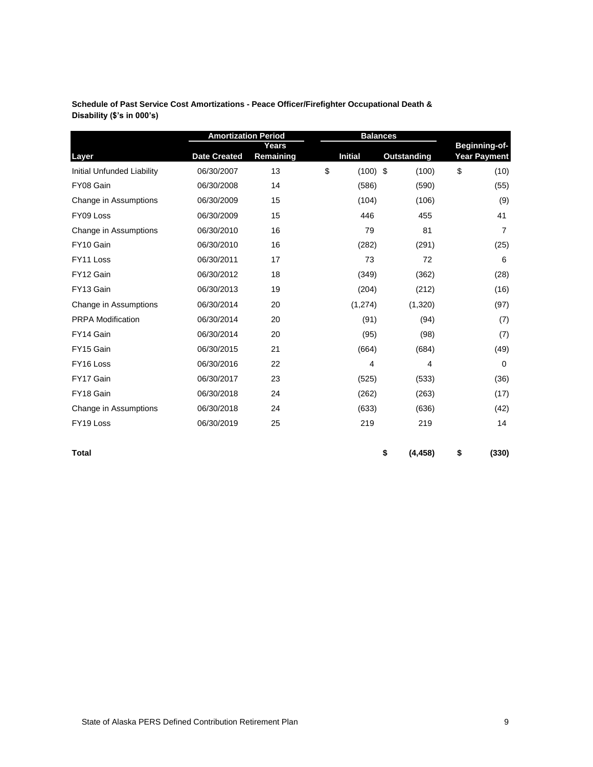**Schedule of Past Service Cost Amortizations - Peace Officer/Firefighter Occupational Death & Disability ($'s in 000's)**

| | Amortization Period | | Balances | | |
|---|---|---|---|---|---|
| Layer | Date Created | Years Remaining | Initial | Outstanding | Beginning-of-Year Payment |
| Initial Unfunded Liability | 06/30/2007 | 13 | $ (100) | $ (100) | $ (10) |
| FY08 Gain | 06/30/2008 | 14 | (586) | (590) | (55) |
| Change in Assumptions | 06/30/2009 | 15 | (104) | (106) | (9) |
| FY09 Loss | 06/30/2009 | 15 | 446 | 455 | 41 |
| Change in Assumptions | 06/30/2010 | 16 | 79 | 81 | 7 |
| FY10 Gain | 06/30/2010 | 16 | (282) | (291) | (25) |
| FY11 Loss | 06/30/2011 | 17 | 73 | 72 | 6 |
| FY12 Gain | 06/30/2012 | 18 | (349) | (362) | (28) |
| FY13 Gain | 06/30/2013 | 19 | (204) | (212) | (16) |
| Change in Assumptions | 06/30/2014 | 20 | (1,274) | (1,320) | (97) |
| PRPA Modification | 06/30/2014 | 20 | (91) | (94) | (7) |
| FY14 Gain | 06/30/2014 | 20 | (95) | (98) | (7) |
| FY15 Gain | 06/30/2015 | 21 | (664) | (684) | (49) |
| FY16 Loss | 06/30/2016 | 22 | 4 | 4 | 0 |
| FY17 Gain | 06/30/2017 | 23 | (525) | (533) | (36) |
| FY18 Gain | 06/30/2018 | 24 | (262) | (263) | (17) |
| Change in Assumptions | 06/30/2018 | 24 | (633) | (636) | (42) |
| FY19 Loss | 06/30/2019 | 25 | 219 | 219 | 14 |
| **Total** | | | | **$ (4,458)** | **$ (330)** |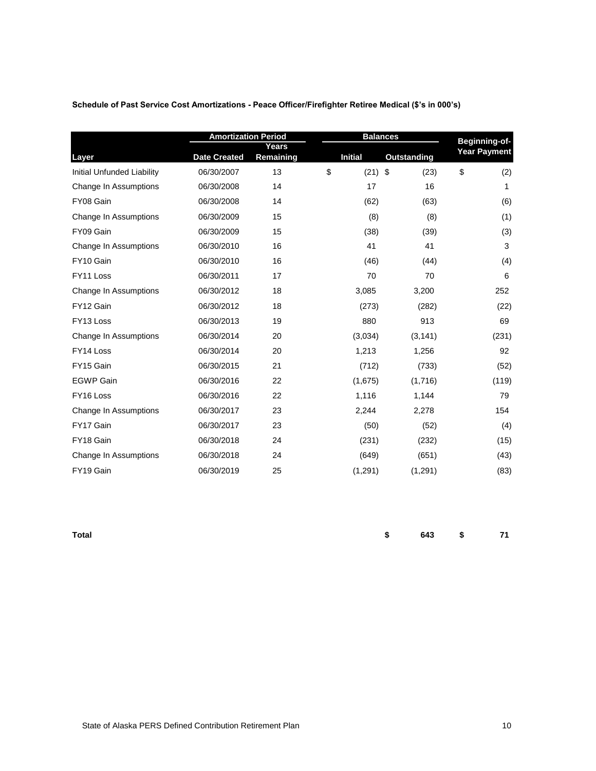**Schedule of Past Service Cost Amortizations - Peace Officer/Firefighter Retiree Medical ($'s in 000's)**

| | Amortization Period | | Balances | | Beginning-of-Year Payment |
|---|---|---|---|---|---|
| Layer | Date Created | Years Remaining | Initial | Outstanding | |
| Initial Unfunded Liability | 06/30/2007 | 13 | $ (21) | $ (23) | $ (2) |
| Change In Assumptions | 06/30/2008 | 14 | 17 | 16 | 1 |
| FY08 Gain | 06/30/2008 | 14 | (62) | (63) | (6) |
| Change In Assumptions | 06/30/2009 | 15 | (8) | (8) | (1) |
| FY09 Gain | 06/30/2009 | 15 | (38) | (39) | (3) |
| Change In Assumptions | 06/30/2010 | 16 | 41 | 41 | 3 |
| FY10 Gain | 06/30/2010 | 16 | (46) | (44) | (4) |
| FY11 Loss | 06/30/2011 | 17 | 70 | 70 | 6 |
| Change In Assumptions | 06/30/2012 | 18 | 3,085 | 3,200 | 252 |
| FY12 Gain | 06/30/2012 | 18 | (273) | (282) | (22) |
| FY13 Loss | 06/30/2013 | 19 | 880 | 913 | 69 |
| Change In Assumptions | 06/30/2014 | 20 | (3,034) | (3,141) | (231) |
| FY14 Loss | 06/30/2014 | 20 | 1,213 | 1,256 | 92 |
| FY15 Gain | 06/30/2015 | 21 | (712) | (733) | (52) |
| EGWP Gain | 06/30/2016 | 22 | (1,675) | (1,716) | (119) |
| FY16 Loss | 06/30/2016 | 22 | 1,116 | 1,144 | 79 |
| Change In Assumptions | 06/30/2017 | 23 | 2,244 | 2,278 | 154 |
| FY17 Gain | 06/30/2017 | 23 | (50) | (52) | (4) |
| FY18 Gain | 06/30/2018 | 24 | (231) | (232) | (15) |
| Change In Assumptions | 06/30/2018 | 24 | (649) | (651) | (43) |
| FY19 Gain | 06/30/2019 | 25 | (1,291) | (1,291) | (83) |
| **Total** | | | | **$ 643** | **$ 71** |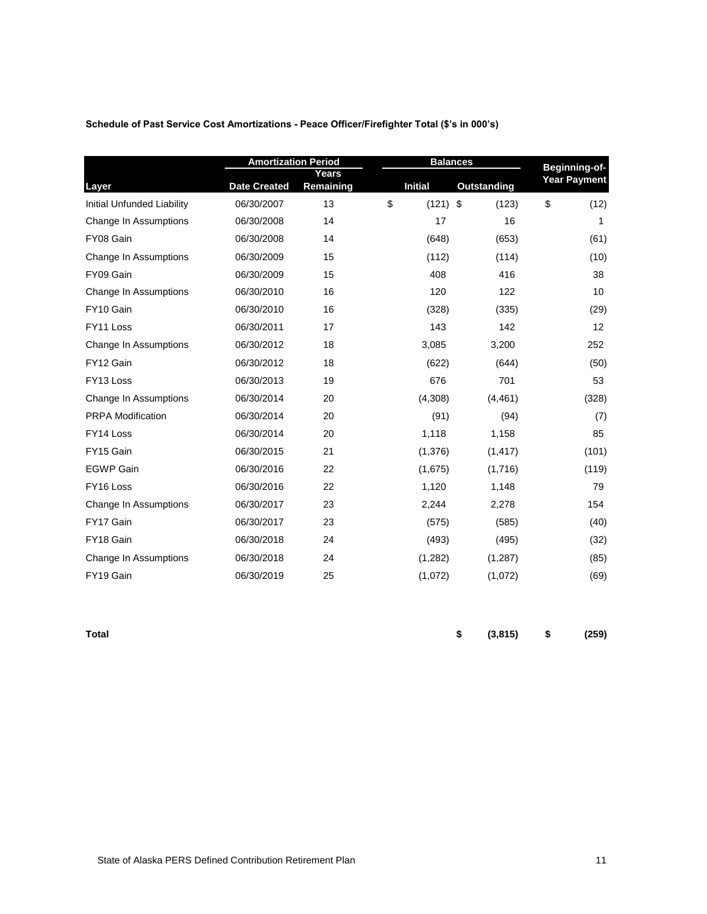**Schedule of Past Service Cost Amortizations - Peace Officer/Firefighter Total ($'s in 000's)**

| | Amortization Period | | Balances | | Beginning-of-Year Payment |
|---|---|---|---|---|---|
| Layer | Date Created | Years Remaining | Initial | Outstanding | |
| Initial Unfunded Liability | 06/30/2007 | 13 | $ (121) | $ (123) | $ (12) |
| Change In Assumptions | 06/30/2008 | 14 | 17 | 16 | 1 |
| FY08 Gain | 06/30/2008 | 14 | (648) | (653) | (61) |
| Change In Assumptions | 06/30/2009 | 15 | (112) | (114) | (10) |
| FY09 Gain | 06/30/2009 | 15 | 408 | 416 | 38 |
| Change In Assumptions | 06/30/2010 | 16 | 120 | 122 | 10 |
| FY10 Gain | 06/30/2010 | 16 | (328) | (335) | (29) |
| FY11 Loss | 06/30/2011 | 17 | 143 | 142 | 12 |
| Change In Assumptions | 06/30/2012 | 18 | 3,085 | 3,200 | 252 |
| FY12 Gain | 06/30/2012 | 18 | (622) | (644) | (50) |
| FY13 Loss | 06/30/2013 | 19 | 676 | 701 | 53 |
| Change In Assumptions | 06/30/2014 | 20 | (4,308) | (4,461) | (328) |
| PRPA Modification | 06/30/2014 | 20 | (91) | (94) | (7) |
| FY14 Loss | 06/30/2014 | 20 | 1,118 | 1,158 | 85 |
| FY15 Gain | 06/30/2015 | 21 | (1,376) | (1,417) | (101) |
| EGWP Gain | 06/30/2016 | 22 | (1,675) | (1,716) | (119) |
| FY16 Loss | 06/30/2016 | 22 | 1,120 | 1,148 | 79 |
| Change In Assumptions | 06/30/2017 | 23 | 2,244 | 2,278 | 154 |
| FY17 Gain | 06/30/2017 | 23 | (575) | (585) | (40) |
| FY18 Gain | 06/30/2018 | 24 | (493) | (495) | (32) |
| Change In Assumptions | 06/30/2018 | 24 | (1,282) | (1,287) | (85) |
| FY19 Gain | 06/30/2019 | 25 | (1,072) | (1,072) | (69) |
| **Total** | | | | **$ (3,815)** | **$ (259)** |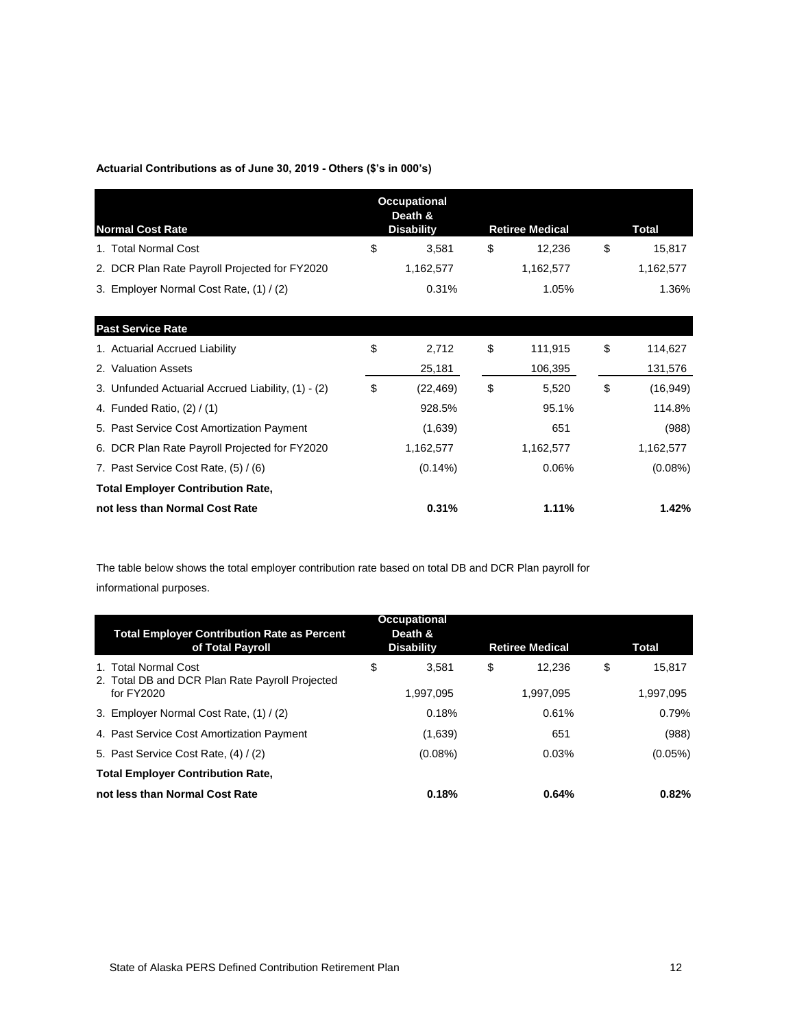**Actuarial Contributions as of June 30, 2019 - Others ($'s in 000's)**

| Normal Cost Rate | Occupational Death & Disability | Retiree Medical | Total |
|---|---|---|---|
| 1. Total Normal Cost | $ 3,581 | $ 12,236 | $ 15,817 |
| 2. DCR Plan Rate Payroll Projected for FY2020 | 1,162,577 | 1,162,577 | 1,162,577 |
| 3. Employer Normal Cost Rate, (1) / (2) | 0.31% | 1.05% | 1.36% |
| **Past Service Rate** | | | |
| 1. Actuarial Accrued Liability | $ 2,712 | $ 111,915 | $ 114,627 |
| 2. Valuation Assets | 25,181 | 106,395 | 131,576 |
| 3. Unfunded Actuarial Accrued Liability, (1) - (2) | $ (22,469) | $ 5,520 | $ (16,949) |
| 4. Funded Ratio, (2) / (1) | 928.5% | 95.1% | 114.8% |
| 5. Past Service Cost Amortization Payment | (1,639) | 651 | (988) |
| 6. DCR Plan Rate Payroll Projected for FY2020 | 1,162,577 | 1,162,577 | 1,162,577 |
| 7. Past Service Cost Rate, (5) / (6) | (0.14%) | 0.06% | (0.08%) |
| **Total Employer Contribution Rate, not less than Normal Cost Rate** | **0.31%** | **1.11%** | **1.42%** |

The table below shows the total employer contribution rate based on total DB and DCR Plan payroll for informational purposes.

| Total Employer Contribution Rate as Percent of Total Payroll | Occupational Death & Disability | Retiree Medical | Total |
|---|---|---|---|
| 1. Total Normal Cost | $ 3,581 | $ 12,236 | $ 15,817 |
| 2. Total DB and DCR Plan Rate Payroll Projected for FY2020 | 1,997,095 | 1,997,095 | 1,997,095 |
| 3. Employer Normal Cost Rate, (1) / (2) | 0.18% | 0.61% | 0.79% |
| 4. Past Service Cost Amortization Payment | (1,639) | 651 | (988) |
| 5. Past Service Cost Rate, (4) / (2) | (0.08%) | 0.03% | (0.05%) |
| **Total Employer Contribution Rate, not less than Normal Cost Rate** | **0.18%** | **0.64%** | **0.82%** |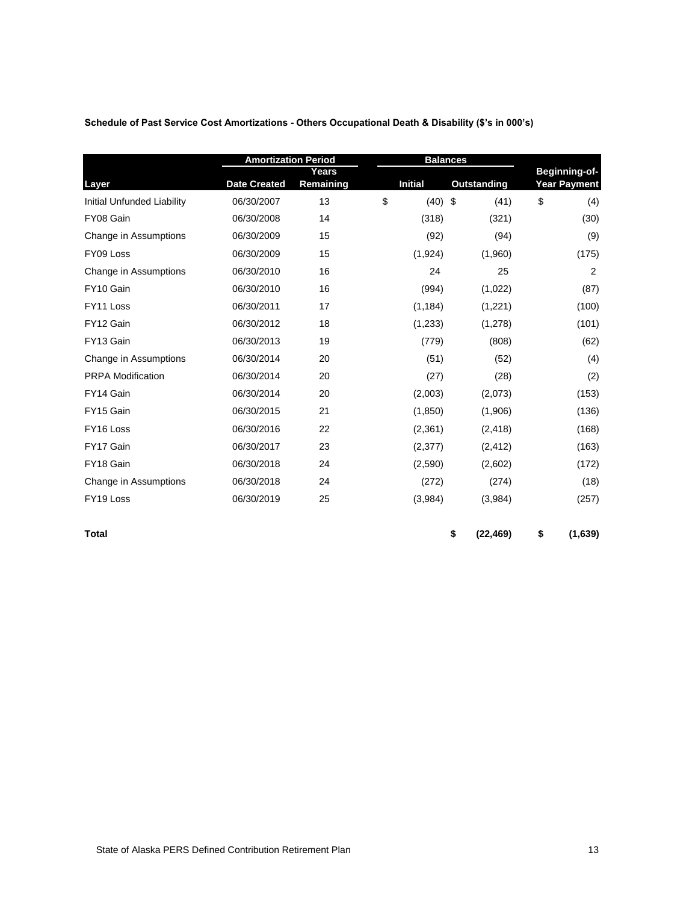**Schedule of Past Service Cost Amortizations - Others Occupational Death & Disability ($'s in 000's)**

| Layer | Amortization Period | | Balances | | Beginning-of-Year Payment |
|---|---|---|---|---|---|
| | Date Created | Years Remaining | Initial | Outstanding | |
| Initial Unfunded Liability | 06/30/2007 | 13 | $ (40) | $ (41) | $ (4) |
| FY08 Gain | 06/30/2008 | 14 | (318) | (321) | (30) |
| Change in Assumptions | 06/30/2009 | 15 | (92) | (94) | (9) |
| FY09 Loss | 06/30/2009 | 15 | (1,924) | (1,960) | (175) |
| Change in Assumptions | 06/30/2010 | 16 | 24 | 25 | 2 |
| FY10 Gain | 06/30/2010 | 16 | (994) | (1,022) | (87) |
| FY11 Loss | 06/30/2011 | 17 | (1,184) | (1,221) | (100) |
| FY12 Gain | 06/30/2012 | 18 | (1,233) | (1,278) | (101) |
| FY13 Gain | 06/30/2013 | 19 | (779) | (808) | (62) |
| Change in Assumptions | 06/30/2014 | 20 | (51) | (52) | (4) |
| PRPA Modification | 06/30/2014 | 20 | (27) | (28) | (2) |
| FY14 Gain | 06/30/2014 | 20 | (2,003) | (2,073) | (153) |
| FY15 Gain | 06/30/2015 | 21 | (1,850) | (1,906) | (136) |
| FY16 Loss | 06/30/2016 | 22 | (2,361) | (2,418) | (168) |
| FY17 Gain | 06/30/2017 | 23 | (2,377) | (2,412) | (163) |
| FY18 Gain | 06/30/2018 | 24 | (2,590) | (2,602) | (172) |
| Change in Assumptions | 06/30/2018 | 24 | (272) | (274) | (18) |
| FY19 Loss | 06/30/2019 | 25 | (3,984) | (3,984) | (257) |
| **Total** | | | | **$ (22,469)** | **$ (1,639)** |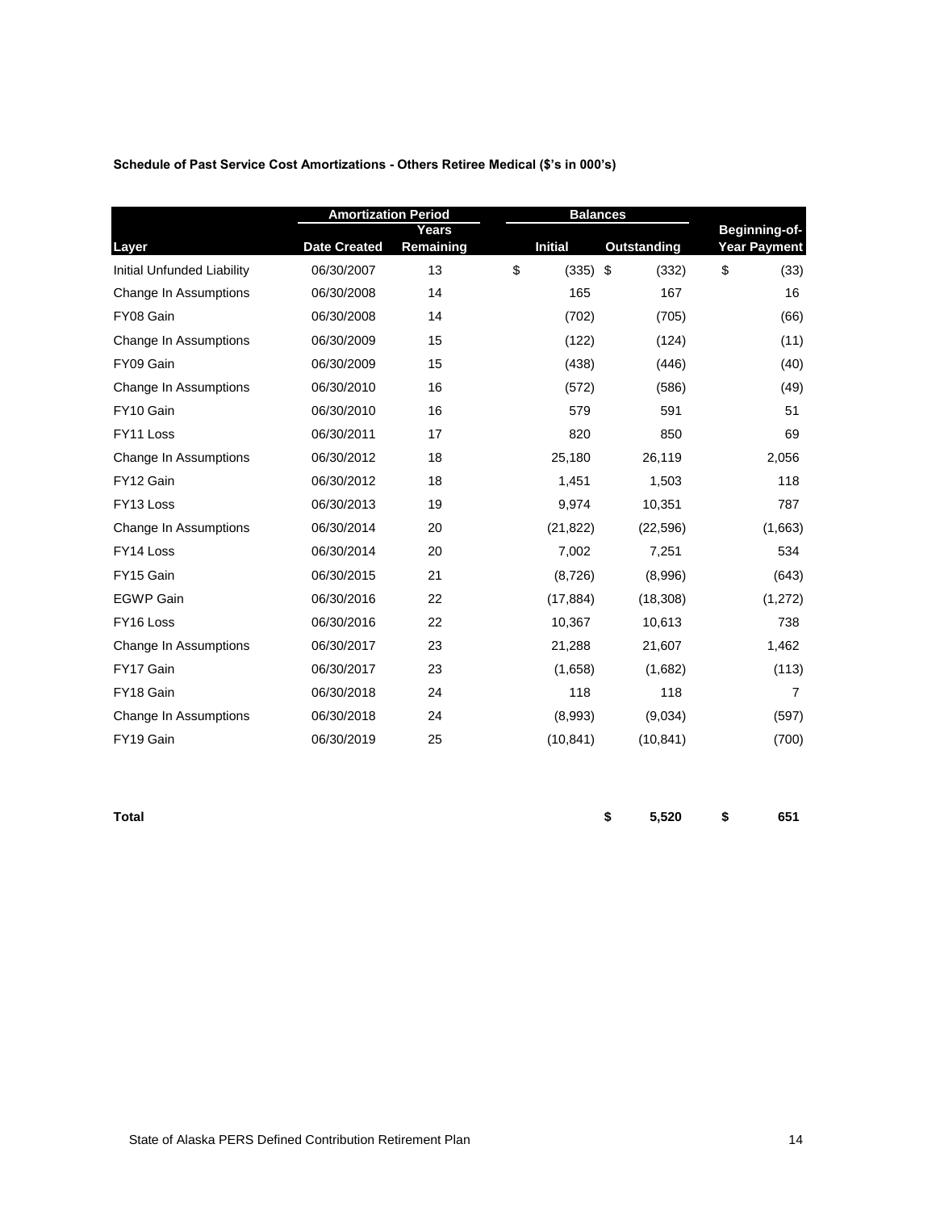**Schedule of Past Service Cost Amortizations - Others Retiree Medical ($'s in 000's)**

| | Amortization Period | | Balances | | |
|---|---|---|---|---|---|
| Layer | Date Created | Years Remaining | Initial | Outstanding | Beginning-of-Year Payment |
| Initial Unfunded Liability | 06/30/2007 | 13 | $ (335) | $ (332) | $ (33) |
| Change In Assumptions | 06/30/2008 | 14 | 165 | 167 | 16 |
| FY08 Gain | 06/30/2008 | 14 | (702) | (705) | (66) |
| Change In Assumptions | 06/30/2009 | 15 | (122) | (124) | (11) |
| FY09 Gain | 06/30/2009 | 15 | (438) | (446) | (40) |
| Change In Assumptions | 06/30/2010 | 16 | (572) | (586) | (49) |
| FY10 Gain | 06/30/2010 | 16 | 579 | 591 | 51 |
| FY11 Loss | 06/30/2011 | 17 | 820 | 850 | 69 |
| Change In Assumptions | 06/30/2012 | 18 | 25,180 | 26,119 | 2,056 |
| FY12 Gain | 06/30/2012 | 18 | 1,451 | 1,503 | 118 |
| FY13 Loss | 06/30/2013 | 19 | 9,974 | 10,351 | 787 |
| Change In Assumptions | 06/30/2014 | 20 | (21,822) | (22,596) | (1,663) |
| FY14 Loss | 06/30/2014 | 20 | 7,002 | 7,251 | 534 |
| FY15 Gain | 06/30/2015 | 21 | (8,726) | (8,996) | (643) |
| EGWP Gain | 06/30/2016 | 22 | (17,884) | (18,308) | (1,272) |
| FY16 Loss | 06/30/2016 | 22 | 10,367 | 10,613 | 738 |
| Change In Assumptions | 06/30/2017 | 23 | 21,288 | 21,607 | 1,462 |
| FY17 Gain | 06/30/2017 | 23 | (1,658) | (1,682) | (113) |
| FY18 Gain | 06/30/2018 | 24 | 118 | 118 | 7 |
| Change In Assumptions | 06/30/2018 | 24 | (8,993) | (9,034) | (597) |
| FY19 Gain | 06/30/2019 | 25 | (10,841) | (10,841) | (700) |
| **Total** | | | | **$ 5,520** | **$ 651** |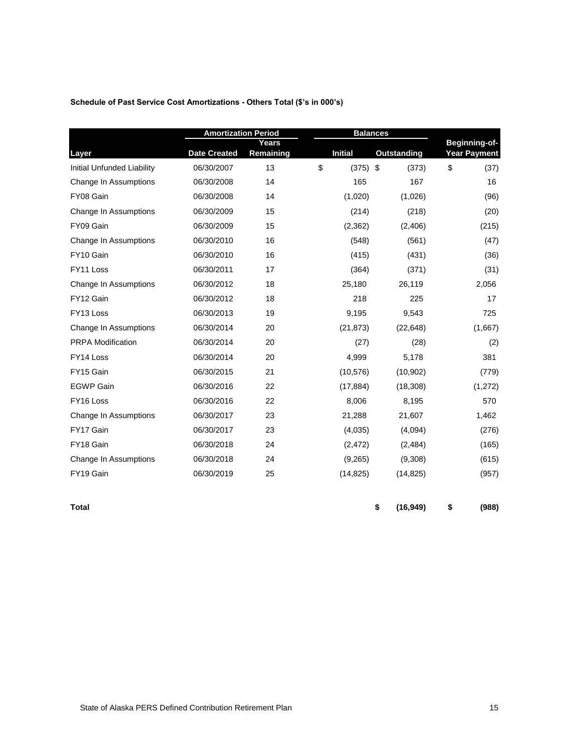**Schedule of Past Service Cost Amortizations - Others Total ($'s in 000's)**

| | Amortization Period | | Balances | | |
|---|---|---|---|---|---|
| Layer | Date Created | Years Remaining | Initial | Outstanding | Beginning-of-Year Payment |
| Initial Unfunded Liability | 06/30/2007 | 13 | $ (375) | $ (373) | $ (37) |
| Change In Assumptions | 06/30/2008 | 14 | 165 | 167 | 16 |
| FY08 Gain | 06/30/2008 | 14 | (1,020) | (1,026) | (96) |
| Change In Assumptions | 06/30/2009 | 15 | (214) | (218) | (20) |
| FY09 Gain | 06/30/2009 | 15 | (2,362) | (2,406) | (215) |
| Change In Assumptions | 06/30/2010 | 16 | (548) | (561) | (47) |
| FY10 Gain | 06/30/2010 | 16 | (415) | (431) | (36) |
| FY11 Loss | 06/30/2011 | 17 | (364) | (371) | (31) |
| Change In Assumptions | 06/30/2012 | 18 | 25,180 | 26,119 | 2,056 |
| FY12 Gain | 06/30/2012 | 18 | 218 | 225 | 17 |
| FY13 Loss | 06/30/2013 | 19 | 9,195 | 9,543 | 725 |
| Change In Assumptions | 06/30/2014 | 20 | (21,873) | (22,648) | (1,667) |
| PRPA Modification | 06/30/2014 | 20 | (27) | (28) | (2) |
| FY14 Loss | 06/30/2014 | 20 | 4,999 | 5,178 | 381 |
| FY15 Gain | 06/30/2015 | 21 | (10,576) | (10,902) | (779) |
| EGWP Gain | 06/30/2016 | 22 | (17,884) | (18,308) | (1,272) |
| FY16 Loss | 06/30/2016 | 22 | 8,006 | 8,195 | 570 |
| Change In Assumptions | 06/30/2017 | 23 | 21,288 | 21,607 | 1,462 |
| FY17 Gain | 06/30/2017 | 23 | (4,035) | (4,094) | (276) |
| FY18 Gain | 06/30/2018 | 24 | (2,472) | (2,484) | (165) |
| Change In Assumptions | 06/30/2018 | 24 | (9,265) | (9,308) | (615) |
| FY19 Gain | 06/30/2019 | 25 | (14,825) | (14,825) | (957) |
| **Total** | | | | **$ (16,949)** | **$ (988)** |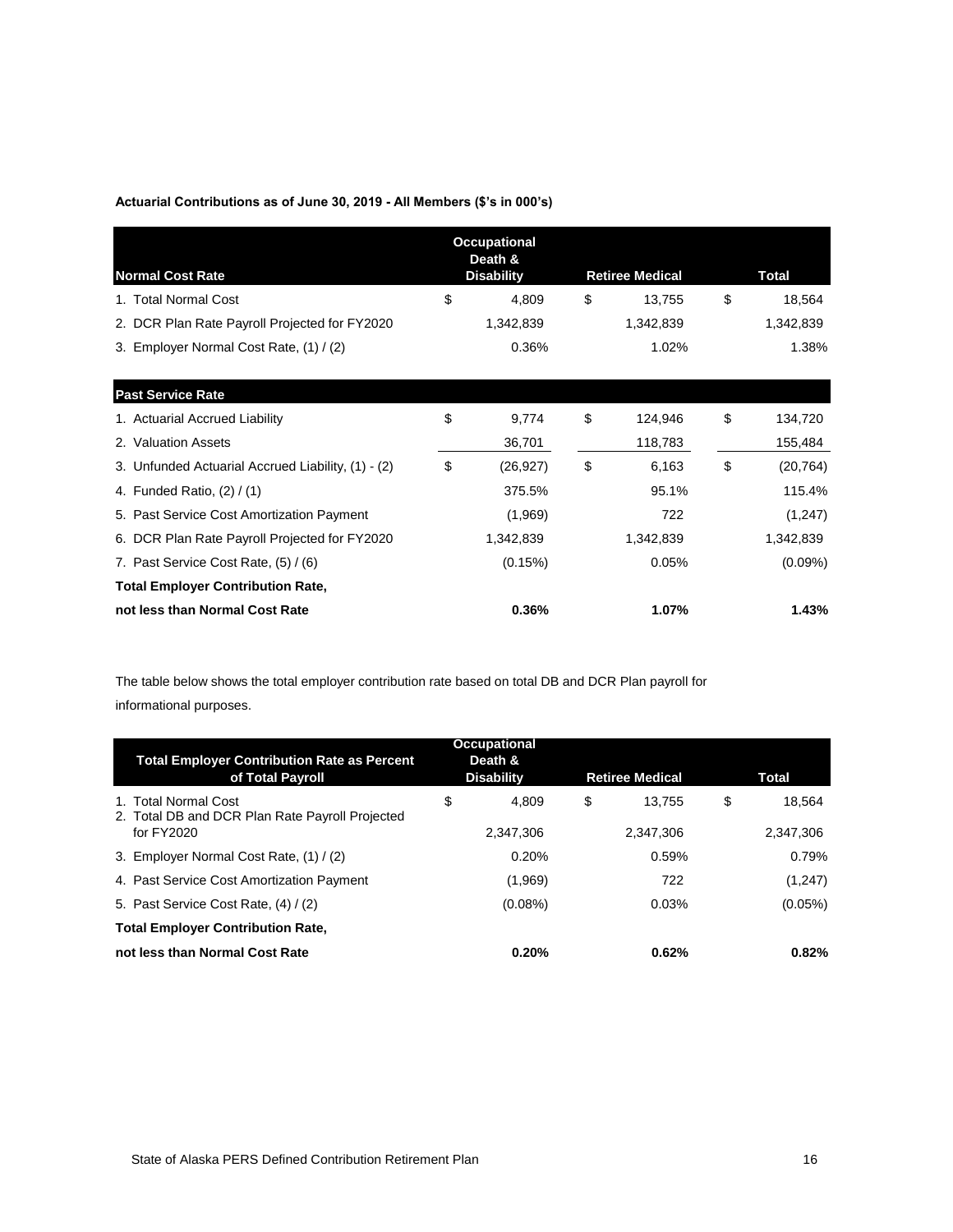**Actuarial Contributions as of June 30, 2019 - All Members ($'s in 000's)**

| Normal Cost Rate | Occupational Death & Disability | Retiree Medical | Total |
|---|---|---|---|
| 1. Total Normal Cost | $ 4,809 | $ 13,755 | $ 18,564 |
| 2. DCR Plan Rate Payroll Projected for FY2020 | 1,342,839 | 1,342,839 | 1,342,839 |
| 3. Employer Normal Cost Rate, (1) / (2) | 0.36% | 1.02% | 1.38% |
| **Past Service Rate** | | | |
| 1. Actuarial Accrued Liability | $ 9,774 | $ 124,946 | $ 134,720 |
| 2. Valuation Assets | 36,701 | 118,783 | 155,484 |
| 3. Unfunded Actuarial Accrued Liability, (1) - (2) | $ (26,927) | $ 6,163 | $ (20,764) |
| 4. Funded Ratio, (2) / (1) | 375.5% | 95.1% | 115.4% |
| 5. Past Service Cost Amortization Payment | (1,969) | 722 | (1,247) |
| 6. DCR Plan Rate Payroll Projected for FY2020 | 1,342,839 | 1,342,839 | 1,342,839 |
| 7. Past Service Cost Rate, (5) / (6) | (0.15%) | 0.05% | (0.09%) |
| **Total Employer Contribution Rate, not less than Normal Cost Rate** | **0.36%** | **1.07%** | **1.43%** |

The table below shows the total employer contribution rate based on total DB and DCR Plan payroll for informational purposes.

| Total Employer Contribution Rate as Percent of Total Payroll | Occupational Death & Disability | Retiree Medical | Total |
|---|---|---|---|
| 1. Total Normal Cost | $ 4,809 | $ 13,755 | $ 18,564 |
| 2. Total DB and DCR Plan Rate Payroll Projected for FY2020 | 2,347,306 | 2,347,306 | 2,347,306 |
| 3. Employer Normal Cost Rate, (1) / (2) | 0.20% | 0.59% | 0.79% |
| 4. Past Service Cost Amortization Payment | (1,969) | 722 | (1,247) |
| 5. Past Service Cost Rate, (4) / (2) | (0.08%) | 0.03% | (0.05%) |
| **Total Employer Contribution Rate, not less than Normal Cost Rate** | **0.20%** | **0.62%** | **0.82%** |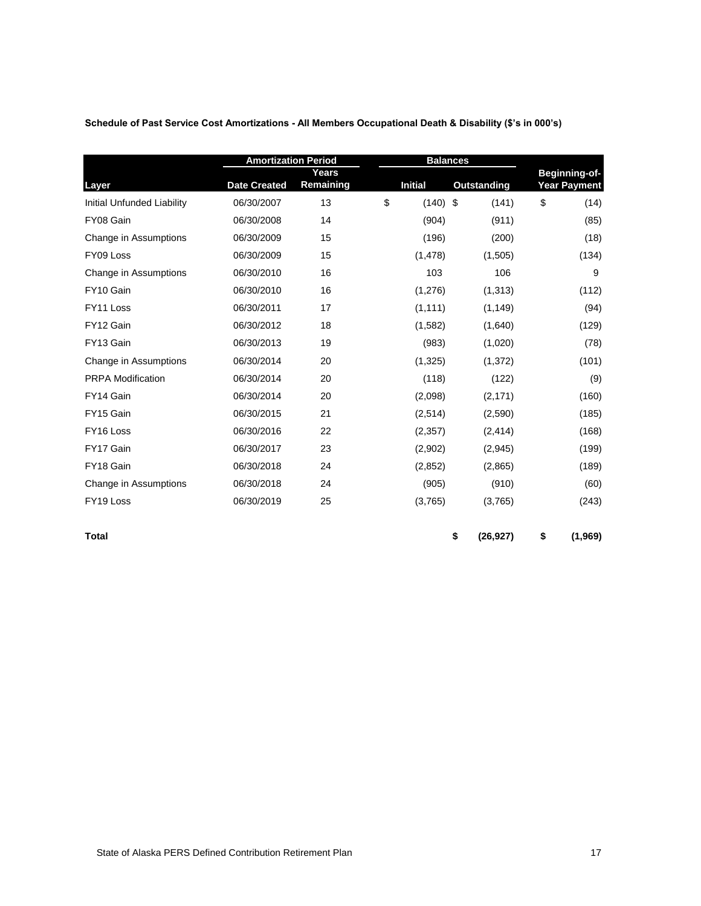**Schedule of Past Service Cost Amortizations - All Members Occupational Death & Disability ($'s in 000's)**

| | Amortization Period | | Balances | | |
|---|---|---|---|---|---|
| Layer | Date Created | Years Remaining | Initial | Outstanding | Beginning-of-Year Payment |
| Initial Unfunded Liability | 06/30/2007 | 13 | $ (140) | $ (141) | $ (14) |
| FY08 Gain | 06/30/2008 | 14 | (904) | (911) | (85) |
| Change in Assumptions | 06/30/2009 | 15 | (196) | (200) | (18) |
| FY09 Loss | 06/30/2009 | 15 | (1,478) | (1,505) | (134) |
| Change in Assumptions | 06/30/2010 | 16 | 103 | 106 | 9 |
| FY10 Gain | 06/30/2010 | 16 | (1,276) | (1,313) | (112) |
| FY11 Loss | 06/30/2011 | 17 | (1,111) | (1,149) | (94) |
| FY12 Gain | 06/30/2012 | 18 | (1,582) | (1,640) | (129) |
| FY13 Gain | 06/30/2013 | 19 | (983) | (1,020) | (78) |
| Change in Assumptions | 06/30/2014 | 20 | (1,325) | (1,372) | (101) |
| PRPA Modification | 06/30/2014 | 20 | (118) | (122) | (9) |
| FY14 Gain | 06/30/2014 | 20 | (2,098) | (2,171) | (160) |
| FY15 Gain | 06/30/2015 | 21 | (2,514) | (2,590) | (185) |
| FY16 Loss | 06/30/2016 | 22 | (2,357) | (2,414) | (168) |
| FY17 Gain | 06/30/2017 | 23 | (2,902) | (2,945) | (199) |
| FY18 Gain | 06/30/2018 | 24 | (2,852) | (2,865) | (189) |
| Change in Assumptions | 06/30/2018 | 24 | (905) | (910) | (60) |
| FY19 Loss | 06/30/2019 | 25 | (3,765) | (3,765) | (243) |
| **Total** | | | | **$ (26,927)** | **$ (1,969)** |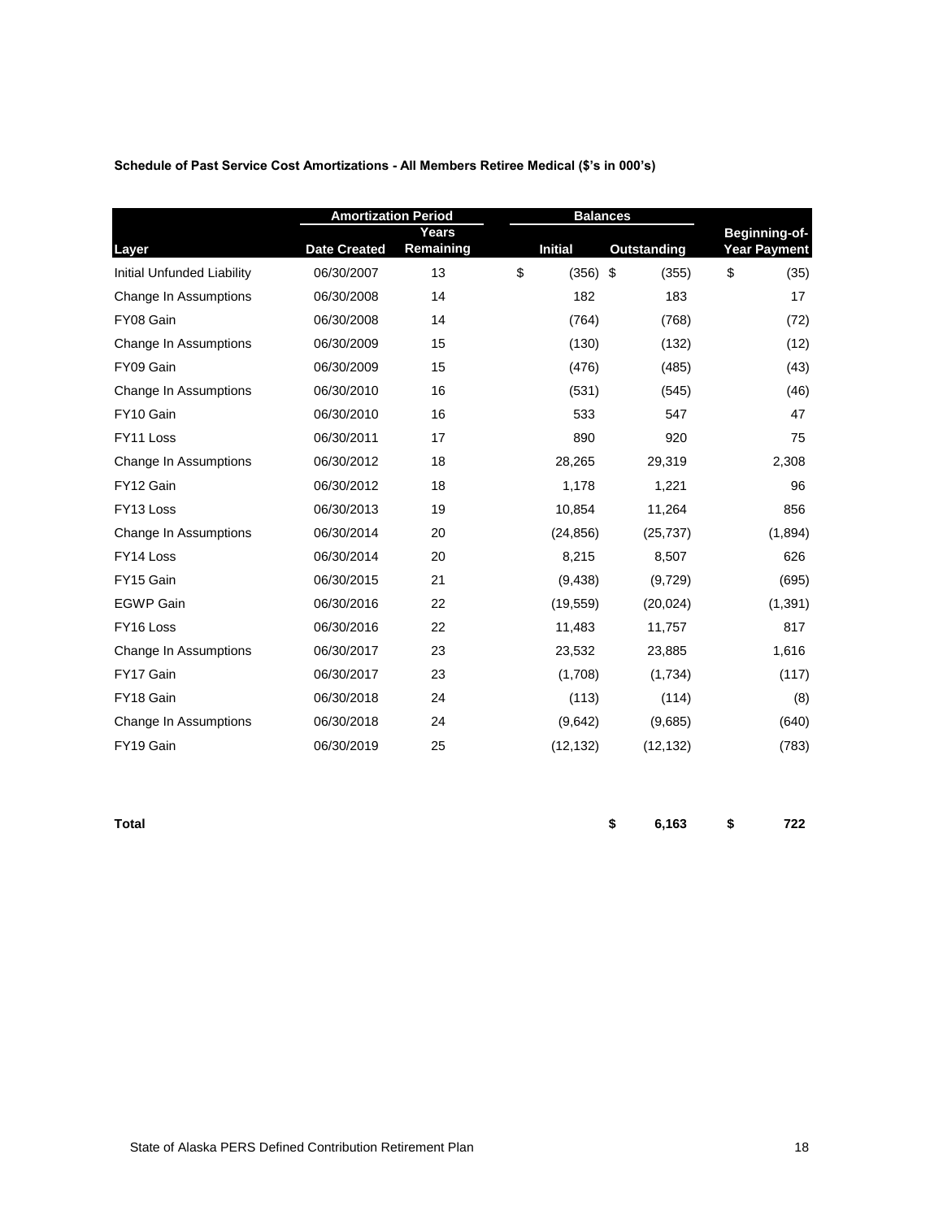**Schedule of Past Service Cost Amortizations - All Members Retiree Medical ($'s in 000's)**

| | Amortization Period | | Balances | | |
|---|---|---|---|---|---|
| Layer | Date Created | Years Remaining | Initial | Outstanding | Beginning-of-Year Payment |
| Initial Unfunded Liability | 06/30/2007 | 13 | $ (356) | $ (355) | $ (35) |
| Change In Assumptions | 06/30/2008 | 14 | 182 | 183 | 17 |
| FY08 Gain | 06/30/2008 | 14 | (764) | (768) | (72) |
| Change In Assumptions | 06/30/2009 | 15 | (130) | (132) | (12) |
| FY09 Gain | 06/30/2009 | 15 | (476) | (485) | (43) |
| Change In Assumptions | 06/30/2010 | 16 | (531) | (545) | (46) |
| FY10 Gain | 06/30/2010 | 16 | 533 | 547 | 47 |
| FY11 Loss | 06/30/2011 | 17 | 890 | 920 | 75 |
| Change In Assumptions | 06/30/2012 | 18 | 28,265 | 29,319 | 2,308 |
| FY12 Gain | 06/30/2012 | 18 | 1,178 | 1,221 | 96 |
| FY13 Loss | 06/30/2013 | 19 | 10,854 | 11,264 | 856 |
| Change In Assumptions | 06/30/2014 | 20 | (24,856) | (25,737) | (1,894) |
| FY14 Loss | 06/30/2014 | 20 | 8,215 | 8,507 | 626 |
| FY15 Gain | 06/30/2015 | 21 | (9,438) | (9,729) | (695) |
| EGWP Gain | 06/30/2016 | 22 | (19,559) | (20,024) | (1,391) |
| FY16 Loss | 06/30/2016 | 22 | 11,483 | 11,757 | 817 |
| Change In Assumptions | 06/30/2017 | 23 | 23,532 | 23,885 | 1,616 |
| FY17 Gain | 06/30/2017 | 23 | (1,708) | (1,734) | (117) |
| FY18 Gain | 06/30/2018 | 24 | (113) | (114) | (8) |
| Change In Assumptions | 06/30/2018 | 24 | (9,642) | (9,685) | (640) |
| FY19 Gain | 06/30/2019 | 25 | (12,132) | (12,132) | (783) |
| **Total** | | | | **$ 6,163** | **$ 722** |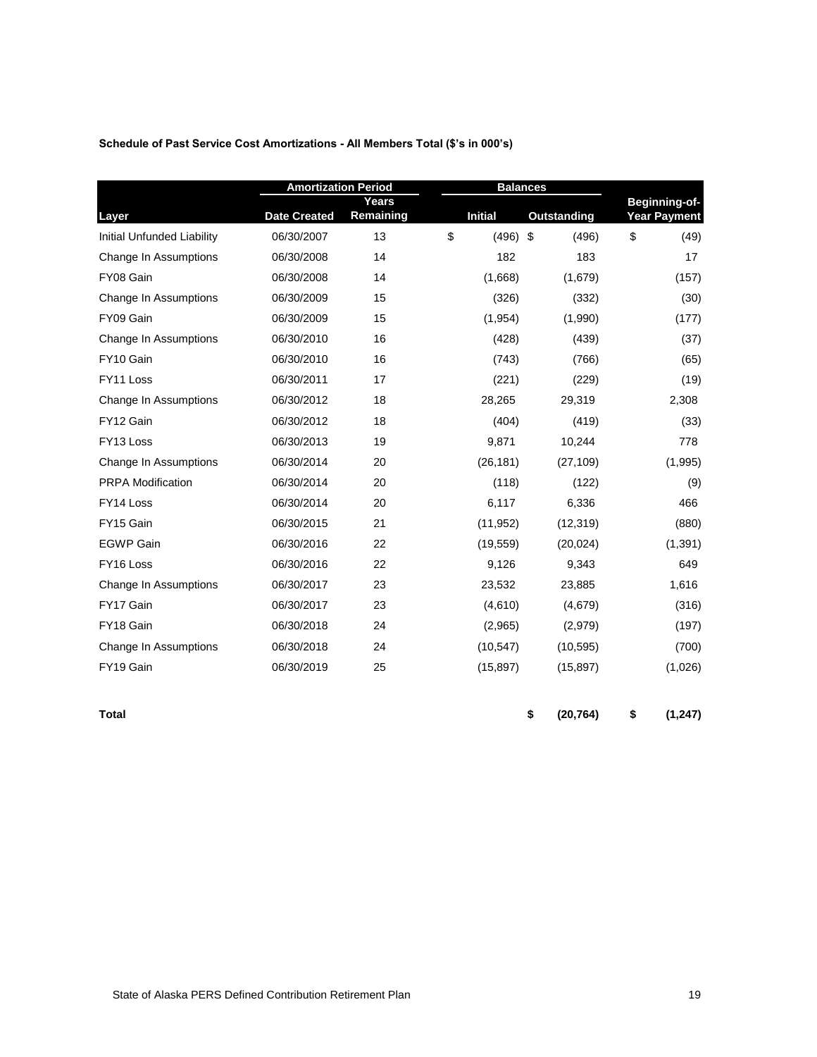**Schedule of Past Service Cost Amortizations - All Members Total ($'s in 000's)**

| | Amortization Period | | Balances | | |
|---|---|---|---|---|---|
| Layer | Date Created | Years Remaining | Initial | Outstanding | Beginning-of-Year Payment |
| Initial Unfunded Liability | 06/30/2007 | 13 | $ (496) | $ (496) | $ (49) |
| Change In Assumptions | 06/30/2008 | 14 | 182 | 183 | 17 |
| FY08 Gain | 06/30/2008 | 14 | (1,668) | (1,679) | (157) |
| Change In Assumptions | 06/30/2009 | 15 | (326) | (332) | (30) |
| FY09 Gain | 06/30/2009 | 15 | (1,954) | (1,990) | (177) |
| Change In Assumptions | 06/30/2010 | 16 | (428) | (439) | (37) |
| FY10 Gain | 06/30/2010 | 16 | (743) | (766) | (65) |
| FY11 Loss | 06/30/2011 | 17 | (221) | (229) | (19) |
| Change In Assumptions | 06/30/2012 | 18 | 28,265 | 29,319 | 2,308 |
| FY12 Gain | 06/30/2012 | 18 | (404) | (419) | (33) |
| FY13 Loss | 06/30/2013 | 19 | 9,871 | 10,244 | 778 |
| Change In Assumptions | 06/30/2014 | 20 | (26,181) | (27,109) | (1,995) |
| PRPA Modification | 06/30/2014 | 20 | (118) | (122) | (9) |
| FY14 Loss | 06/30/2014 | 20 | 6,117 | 6,336 | 466 |
| FY15 Gain | 06/30/2015 | 21 | (11,952) | (12,319) | (880) |
| EGWP Gain | 06/30/2016 | 22 | (19,559) | (20,024) | (1,391) |
| FY16 Loss | 06/30/2016 | 22 | 9,126 | 9,343 | 649 |
| Change In Assumptions | 06/30/2017 | 23 | 23,532 | 23,885 | 1,616 |
| FY17 Gain | 06/30/2017 | 23 | (4,610) | (4,679) | (316) |
| FY18 Gain | 06/30/2018 | 24 | (2,965) | (2,979) | (197) |
| Change In Assumptions | 06/30/2018 | 24 | (10,547) | (10,595) | (700) |
| FY19 Gain | 06/30/2019 | 25 | (15,897) | (15,897) | (1,026) |
| **Total** | | | | **$ (20,764)** | **$ (1,247)** |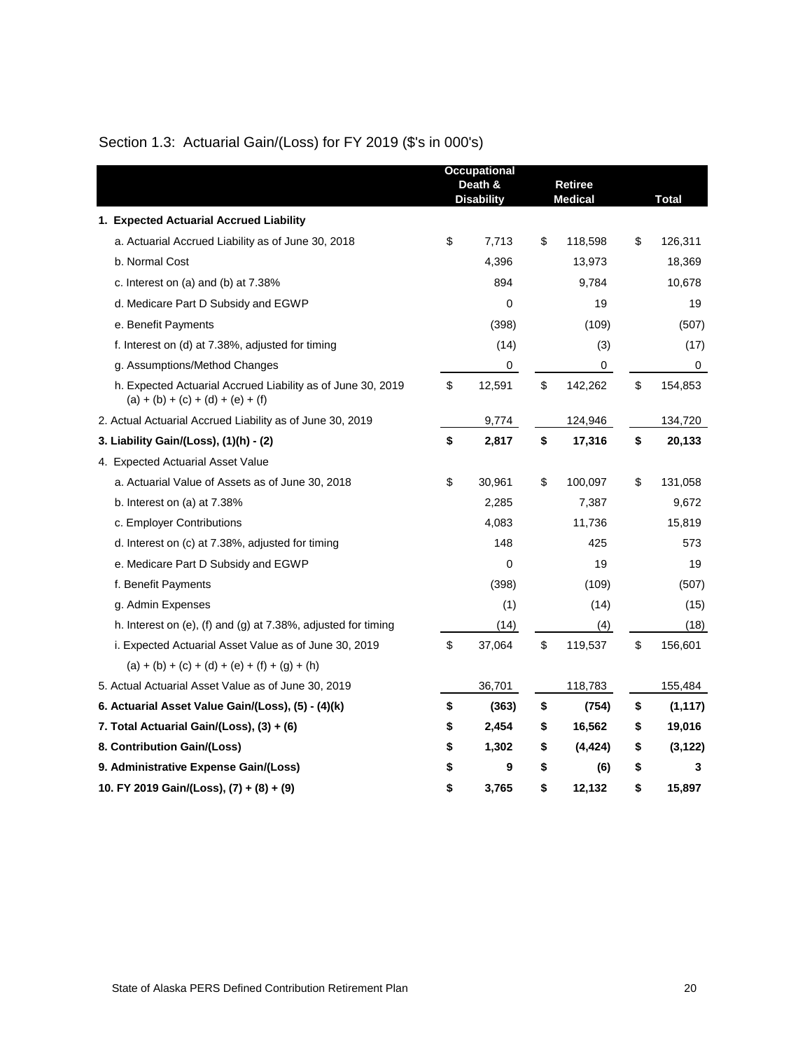## Section 1.3: Actuarial Gain/(Loss) for FY 2019 ($'s in 000's)

| | Occupational Death & Disability | Retiree Medical | Total |
|---|---|---|---|
| **1. Expected Actuarial Accrued Liability** | | | |
| a. Actuarial Accrued Liability as of June 30, 2018 | $ 7,713 | $ 118,598 | $ 126,311 |
| b. Normal Cost | 4,396 | 13,973 | 18,369 |
| c. Interest on (a) and (b) at 7.38% | 894 | 9,784 | 10,678 |
| d. Medicare Part D Subsidy and EGWP | 0 | 19 | 19 |
| e. Benefit Payments | (398) | (109) | (507) |
| f. Interest on (d) at 7.38%, adjusted for timing | (14) | (3) | (17) |
| g. Assumptions/Method Changes | 0 | 0 | 0 |
| h. Expected Actuarial Accrued Liability as of June 30, 2019 (a) + (b) + (c) + (d) + (e) + (f) | $ 12,591 | $ 142,262 | $ 154,853 |
| 2. Actual Actuarial Accrued Liability as of June 30, 2019 | 9,774 | 124,946 | 134,720 |
| **3. Liability Gain/(Loss), (1)(h) - (2)** | **$ 2,817** | **$ 17,316** | **$ 20,133** |
| 4. Expected Actuarial Asset Value | | | |
| a. Actuarial Value of Assets as of June 30, 2018 | $ 30,961 | $ 100,097 | $ 131,058 |
| b. Interest on (a) at 7.38% | 2,285 | 7,387 | 9,672 |
| c. Employer Contributions | 4,083 | 11,736 | 15,819 |
| d. Interest on (c) at 7.38%, adjusted for timing | 148 | 425 | 573 |
| e. Medicare Part D Subsidy and EGWP | 0 | 19 | 19 |
| f. Benefit Payments | (398) | (109) | (507) |
| g. Admin Expenses | (1) | (14) | (15) |
| h. Interest on (e), (f) and (g) at 7.38%, adjusted for timing | (14) | (4) | (18) |
| i. Expected Actuarial Asset Value as of June 30, 2019 (a) + (b) + (c) + (d) + (e) + (f) + (g) + (h) | $ 37,064 | $ 119,537 | $ 156,601 |
| 5. Actual Actuarial Asset Value as of June 30, 2019 | 36,701 | 118,783 | 155,484 |
| **6. Actuarial Asset Value Gain/(Loss), (5) - (4)(k)** | **$ (363)** | **$ (754)** | **$ (1,117)** |
| **7. Total Actuarial Gain/(Loss), (3) + (6)** | **$ 2,454** | **$ 16,562** | **$ 19,016** |
| **8. Contribution Gain/(Loss)** | **$ 1,302** | **$ (4,424)** | **$ (3,122)** |
| **9. Administrative Expense Gain/(Loss)** | **$ 9** | **$ (6)** | **$ 3** |
| **10. FY 2019 Gain/(Loss), (7) + (8) + (9)** | **$ 3,765** | **$ 12,132** | **$ 15,897** |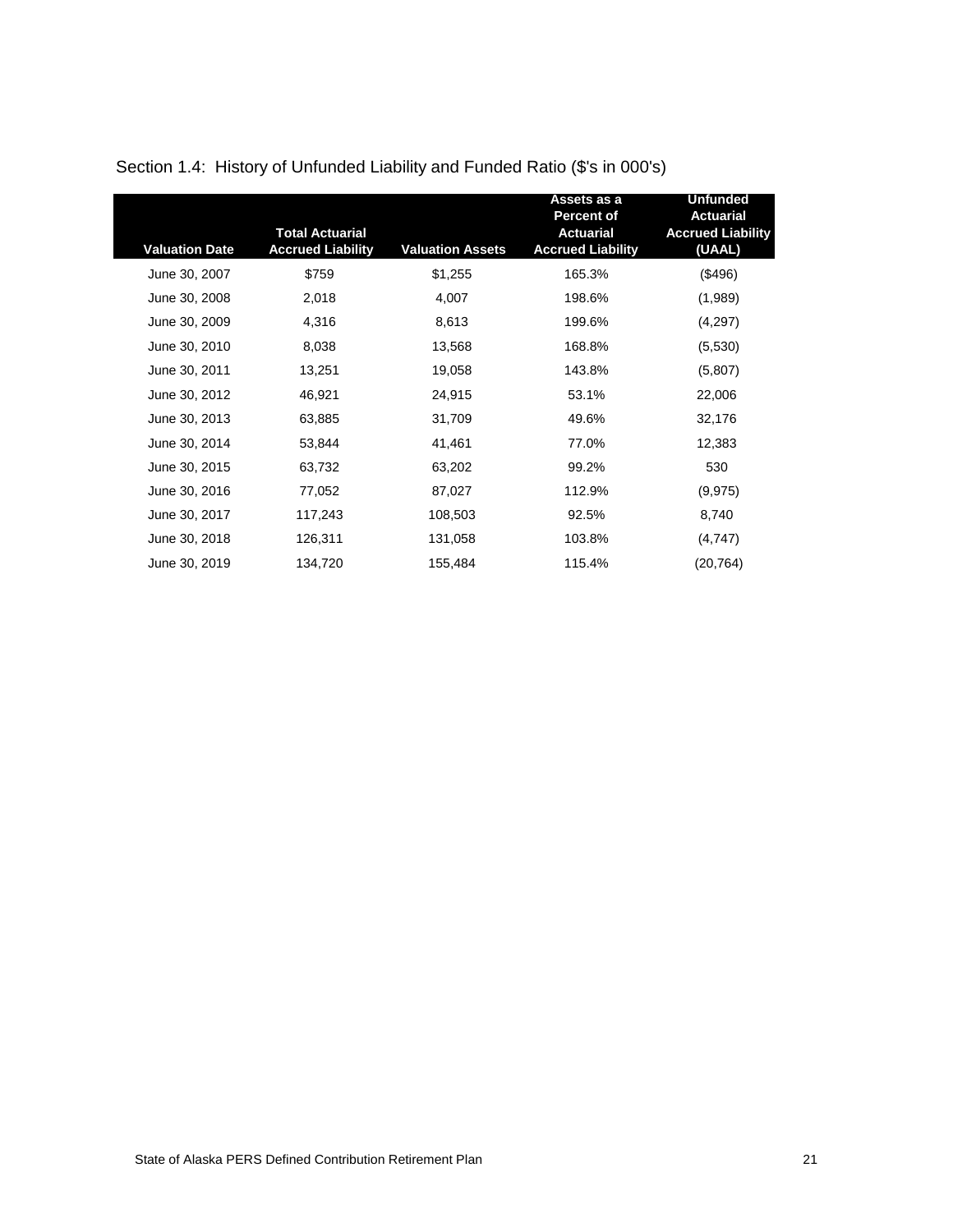Section 1.4: History of Unfunded Liability and Funded Ratio ($'s in 000's)

| Valuation Date | Total Actuarial Accrued Liability | Valuation Assets | Assets as a Percent of Actuarial Accrued Liability | Unfunded Actuarial Accrued Liability (UAAL) |
|---|---|---|---|---|
| June 30, 2007 | $759 | $1,255 | 165.3% | ($496) |
| June 30, 2008 | 2,018 | 4,007 | 198.6% | (1,989) |
| June 30, 2009 | 4,316 | 8,613 | 199.6% | (4,297) |
| June 30, 2010 | 8,038 | 13,568 | 168.8% | (5,530) |
| June 30, 2011 | 13,251 | 19,058 | 143.8% | (5,807) |
| June 30, 2012 | 46,921 | 24,915 | 53.1% | 22,006 |
| June 30, 2013 | 63,885 | 31,709 | 49.6% | 32,176 |
| June 30, 2014 | 53,844 | 41,461 | 77.0% | 12,383 |
| June 30, 2015 | 63,732 | 63,202 | 99.2% | 530 |
| June 30, 2016 | 77,052 | 87,027 | 112.9% | (9,975) |
| June 30, 2017 | 117,243 | 108,503 | 92.5% | 8,740 |
| June 30, 2018 | 126,311 | 131,058 | 103.8% | (4,747) |
| June 30, 2019 | 134,720 | 155,484 | 115.4% | (20,764) |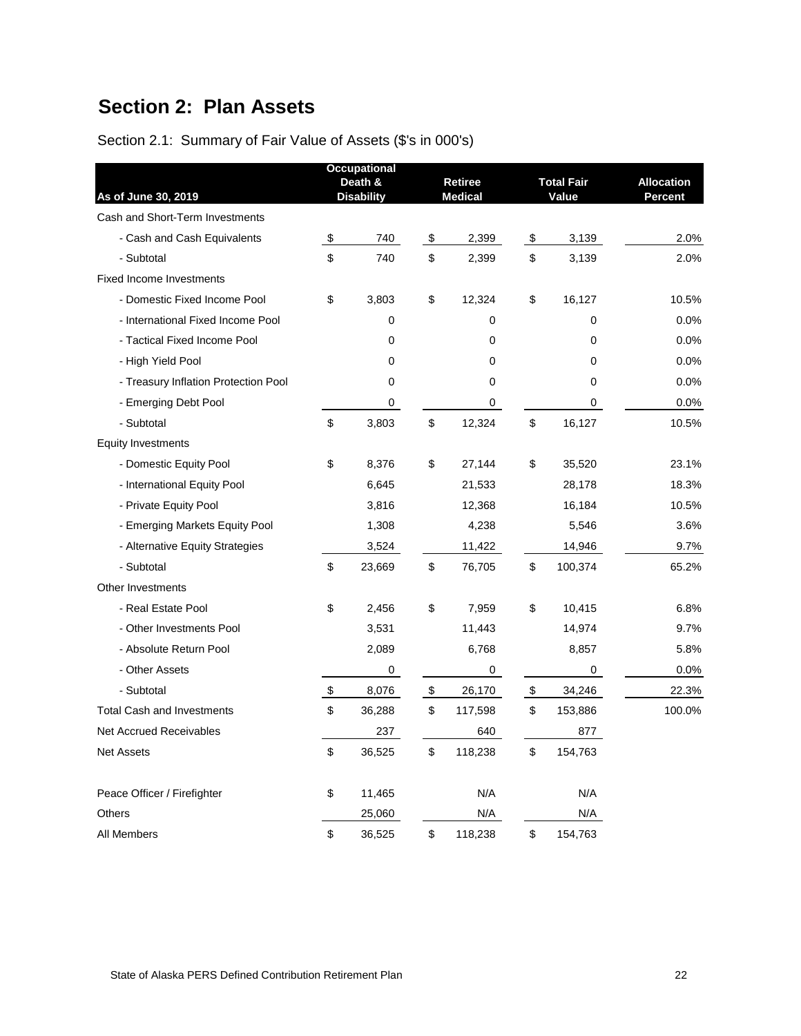# Section 2: Plan Assets

Section 2.1: Summary of Fair Value of Assets ($'s in 000's)

| As of June 30, 2019 | Occupational Death & Disability | Retiree Medical | Total Fair Value | Allocation Percent |
|---|---|---|---|---|
| Cash and Short-Term Investments | | | | |
| - Cash and Cash Equivalents | $ 740 | $ 2,399 | $ 3,139 | 2.0% |
| - Subtotal | $ 740 | $ 2,399 | $ 3,139 | 2.0% |
| Fixed Income Investments | | | | |
| - Domestic Fixed Income Pool | $ 3,803 | $ 12,324 | $ 16,127 | 10.5% |
| - International Fixed Income Pool | 0 | 0 | 0 | 0.0% |
| - Tactical Fixed Income Pool | 0 | 0 | 0 | 0.0% |
| - High Yield Pool | 0 | 0 | 0 | 0.0% |
| - Treasury Inflation Protection Pool | 0 | 0 | 0 | 0.0% |
| - Emerging Debt Pool | 0 | 0 | 0 | 0.0% |
| - Subtotal | $ 3,803 | $ 12,324 | $ 16,127 | 10.5% |
| Equity Investments | | | | |
| - Domestic Equity Pool | $ 8,376 | $ 27,144 | $ 35,520 | 23.1% |
| - International Equity Pool | 6,645 | 21,533 | 28,178 | 18.3% |
| - Private Equity Pool | 3,816 | 12,368 | 16,184 | 10.5% |
| - Emerging Markets Equity Pool | 1,308 | 4,238 | 5,546 | 3.6% |
| - Alternative Equity Strategies | 3,524 | 11,422 | 14,946 | 9.7% |
| - Subtotal | $ 23,669 | $ 76,705 | $ 100,374 | 65.2% |
| Other Investments | | | | |
| - Real Estate Pool | $ 2,456 | $ 7,959 | $ 10,415 | 6.8% |
| - Other Investments Pool | 3,531 | 11,443 | 14,974 | 9.7% |
| - Absolute Return Pool | 2,089 | 6,768 | 8,857 | 5.8% |
| - Other Assets | 0 | 0 | 0 | 0.0% |
| - Subtotal | $ 8,076 | $ 26,170 | $ 34,246 | 22.3% |
| Total Cash and Investments | $ 36,288 | $ 117,598 | $ 153,886 | 100.0% |
| Net Accrued Receivables | 237 | 640 | 877 | |
| Net Assets | $ 36,525 | $ 118,238 | $ 154,763 | |
| | | | | |
| Peace Officer / Firefighter | $ 11,465 | N/A | N/A | |
| Others | 25,060 | N/A | N/A | |
| All Members | $ 36,525 | $ 118,238 | $ 154,763 | |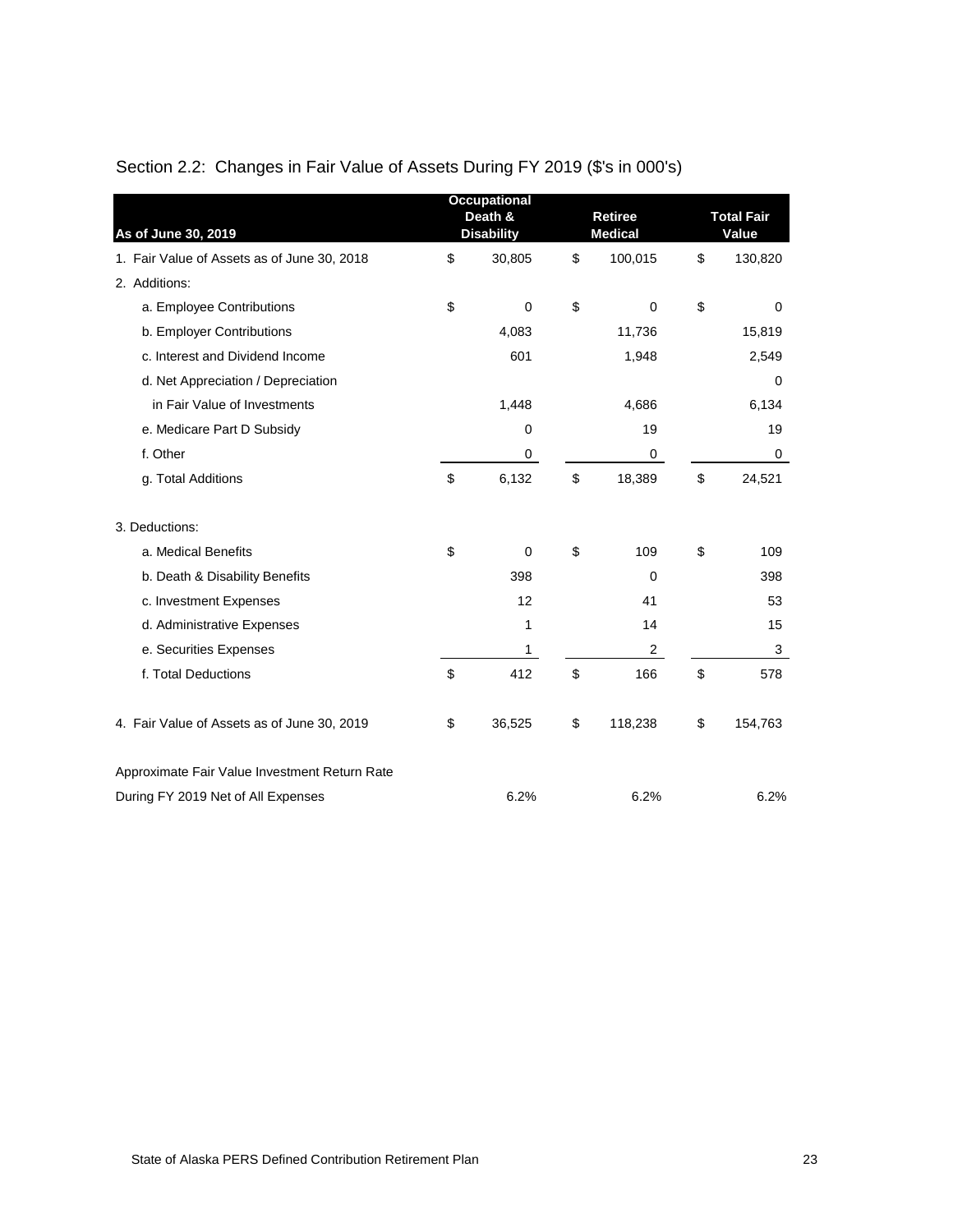## Section 2.2: Changes in Fair Value of Assets During FY 2019 ($'s in 000's)

| As of June 30, 2019 | Occupational Death & Disability | Retiree Medical | Total Fair Value |
|---|---|---|---|
| 1. Fair Value of Assets as of June 30, 2018 | $ 30,805 | $ 100,015 | $ 130,820 |
| 2. Additions: | | | |
| a. Employee Contributions | $ 0 | $ 0 | $ 0 |
| b. Employer Contributions | 4,083 | 11,736 | 15,819 |
| c. Interest and Dividend Income | 601 | 1,948 | 2,549 |
| d. Net Appreciation / Depreciation | | | 0 |
| in Fair Value of Investments | 1,448 | 4,686 | 6,134 |
| e. Medicare Part D Subsidy | 0 | 19 | 19 |
| f. Other | 0 | 0 | 0 |
| g. Total Additions | $ 6,132 | $ 18,389 | $ 24,521 |
| 3. Deductions: | | | |
| a. Medical Benefits | $ 0 | $ 109 | $ 109 |
| b. Death & Disability Benefits | 398 | 0 | 398 |
| c. Investment Expenses | 12 | 41 | 53 |
| d. Administrative Expenses | 1 | 14 | 15 |
| e. Securities Expenses | 1 | 2 | 3 |
| f. Total Deductions | $ 412 | $ 166 | $ 578 |
| 4. Fair Value of Assets as of June 30, 2019 | $ 36,525 | $ 118,238 | $ 154,763 |
| Approximate Fair Value Investment Return Rate During FY 2019 Net of All Expenses | 6.2% | 6.2% | 6.2% |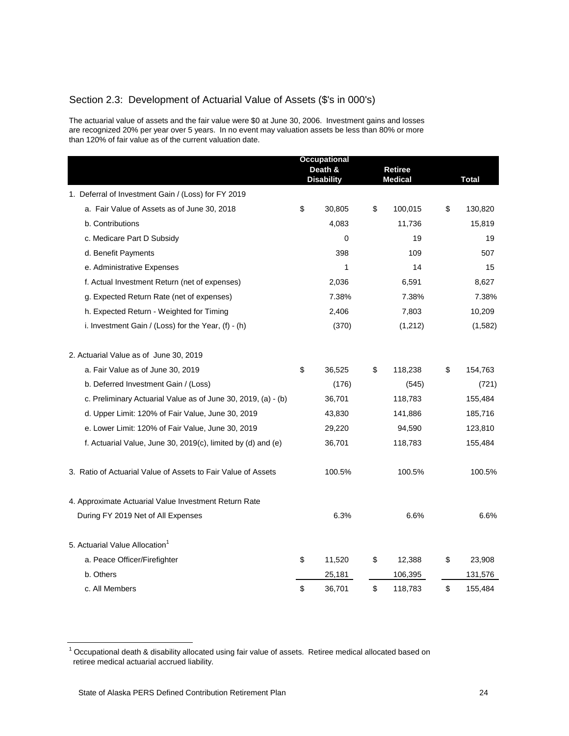## Section 2.3: Development of Actuarial Value of Assets ($'s in 000's)

The actuarial value of assets and the fair value were $0 at June 30, 2006. Investment gains and losses are recognized 20% per year over 5 years. In no event may valuation assets be less than 80% or more than 120% of fair value as of the current valuation date.

| | Occupational Death & Disability | Retiree Medical | Total |
|---|---|---|---|
| 1. Deferral of Investment Gain / (Loss) for FY 2019 | | | |
| a. Fair Value of Assets as of June 30, 2018 | $ 30,805 | $ 100,015 | $ 130,820 |
| b. Contributions | 4,083 | 11,736 | 15,819 |
| c. Medicare Part D Subsidy | 0 | 19 | 19 |
| d. Benefit Payments | 398 | 109 | 507 |
| e. Administrative Expenses | 1 | 14 | 15 |
| f. Actual Investment Return (net of expenses) | 2,036 | 6,591 | 8,627 |
| g. Expected Return Rate (net of expenses) | 7.38% | 7.38% | 7.38% |
| h. Expected Return - Weighted for Timing | 2,406 | 7,803 | 10,209 |
| i. Investment Gain / (Loss) for the Year, (f) - (h) | (370) | (1,212) | (1,582) |
| | | | |
| 2. Actuarial Value as of June 30, 2019 | | | |
| a. Fair Value as of June 30, 2019 | $ 36,525 | $ 118,238 | $ 154,763 |
| b. Deferred Investment Gain / (Loss) | (176) | (545) | (721) |
| c. Preliminary Actuarial Value as of June 30, 2019, (a) - (b) | 36,701 | 118,783 | 155,484 |
| d. Upper Limit: 120% of Fair Value, June 30, 2019 | 43,830 | 141,886 | 185,716 |
| e. Lower Limit: 120% of Fair Value, June 30, 2019 | 29,220 | 94,590 | 123,810 |
| f. Actuarial Value, June 30, 2019(c), limited by (d) and (e) | 36,701 | 118,783 | 155,484 |
| | | | |
| 3. Ratio of Actuarial Value of Assets to Fair Value of Assets | 100.5% | 100.5% | 100.5% |
| | | | |
| 4. Approximate Actuarial Value Investment Return Rate During FY 2019 Net of All Expenses | 6.3% | 6.6% | 6.6% |
| | | | |
| 5. Actuarial Value Allocation[1] | | | |
| a. Peace Officer/Firefighter | $ 11,520 | $ 12,388 | $ 23,908 |
| b. Others | 25,181 | 106,395 | 131,576 |
| c. All Members | $ 36,701 | $ 118,783 | $ 155,484 |

[1] Occupational death & disability allocated using fair value of assets. Retiree medical allocated based on retiree medical actuarial accrued liability.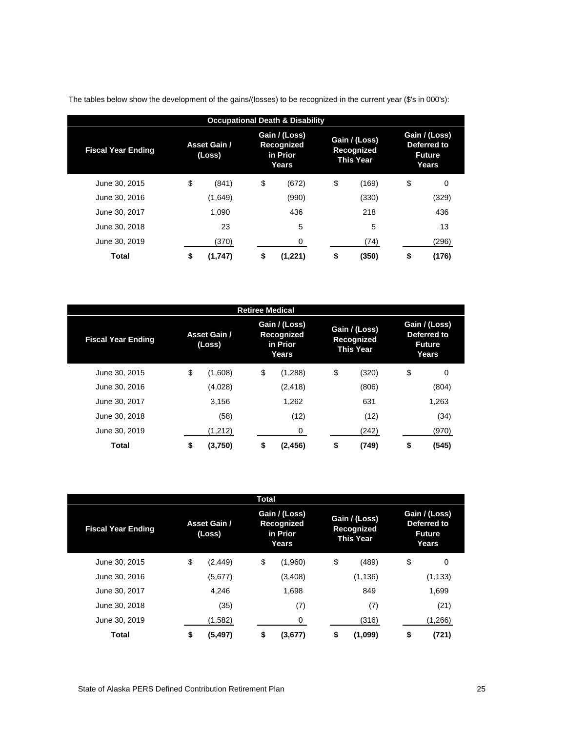The tables below show the development of the gains/(losses) to be recognized in the current year ($'s in 000's):

| Occupational Death & Disability | | | | |
|---|---|---|---|---|
| **Fiscal Year Ending** | **Asset Gain / (Loss)** | **Gain / (Loss) Recognized in Prior Years** | **Gain / (Loss) Recognized This Year** | **Gain / (Loss) Deferred to Future Years** |
| June 30, 2015 | $ (841) | $ (672) | $ (169) | $ 0 |
| June 30, 2016 | (1,649) | (990) | (330) | (329) |
| June 30, 2017 | 1,090 | 436 | 218 | 436 |
| June 30, 2018 | 23 | 5 | 5 | 13 |
| June 30, 2019 | (370) | 0 | (74) | (296) |
| **Total** | **$ (1,747)** | **$ (1,221)** | **$ (350)** | **$ (176)** |

| Retiree Medical | | | | |
|---|---|---|---|---|
| **Fiscal Year Ending** | **Asset Gain / (Loss)** | **Gain / (Loss) Recognized in Prior Years** | **Gain / (Loss) Recognized This Year** | **Gain / (Loss) Deferred to Future Years** |
| June 30, 2015 | $ (1,608) | $ (1,288) | $ (320) | $ 0 |
| June 30, 2016 | (4,028) | (2,418) | (806) | (804) |
| June 30, 2017 | 3,156 | 1,262 | 631 | 1,263 |
| June 30, 2018 | (58) | (12) | (12) | (34) |
| June 30, 2019 | (1,212) | 0 | (242) | (970) |
| **Total** | **$ (3,750)** | **$ (2,456)** | **$ (749)** | **$ (545)** |

| Total | | | | |
|---|---|---|---|---|
| **Fiscal Year Ending** | **Asset Gain / (Loss)** | **Gain / (Loss) Recognized in Prior Years** | **Gain / (Loss) Recognized This Year** | **Gain / (Loss) Deferred to Future Years** |
| June 30, 2015 | $ (2,449) | $ (1,960) | $ (489) | $ 0 |
| June 30, 2016 | (5,677) | (3,408) | (1,136) | (1,133) |
| June 30, 2017 | 4,246 | 1,698 | 849 | 1,699 |
| June 30, 2018 | (35) | (7) | (7) | (21) |
| June 30, 2019 | (1,582) | 0 | (316) | (1,266) |
| **Total** | **$ (5,497)** | **$ (3,677)** | **$ (1,099)** | **$ (721)** |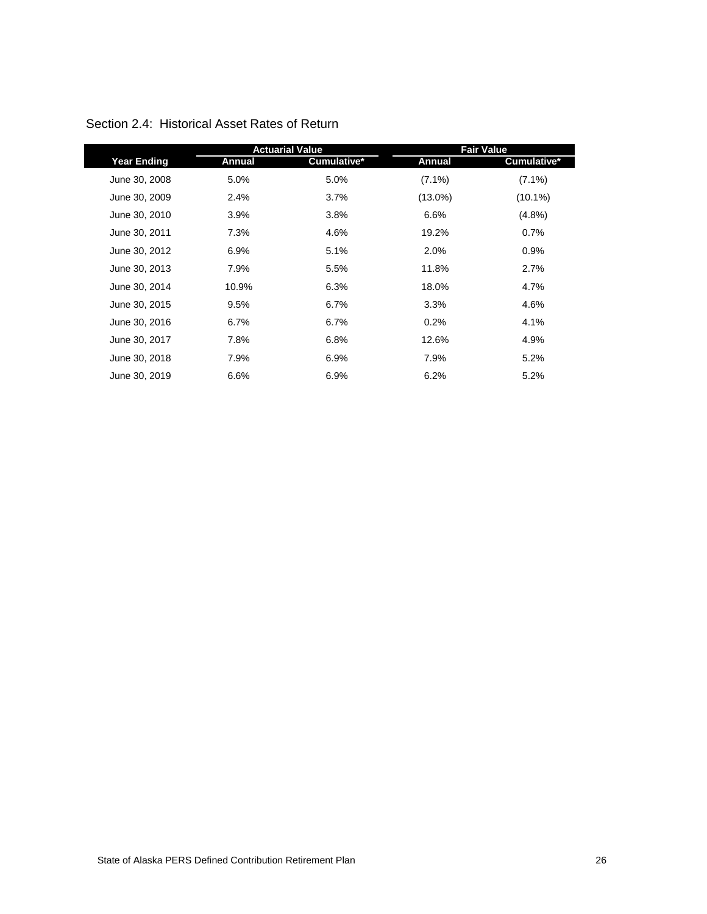## Section 2.4: Historical Asset Rates of Return

| | Actuarial Value | | Fair Value | |
|---|---|---|---|---|
| Year Ending | Annual | Cumulative* | Annual | Cumulative* |
| June 30, 2008 | 5.0% | 5.0% | (7.1%) | (7.1%) |
| June 30, 2009 | 2.4% | 3.7% | (13.0%) | (10.1%) |
| June 30, 2010 | 3.9% | 3.8% | 6.6% | (4.8%) |
| June 30, 2011 | 7.3% | 4.6% | 19.2% | 0.7% |
| June 30, 2012 | 6.9% | 5.1% | 2.0% | 0.9% |
| June 30, 2013 | 7.9% | 5.5% | 11.8% | 2.7% |
| June 30, 2014 | 10.9% | 6.3% | 18.0% | 4.7% |
| June 30, 2015 | 9.5% | 6.7% | 3.3% | 4.6% |
| June 30, 2016 | 6.7% | 6.7% | 0.2% | 4.1% |
| June 30, 2017 | 7.8% | 6.8% | 12.6% | 4.9% |
| June 30, 2018 | 7.9% | 6.9% | 7.9% | 5.2% |
| June 30, 2019 | 6.6% | 6.9% | 6.2% | 5.2% |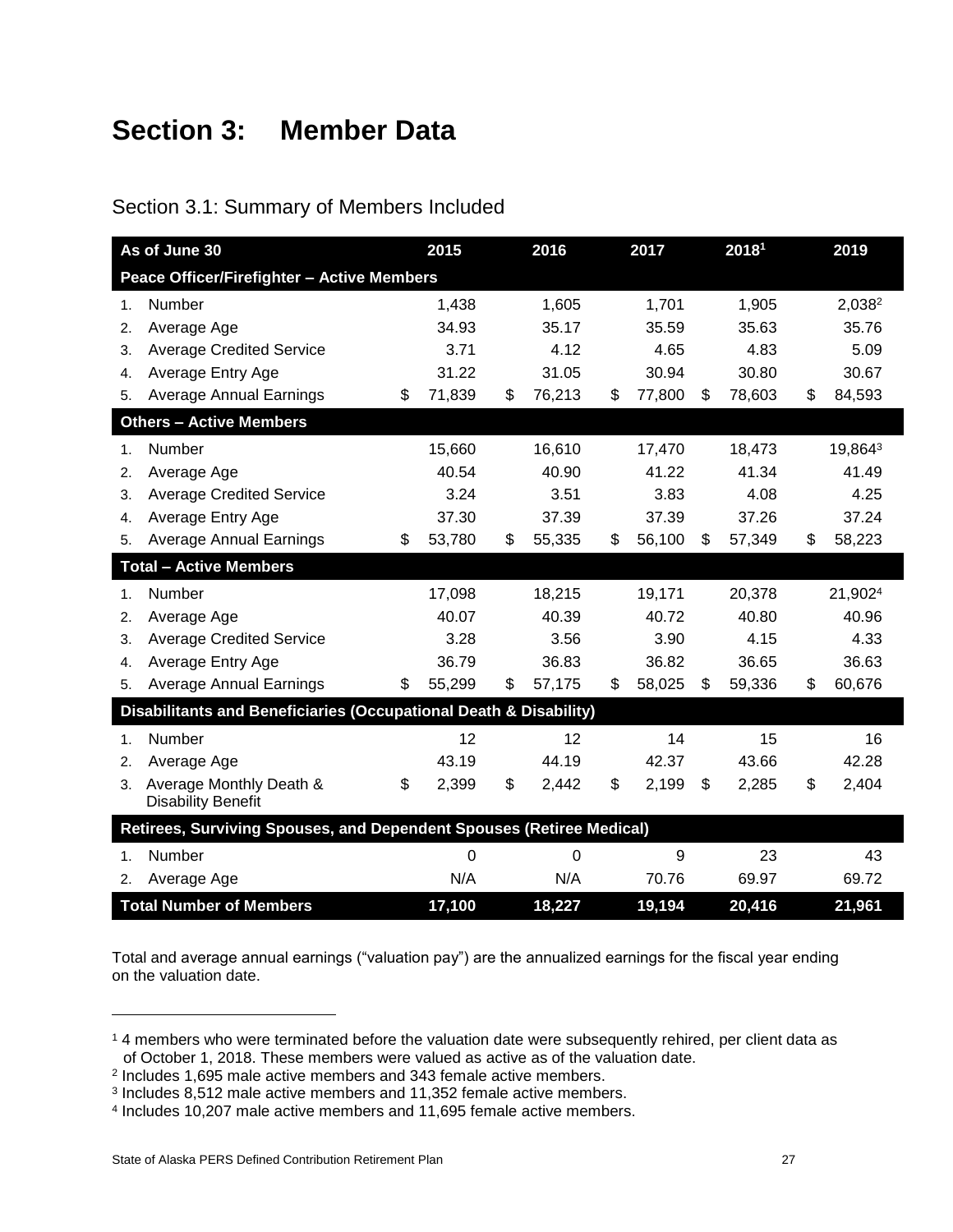# Section 3: Member Data

## Section 3.1: Summary of Members Included

| As of June 30 | 2015 | 2016 | 2017 | 2018[1] | 2019 |
|---|---|---|---|---|---|
| **Peace Officer/Firefighter – Active Members** | | | | | |
| 1. Number | 1,438 | 1,605 | 1,701 | 1,905 | 2,038[2] |
| 2. Average Age | 34.93 | 35.17 | 35.59 | 35.63 | 35.76 |
| 3. Average Credited Service | 3.71 | 4.12 | 4.65 | 4.83 | 5.09 |
| 4. Average Entry Age | 31.22 | 31.05 | 30.94 | 30.80 | 30.67 |
| 5. Average Annual Earnings | $ 71,839 | $ 76,213 | $ 77,800 | $ 78,603 | $ 84,593 |
| **Others – Active Members** | | | | | |
| 1. Number | 15,660 | 16,610 | 17,470 | 18,473 | 19,864[3] |
| 2. Average Age | 40.54 | 40.90 | 41.22 | 41.34 | 41.49 |
| 3. Average Credited Service | 3.24 | 3.51 | 3.83 | 4.08 | 4.25 |
| 4. Average Entry Age | 37.30 | 37.39 | 37.39 | 37.26 | 37.24 |
| 5. Average Annual Earnings | $ 53,780 | $ 55,335 | $ 56,100 | $ 57,349 | $ 58,223 |
| **Total – Active Members** | | | | | |
| 1. Number | 17,098 | 18,215 | 19,171 | 20,378 | 21,902[4] |
| 2. Average Age | 40.07 | 40.39 | 40.72 | 40.80 | 40.96 |
| 3. Average Credited Service | 3.28 | 3.56 | 3.90 | 4.15 | 4.33 |
| 4. Average Entry Age | 36.79 | 36.83 | 36.82 | 36.65 | 36.63 |
| 5. Average Annual Earnings | $ 55,299 | $ 57,175 | $ 58,025 | $ 59,336 | $ 60,676 |
| **Disabilitants and Beneficiaries (Occupational Death & Disability)** | | | | | |
| 1. Number | 12 | 12 | 14 | 15 | 16 |
| 2. Average Age | 43.19 | 44.19 | 42.37 | 43.66 | 42.28 |
| 3. Average Monthly Death & Disability Benefit | $ 2,399 | $ 2,442 | $ 2,199 | $ 2,285 | $ 2,404 |
| **Retirees, Surviving Spouses, and Dependent Spouses (Retiree Medical)** | | | | | |
| 1. Number | 0 | 0 | 9 | 23 | 43 |
| 2. Average Age | N/A | N/A | 70.76 | 69.97 | 69.72 |
| **Total Number of Members** | **17,100** | **18,227** | **19,194** | **20,416** | **21,961** |

Total and average annual earnings ("valuation pay") are the annualized earnings for the fiscal year ending on the valuation date.

[1] 4 members who were terminated before the valuation date were subsequently rehired, per client data as of October 1, 2018. These members were valued as active as of the valuation date.

[2] Includes 1,695 male active members and 343 female active members.

[3] Includes 8,512 male active members and 11,352 female active members.

[4] Includes 10,207 male active members and 11,695 female active members.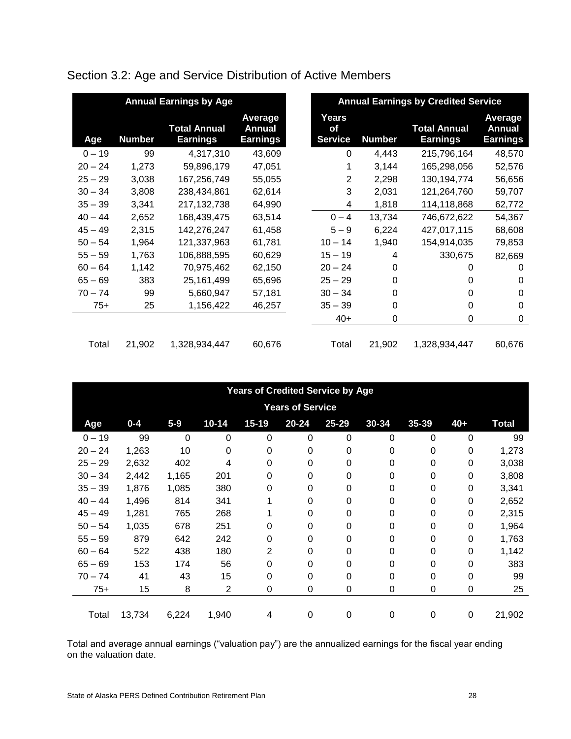## Section 3.2: Age and Service Distribution of Active Members

| Annual Earnings by Age | | | |
|---|---|---|---|
| Age | Number | Total Annual Earnings | Average Annual Earnings |
| 0 – 19 | 99 | 4,317,310 | 43,609 |
| 20 – 24 | 1,273 | 59,896,179 | 47,051 |
| 25 – 29 | 3,038 | 167,256,749 | 55,055 |
| 30 – 34 | 3,808 | 238,434,861 | 62,614 |
| 35 – 39 | 3,341 | 217,132,738 | 64,990 |
| 40 – 44 | 2,652 | 168,439,475 | 63,514 |
| 45 – 49 | 2,315 | 142,276,247 | 61,458 |
| 50 – 54 | 1,964 | 121,337,963 | 61,781 |
| 55 – 59 | 1,763 | 106,888,595 | 60,629 |
| 60 – 64 | 1,142 | 70,975,462 | 62,150 |
| 65 – 69 | 383 | 25,161,499 | 65,696 |
| 70 – 74 | 99 | 5,660,947 | 57,181 |
| 75+ | 25 | 1,156,422 | 46,257 |
| Total | 21,902 | 1,328,934,447 | 60,676 |

| Annual Earnings by Credited Service | | | |
|---|---|---|---|
| Years of Service | Number | Total Annual Earnings | Average Annual Earnings |
| 0 | 4,443 | 215,796,164 | 48,570 |
| 1 | 3,144 | 165,298,056 | 52,576 |
| 2 | 2,298 | 130,194,774 | 56,656 |
| 3 | 2,031 | 121,264,760 | 59,707 |
| 4 | 1,818 | 114,118,868 | 62,772 |
| 0 – 4 | 13,734 | 746,672,622 | 54,367 |
| 5 – 9 | 6,224 | 427,017,115 | 68,608 |
| 10 – 14 | 1,940 | 154,914,035 | 79,853 |
| 15 – 19 | 4 | 330,675 | 82,669 |
| 20 – 24 | 0 | 0 | 0 |
| 25 – 29 | 0 | 0 | 0 |
| 30 – 34 | 0 | 0 | 0 |
| 35 – 39 | 0 | 0 | 0 |
| 40+ | 0 | 0 | 0 |
| Total | 21,902 | 1,328,934,447 | 60,676 |

| Years of Credited Service by Age | | | | | | | | | | |
|---|---|---|---|---|---|---|---|---|---|---|
| | Years of Service | | | | | | | | | |
| Age | 0-4 | 5-9 | 10-14 | 15-19 | 20-24 | 25-29 | 30-34 | 35-39 | 40+ | Total |
| 0 – 19 | 99 | 0 | 0 | 0 | 0 | 0 | 0 | 0 | 0 | 99 |
| 20 – 24 | 1,263 | 10 | 0 | 0 | 0 | 0 | 0 | 0 | 0 | 1,273 |
| 25 – 29 | 2,632 | 402 | 4 | 0 | 0 | 0 | 0 | 0 | 0 | 3,038 |
| 30 – 34 | 2,442 | 1,165 | 201 | 0 | 0 | 0 | 0 | 0 | 0 | 3,808 |
| 35 – 39 | 1,876 | 1,085 | 380 | 0 | 0 | 0 | 0 | 0 | 0 | 3,341 |
| 40 – 44 | 1,496 | 814 | 341 | 1 | 0 | 0 | 0 | 0 | 0 | 2,652 |
| 45 – 49 | 1,281 | 765 | 268 | 1 | 0 | 0 | 0 | 0 | 0 | 2,315 |
| 50 – 54 | 1,035 | 678 | 251 | 0 | 0 | 0 | 0 | 0 | 0 | 1,964 |
| 55 – 59 | 879 | 642 | 242 | 0 | 0 | 0 | 0 | 0 | 0 | 1,763 |
| 60 – 64 | 522 | 438 | 180 | 2 | 0 | 0 | 0 | 0 | 0 | 1,142 |
| 65 – 69 | 153 | 174 | 56 | 0 | 0 | 0 | 0 | 0 | 0 | 383 |
| 70 – 74 | 41 | 43 | 15 | 0 | 0 | 0 | 0 | 0 | 0 | 99 |
| 75+ | 15 | 8 | 2 | 0 | 0 | 0 | 0 | 0 | 0 | 25 |
| Total | 13,734 | 6,224 | 1,940 | 4 | 0 | 0 | 0 | 0 | 0 | 21,902 |

Total and average annual earnings ("valuation pay") are the annualized earnings for the fiscal year ending on the valuation date.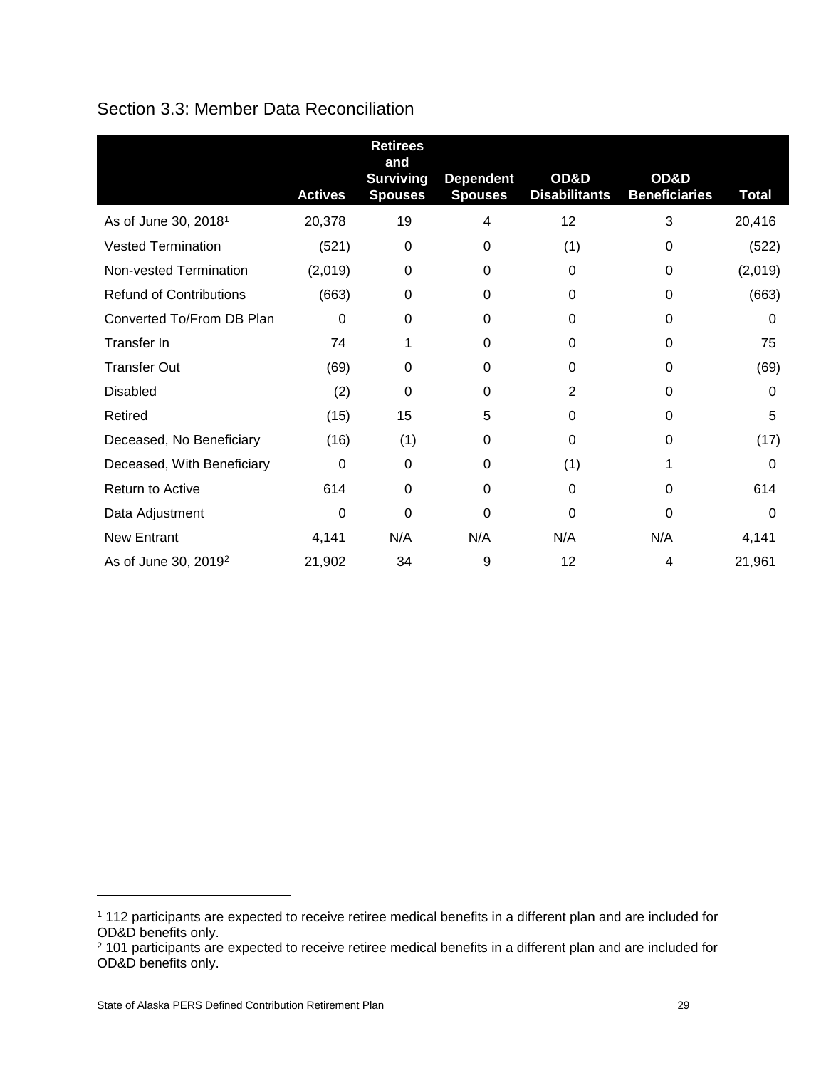## Section 3.3: Member Data Reconciliation

| | Actives | Retirees and Surviving Spouses | Dependent Spouses | OD&D Disabilitants | OD&D Beneficiaries | Total |
|---|---|---|---|---|---|---|
| As of June 30, 2018[1] | 20,378 | 19 | 4 | 12 | 3 | 20,416 |
| Vested Termination | (521) | 0 | 0 | (1) | 0 | (522) |
| Non-vested Termination | (2,019) | 0 | 0 | 0 | 0 | (2,019) |
| Refund of Contributions | (663) | 0 | 0 | 0 | 0 | (663) |
| Converted To/From DB Plan | 0 | 0 | 0 | 0 | 0 | 0 |
| Transfer In | 74 | 1 | 0 | 0 | 0 | 75 |
| Transfer Out | (69) | 0 | 0 | 0 | 0 | (69) |
| Disabled | (2) | 0 | 0 | 2 | 0 | 0 |
| Retired | (15) | 15 | 5 | 0 | 0 | 5 |
| Deceased, No Beneficiary | (16) | (1) | 0 | 0 | 0 | (17) |
| Deceased, With Beneficiary | 0 | 0 | 0 | (1) | 1 | 0 |
| Return to Active | 614 | 0 | 0 | 0 | 0 | 614 |
| Data Adjustment | 0 | 0 | 0 | 0 | 0 | 0 |
| New Entrant | 4,141 | N/A | N/A | N/A | N/A | 4,141 |
| As of June 30, 2019[2] | 21,902 | 34 | 9 | 12 | 4 | 21,961 |

[1] 112 participants are expected to receive retiree medical benefits in a different plan and are included for OD&D benefits only.

[2] 101 participants are expected to receive retiree medical benefits in a different plan and are included for OD&D benefits only.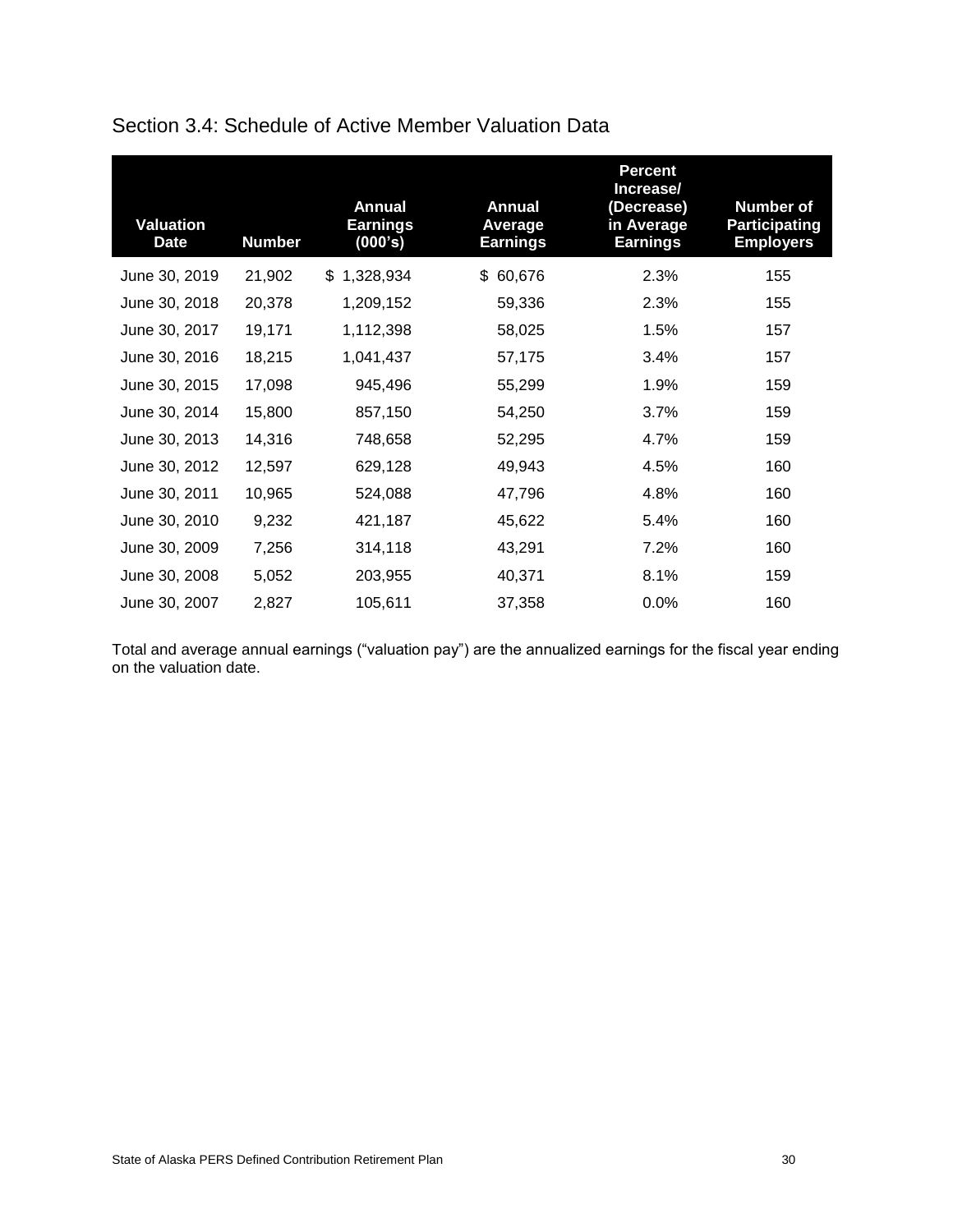## Section 3.4: Schedule of Active Member Valuation Data

| Valuation Date | Number | Annual Earnings (000's) | Annual Average Earnings | Percent Increase/ (Decrease) in Average Earnings | Number of Participating Employers |
|---|---|---|---|---|---|
| June 30, 2019 | 21,902 | $ 1,328,934 | $ 60,676 | 2.3% | 155 |
| June 30, 2018 | 20,378 | 1,209,152 | 59,336 | 2.3% | 155 |
| June 30, 2017 | 19,171 | 1,112,398 | 58,025 | 1.5% | 157 |
| June 30, 2016 | 18,215 | 1,041,437 | 57,175 | 3.4% | 157 |
| June 30, 2015 | 17,098 | 945,496 | 55,299 | 1.9% | 159 |
| June 30, 2014 | 15,800 | 857,150 | 54,250 | 3.7% | 159 |
| June 30, 2013 | 14,316 | 748,658 | 52,295 | 4.7% | 159 |
| June 30, 2012 | 12,597 | 629,128 | 49,943 | 4.5% | 160 |
| June 30, 2011 | 10,965 | 524,088 | 47,796 | 4.8% | 160 |
| June 30, 2010 | 9,232 | 421,187 | 45,622 | 5.4% | 160 |
| June 30, 2009 | 7,256 | 314,118 | 43,291 | 7.2% | 160 |
| June 30, 2008 | 5,052 | 203,955 | 40,371 | 8.1% | 159 |
| June 30, 2007 | 2,827 | 105,611 | 37,358 | 0.0% | 160 |

Total and average annual earnings ("valuation pay") are the annualized earnings for the fiscal year ending on the valuation date.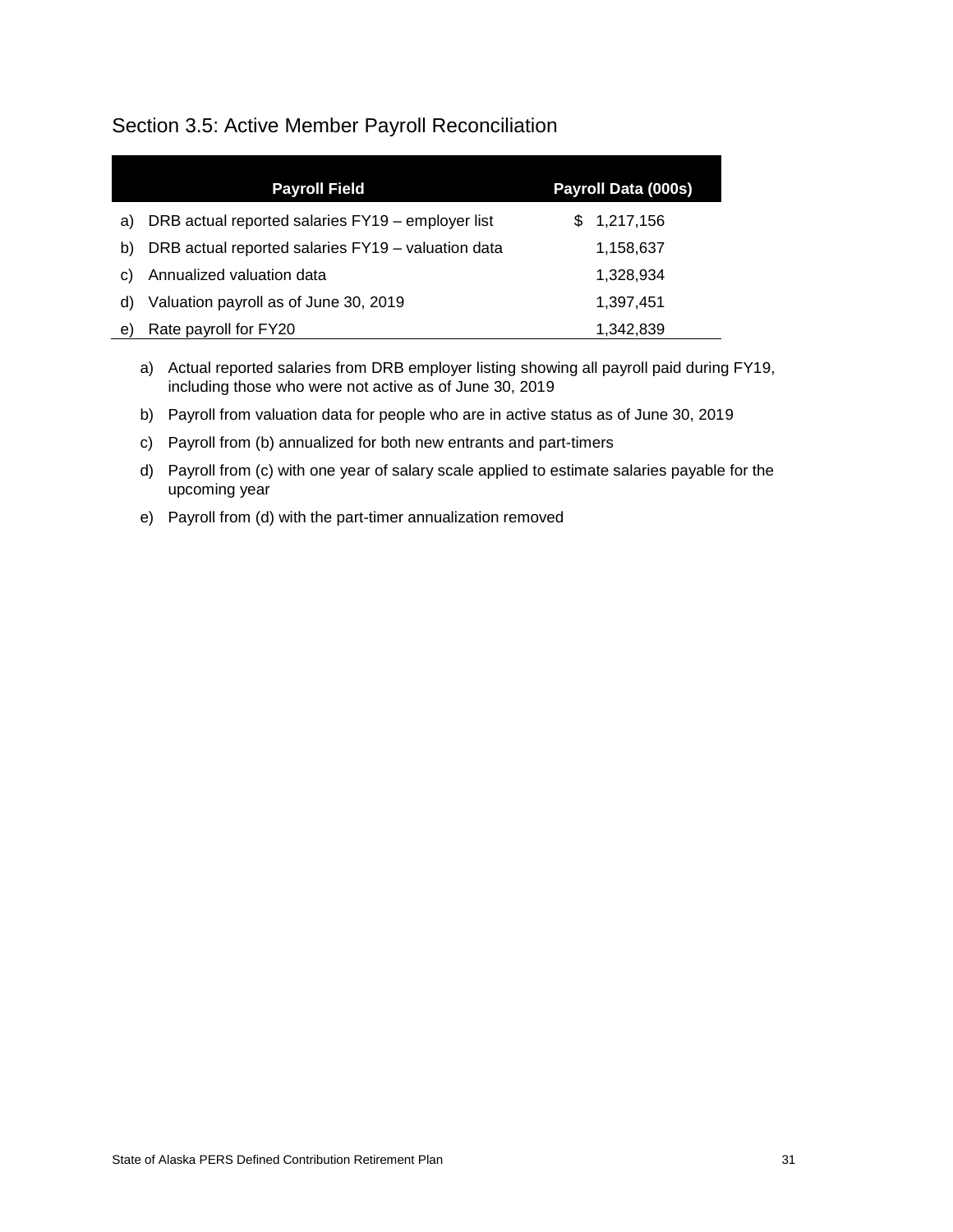## Section 3.5: Active Member Payroll Reconciliation

| | Payroll Field | Payroll Data (000s) |
|---|---|---|
| a) | DRB actual reported salaries FY19 – employer list | $ 1,217,156 |
| b) | DRB actual reported salaries FY19 – valuation data | 1,158,637 |
| c) | Annualized valuation data | 1,328,934 |
| d) | Valuation payroll as of June 30, 2019 | 1,397,451 |
| e) | Rate payroll for FY20 | 1,342,839 |

a) Actual reported salaries from DRB employer listing showing all payroll paid during FY19, including those who were not active as of June 30, 2019

b) Payroll from valuation data for people who are in active status as of June 30, 2019

c) Payroll from (b) annualized for both new entrants and part-timers

d) Payroll from (c) with one year of salary scale applied to estimate salaries payable for the upcoming year

e) Payroll from (d) with the part-timer annualization removed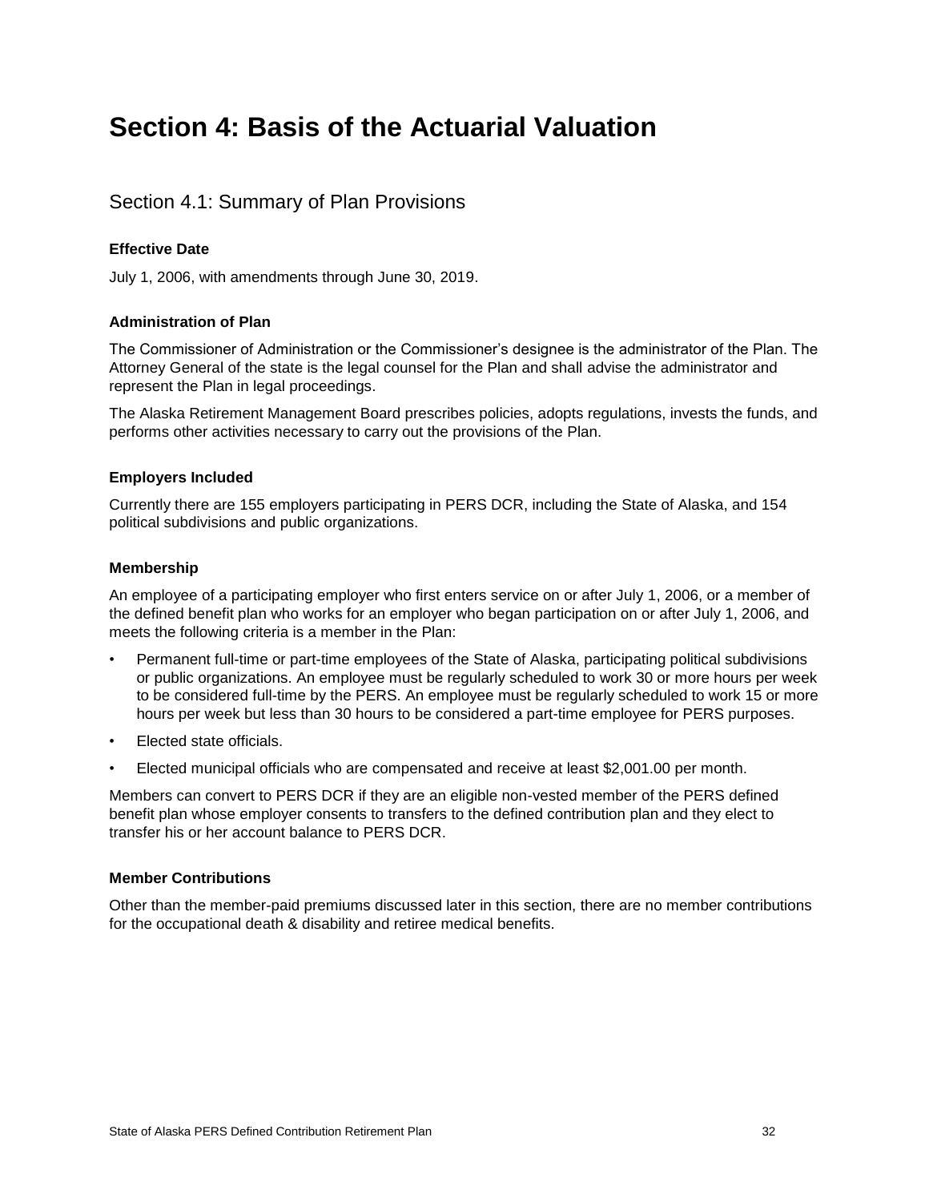# Section 4: Basis of the Actuarial Valuation

## Section 4.1: Summary of Plan Provisions

**Effective Date**

July 1, 2006, with amendments through June 30, 2019.

**Administration of Plan**

The Commissioner of Administration or the Commissioner's designee is the administrator of the Plan. The Attorney General of the state is the legal counsel for the Plan and shall advise the administrator and represent the Plan in legal proceedings.

The Alaska Retirement Management Board prescribes policies, adopts regulations, invests the funds, and performs other activities necessary to carry out the provisions of the Plan.

**Employers Included**

Currently there are 155 employers participating in PERS DCR, including the State of Alaska, and 154 political subdivisions and public organizations.

**Membership**

An employee of a participating employer who first enters service on or after July 1, 2006, or a member of the defined benefit plan who works for an employer who began participation on or after July 1, 2006, and meets the following criteria is a member in the Plan:

- Permanent full-time or part-time employees of the State of Alaska, participating political subdivisions or public organizations. An employee must be regularly scheduled to work 30 or more hours per week to be considered full-time by the PERS. An employee must be regularly scheduled to work 15 or more hours per week but less than 30 hours to be considered a part-time employee for PERS purposes.
- Elected state officials.
- Elected municipal officials who are compensated and receive at least $2,001.00 per month.

Members can convert to PERS DCR if they are an eligible non-vested member of the PERS defined benefit plan whose employer consents to transfers to the defined contribution plan and they elect to transfer his or her account balance to PERS DCR.

**Member Contributions**

Other than the member-paid premiums discussed later in this section, there are no member contributions for the occupational death & disability and retiree medical benefits.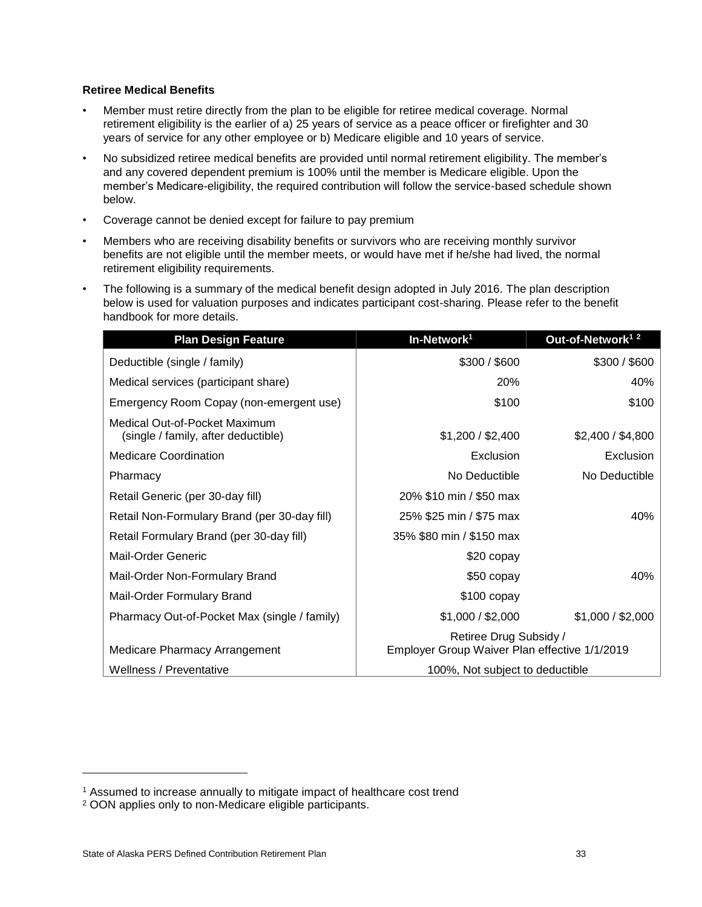**Retiree Medical Benefits**

- Member must retire directly from the plan to be eligible for retiree medical coverage. Normal retirement eligibility is the earlier of a) 25 years of service as a peace officer or firefighter and 30 years of service for any other employee or b) Medicare eligible and 10 years of service.
- No subsidized retiree medical benefits are provided until normal retirement eligibility. The member's and any covered dependent premium is 100% until the member is Medicare eligible. Upon the member's Medicare-eligibility, the required contribution will follow the service-based schedule shown below.
- Coverage cannot be denied except for failure to pay premium
- Members who are receiving disability benefits or survivors who are receiving monthly survivor benefits are not eligible until the member meets, or would have met if he/she had lived, the normal retirement eligibility requirements.
- The following is a summary of the medical benefit design adopted in July 2016. The plan description below is used for valuation purposes and indicates participant cost-sharing. Please refer to the benefit handbook for more details.

| Plan Design Feature | In-Network[1] | Out-of-Network[1 2] |
|---|---|---|
| Deductible (single / family) | $300 / $600 | $300 / $600 |
| Medical services (participant share) | 20% | 40% |
| Emergency Room Copay (non-emergent use) | $100 | $100 |
| Medical Out-of-Pocket Maximum (single / family, after deductible) | $1,200 / $2,400 | $2,400 / $4,800 |
| Medicare Coordination | Exclusion | Exclusion |
| Pharmacy | No Deductible | No Deductible |
| Retail Generic (per 30-day fill) | 20% $10 min / $50 max | |
| Retail Non-Formulary Brand (per 30-day fill) | 25% $25 min / $75 max | 40% |
| Retail Formulary Brand (per 30-day fill) | 35% $80 min / $150 max | |
| Mail-Order Generic | $20 copay | |
| Mail-Order Non-Formulary Brand | $50 copay | 40% |
| Mail-Order Formulary Brand | $100 copay | |
| Pharmacy Out-of-Pocket Max (single / family) | $1,000 / $2,000 | $1,000 / $2,000 |
| Medicare Pharmacy Arrangement | Retiree Drug Subsidy / Employer Group Waiver Plan effective 1/1/2019 | |
| Wellness / Preventative | 100%, Not subject to deductible | |

[1] Assumed to increase annually to mitigate impact of healthcare cost trend

[2] OON applies only to non-Medicare eligible participants.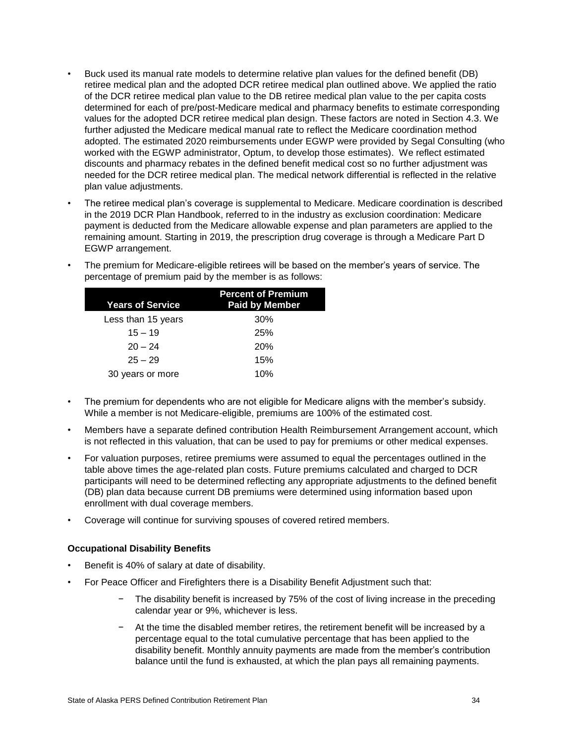- Buck used its manual rate models to determine relative plan values for the defined benefit (DB) retiree medical plan and the adopted DCR retiree medical plan outlined above. We applied the ratio of the DCR retiree medical plan value to the DB retiree medical plan value to the per capita costs determined for each of pre/post-Medicare medical and pharmacy benefits to estimate corresponding values for the adopted DCR retiree medical plan design. These factors are noted in Section 4.3. We further adjusted the Medicare medical manual rate to reflect the Medicare coordination method adopted. The estimated 2020 reimbursements under EGWP were provided by Segal Consulting (who worked with the EGWP administrator, Optum, to develop those estimates). We reflect estimated discounts and pharmacy rebates in the defined benefit medical cost so no further adjustment was needed for the DCR retiree medical plan. The medical network differential is reflected in the relative plan value adjustments.
- The retiree medical plan's coverage is supplemental to Medicare. Medicare coordination is described in the 2019 DCR Plan Handbook, referred to in the industry as exclusion coordination: Medicare payment is deducted from the Medicare allowable expense and plan parameters are applied to the remaining amount. Starting in 2019, the prescription drug coverage is through a Medicare Part D EGWP arrangement.
- The premium for Medicare-eligible retirees will be based on the member's years of service. The percentage of premium paid by the member is as follows:

| Years of Service | Percent of Premium Paid by Member |
|---|---|
| Less than 15 years | 30% |
| 15 – 19 | 25% |
| 20 – 24 | 20% |
| 25 – 29 | 15% |
| 30 years or more | 10% |

- The premium for dependents who are not eligible for Medicare aligns with the member's subsidy. While a member is not Medicare-eligible, premiums are 100% of the estimated cost.
- Members have a separate defined contribution Health Reimbursement Arrangement account, which is not reflected in this valuation, that can be used to pay for premiums or other medical expenses.
- For valuation purposes, retiree premiums were assumed to equal the percentages outlined in the table above times the age-related plan costs. Future premiums calculated and charged to DCR participants will need to be determined reflecting any appropriate adjustments to the defined benefit (DB) plan data because current DB premiums were determined using information based upon enrollment with dual coverage members.
- Coverage will continue for surviving spouses of covered retired members.

**Occupational Disability Benefits**

- Benefit is 40% of salary at date of disability.
- For Peace Officer and Firefighters there is a Disability Benefit Adjustment such that:
  - The disability benefit is increased by 75% of the cost of living increase in the preceding calendar year or 9%, whichever is less.
  - At the time the disabled member retires, the retirement benefit will be increased by a percentage equal to the total cumulative percentage that has been applied to the disability benefit. Monthly annuity payments are made from the member's contribution balance until the fund is exhausted, at which the plan pays all remaining payments.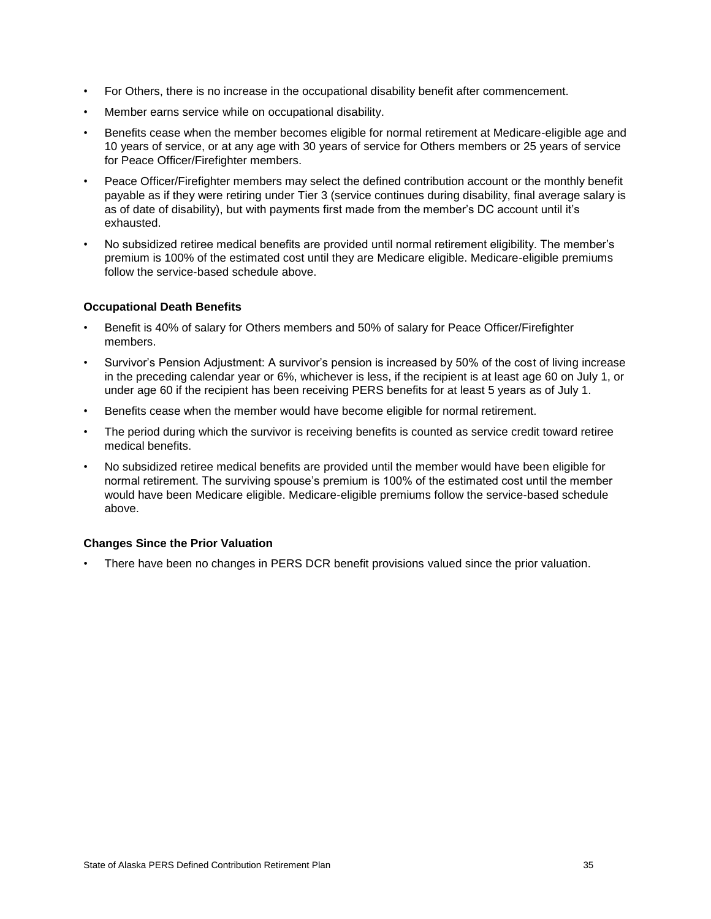- For Others, there is no increase in the occupational disability benefit after commencement.
- Member earns service while on occupational disability.
- Benefits cease when the member becomes eligible for normal retirement at Medicare-eligible age and 10 years of service, or at any age with 30 years of service for Others members or 25 years of service for Peace Officer/Firefighter members.
- Peace Officer/Firefighter members may select the defined contribution account or the monthly benefit payable as if they were retiring under Tier 3 (service continues during disability, final average salary is as of date of disability), but with payments first made from the member's DC account until it's exhausted.
- No subsidized retiree medical benefits are provided until normal retirement eligibility. The member's premium is 100% of the estimated cost until they are Medicare eligible. Medicare-eligible premiums follow the service-based schedule above.

#### Occupational Death Benefits

- Benefit is 40% of salary for Others members and 50% of salary for Peace Officer/Firefighter members.
- Survivor's Pension Adjustment: A survivor's pension is increased by 50% of the cost of living increase in the preceding calendar year or 6%, whichever is less, if the recipient is at least age 60 on July 1, or under age 60 if the recipient has been receiving PERS benefits for at least 5 years as of July 1.
- Benefits cease when the member would have become eligible for normal retirement.
- The period during which the survivor is receiving benefits is counted as service credit toward retiree medical benefits.
- No subsidized retiree medical benefits are provided until the member would have been eligible for normal retirement. The surviving spouse's premium is 100% of the estimated cost until the member would have been Medicare eligible. Medicare-eligible premiums follow the service-based schedule above.

#### Changes Since the Prior Valuation

- There have been no changes in PERS DCR benefit provisions valued since the prior valuation.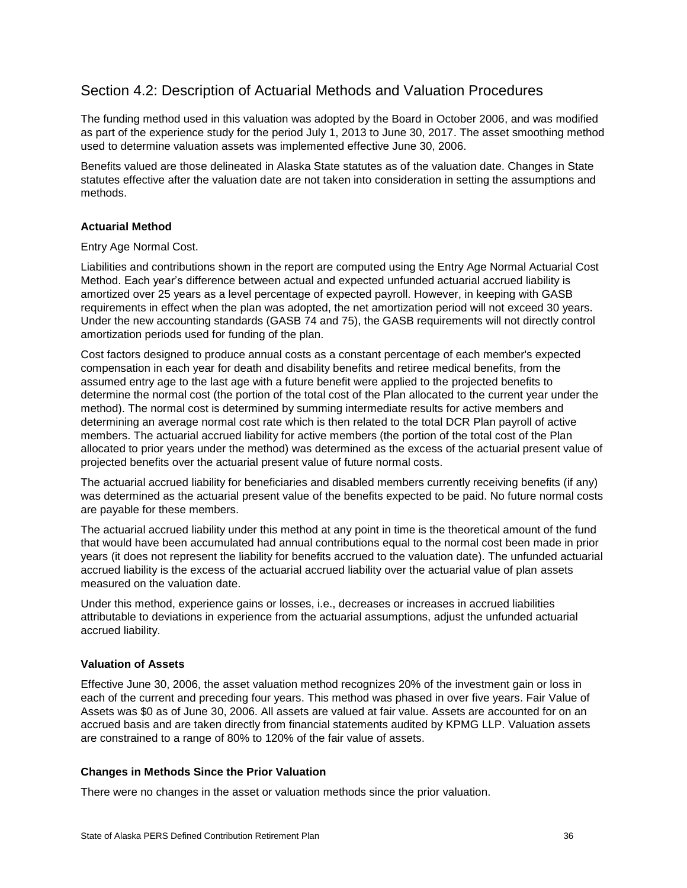## Section 4.2: Description of Actuarial Methods and Valuation Procedures

The funding method used in this valuation was adopted by the Board in October 2006, and was modified as part of the experience study for the period July 1, 2013 to June 30, 2017. The asset smoothing method used to determine valuation assets was implemented effective June 30, 2006.

Benefits valued are those delineated in Alaska State statutes as of the valuation date. Changes in State statutes effective after the valuation date are not taken into consideration in setting the assumptions and methods.

**Actuarial Method**

Entry Age Normal Cost.

Liabilities and contributions shown in the report are computed using the Entry Age Normal Actuarial Cost Method. Each year's difference between actual and expected unfunded actuarial accrued liability is amortized over 25 years as a level percentage of expected payroll. However, in keeping with GASB requirements in effect when the plan was adopted, the net amortization period will not exceed 30 years. Under the new accounting standards (GASB 74 and 75), the GASB requirements will not directly control amortization periods used for funding of the plan.

Cost factors designed to produce annual costs as a constant percentage of each member's expected compensation in each year for death and disability benefits and retiree medical benefits, from the assumed entry age to the last age with a future benefit were applied to the projected benefits to determine the normal cost (the portion of the total cost of the Plan allocated to the current year under the method). The normal cost is determined by summing intermediate results for active members and determining an average normal cost rate which is then related to the total DCR Plan payroll of active members. The actuarial accrued liability for active members (the portion of the total cost of the Plan allocated to prior years under the method) was determined as the excess of the actuarial present value of projected benefits over the actuarial present value of future normal costs.

The actuarial accrued liability for beneficiaries and disabled members currently receiving benefits (if any) was determined as the actuarial present value of the benefits expected to be paid. No future normal costs are payable for these members.

The actuarial accrued liability under this method at any point in time is the theoretical amount of the fund that would have been accumulated had annual contributions equal to the normal cost been made in prior years (it does not represent the liability for benefits accrued to the valuation date). The unfunded actuarial accrued liability is the excess of the actuarial accrued liability over the actuarial value of plan assets measured on the valuation date.

Under this method, experience gains or losses, i.e., decreases or increases in accrued liabilities attributable to deviations in experience from the actuarial assumptions, adjust the unfunded actuarial accrued liability.

**Valuation of Assets**

Effective June 30, 2006, the asset valuation method recognizes 20% of the investment gain or loss in each of the current and preceding four years. This method was phased in over five years. Fair Value of Assets was $0 as of June 30, 2006. All assets are valued at fair value. Assets are accounted for on an accrued basis and are taken directly from financial statements audited by KPMG LLP. Valuation assets are constrained to a range of 80% to 120% of the fair value of assets.

**Changes in Methods Since the Prior Valuation**

There were no changes in the asset or valuation methods since the prior valuation.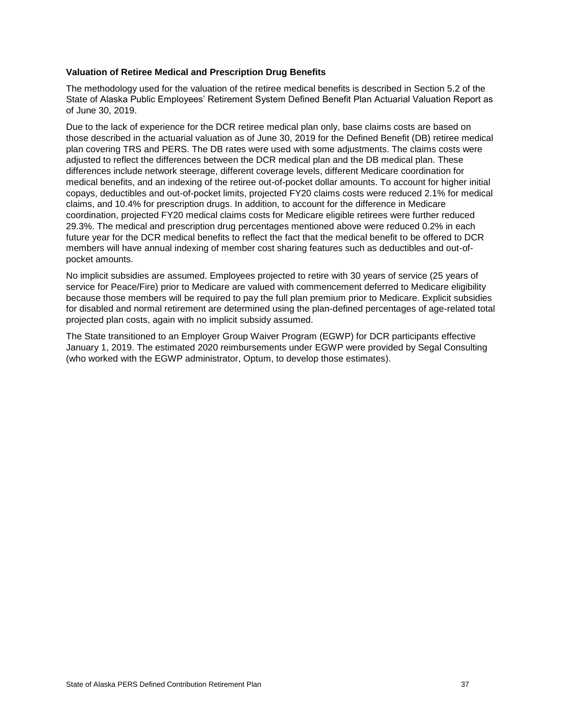### Valuation of Retiree Medical and Prescription Drug Benefits

The methodology used for the valuation of the retiree medical benefits is described in Section 5.2 of the State of Alaska Public Employees' Retirement System Defined Benefit Plan Actuarial Valuation Report as of June 30, 2019.

Due to the lack of experience for the DCR retiree medical plan only, base claims costs are based on those described in the actuarial valuation as of June 30, 2019 for the Defined Benefit (DB) retiree medical plan covering TRS and PERS. The DB rates were used with some adjustments. The claims costs were adjusted to reflect the differences between the DCR medical plan and the DB medical plan. These differences include network steerage, different coverage levels, different Medicare coordination for medical benefits, and an indexing of the retiree out-of-pocket dollar amounts. To account for higher initial copays, deductibles and out-of-pocket limits, projected FY20 claims costs were reduced 2.1% for medical claims, and 10.4% for prescription drugs. In addition, to account for the difference in Medicare coordination, projected FY20 medical claims costs for Medicare eligible retirees were further reduced 29.3%. The medical and prescription drug percentages mentioned above were reduced 0.2% in each future year for the DCR medical benefits to reflect the fact that the medical benefit to be offered to DCR members will have annual indexing of member cost sharing features such as deductibles and out-of-pocket amounts.

No implicit subsidies are assumed. Employees projected to retire with 30 years of service (25 years of service for Peace/Fire) prior to Medicare are valued with commencement deferred to Medicare eligibility because those members will be required to pay the full plan premium prior to Medicare. Explicit subsidies for disabled and normal retirement are determined using the plan-defined percentages of age-related total projected plan costs, again with no implicit subsidy assumed.

The State transitioned to an Employer Group Waiver Program (EGWP) for DCR participants effective January 1, 2019. The estimated 2020 reimbursements under EGWP were provided by Segal Consulting (who worked with the EGWP administrator, Optum, to develop those estimates).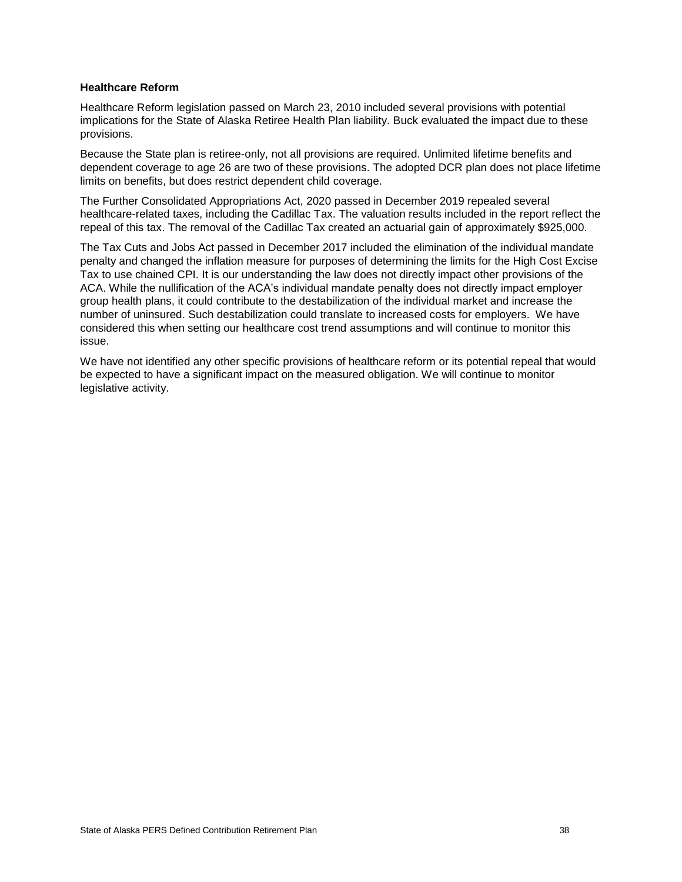**Healthcare Reform**

Healthcare Reform legislation passed on March 23, 2010 included several provisions with potential implications for the State of Alaska Retiree Health Plan liability. Buck evaluated the impact due to these provisions.

Because the State plan is retiree-only, not all provisions are required. Unlimited lifetime benefits and dependent coverage to age 26 are two of these provisions. The adopted DCR plan does not place lifetime limits on benefits, but does restrict dependent child coverage.

The Further Consolidated Appropriations Act, 2020 passed in December 2019 repealed several healthcare-related taxes, including the Cadillac Tax. The valuation results included in the report reflect the repeal of this tax. The removal of the Cadillac Tax created an actuarial gain of approximately $925,000.

The Tax Cuts and Jobs Act passed in December 2017 included the elimination of the individual mandate penalty and changed the inflation measure for purposes of determining the limits for the High Cost Excise Tax to use chained CPI. It is our understanding the law does not directly impact other provisions of the ACA. While the nullification of the ACA's individual mandate penalty does not directly impact employer group health plans, it could contribute to the destabilization of the individual market and increase the number of uninsured. Such destabilization could translate to increased costs for employers. We have considered this when setting our healthcare cost trend assumptions and will continue to monitor this issue.

We have not identified any other specific provisions of healthcare reform or its potential repeal that would be expected to have a significant impact on the measured obligation. We will continue to monitor legislative activity.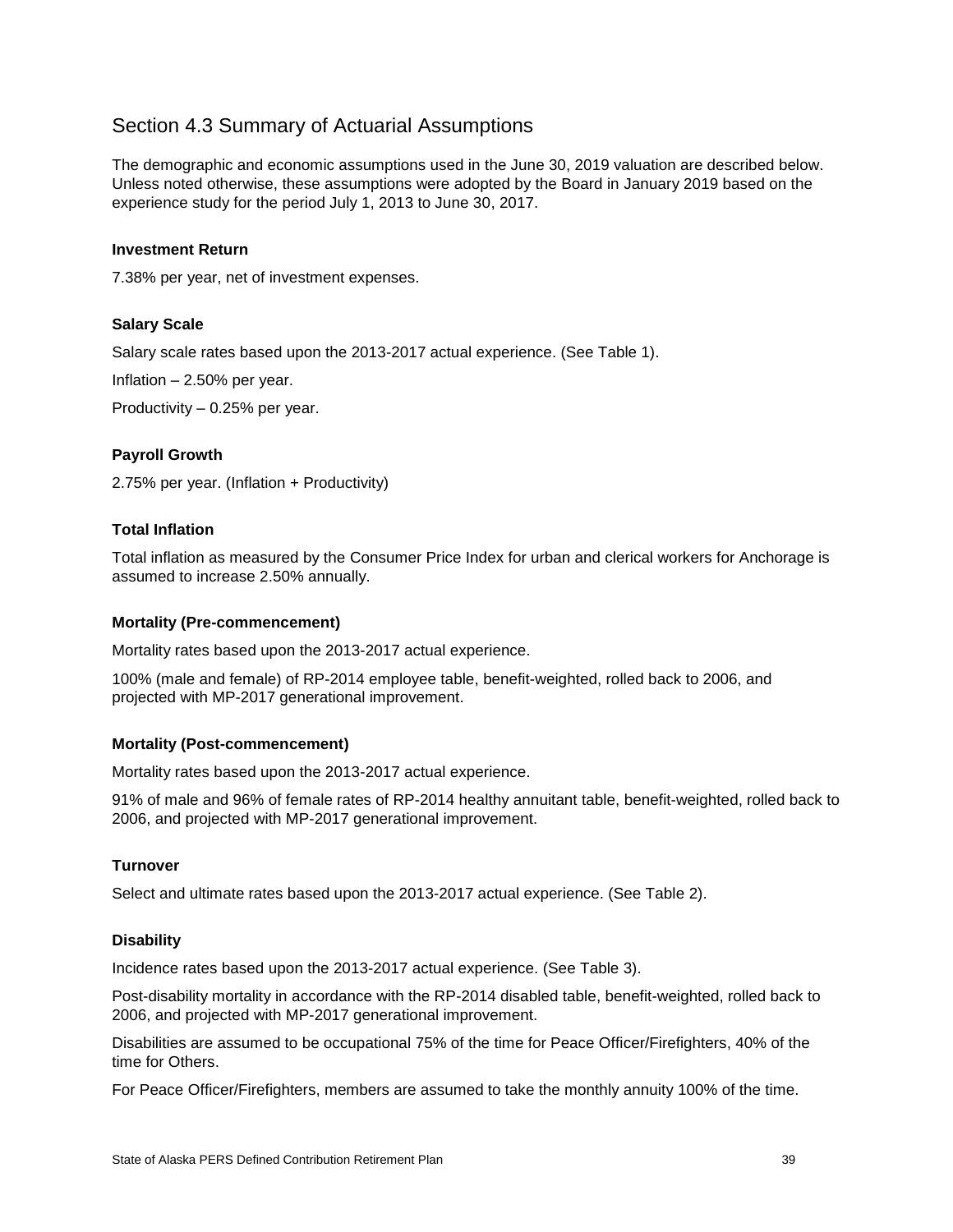## Section 4.3 Summary of Actuarial Assumptions

The demographic and economic assumptions used in the June 30, 2019 valuation are described below. Unless noted otherwise, these assumptions were adopted by the Board in January 2019 based on the experience study for the period July 1, 2013 to June 30, 2017.

**Investment Return**

7.38% per year, net of investment expenses.

**Salary Scale**

Salary scale rates based upon the 2013-2017 actual experience. (See Table 1).

Inflation – 2.50% per year.

Productivity – 0.25% per year.

**Payroll Growth**

2.75% per year. (Inflation + Productivity)

**Total Inflation**

Total inflation as measured by the Consumer Price Index for urban and clerical workers for Anchorage is assumed to increase 2.50% annually.

**Mortality (Pre-commencement)**

Mortality rates based upon the 2013-2017 actual experience.

100% (male and female) of RP-2014 employee table, benefit-weighted, rolled back to 2006, and projected with MP-2017 generational improvement.

**Mortality (Post-commencement)**

Mortality rates based upon the 2013-2017 actual experience.

91% of male and 96% of female rates of RP-2014 healthy annuitant table, benefit-weighted, rolled back to 2006, and projected with MP-2017 generational improvement.

**Turnover**

Select and ultimate rates based upon the 2013-2017 actual experience. (See Table 2).

**Disability**

Incidence rates based upon the 2013-2017 actual experience. (See Table 3).

Post-disability mortality in accordance with the RP-2014 disabled table, benefit-weighted, rolled back to 2006, and projected with MP-2017 generational improvement.

Disabilities are assumed to be occupational 75% of the time for Peace Officer/Firefighters, 40% of the time for Others.

For Peace Officer/Firefighters, members are assumed to take the monthly annuity 100% of the time.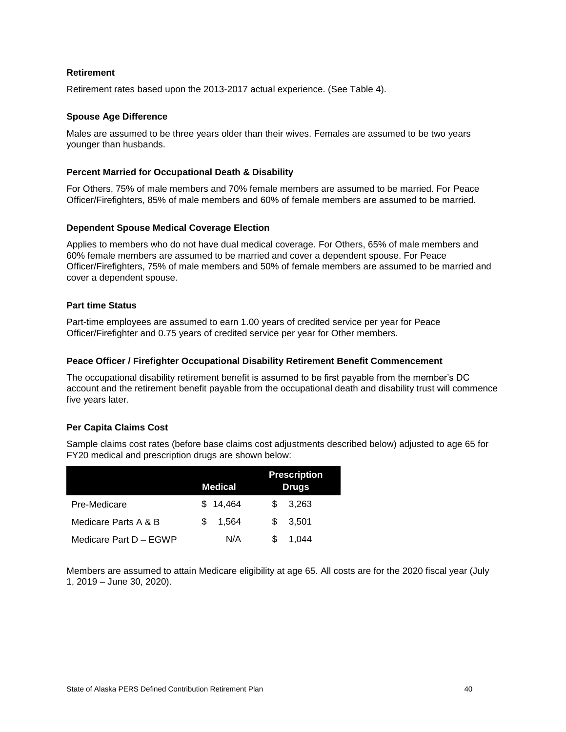### Retirement

Retirement rates based upon the 2013-2017 actual experience. (See Table 4).

### Spouse Age Difference

Males are assumed to be three years older than their wives. Females are assumed to be two years younger than husbands.

### Percent Married for Occupational Death & Disability

For Others, 75% of male members and 70% female members are assumed to be married. For Peace Officer/Firefighters, 85% of male members and 60% of female members are assumed to be married.

### Dependent Spouse Medical Coverage Election

Applies to members who do not have dual medical coverage. For Others, 65% of male members and 60% female members are assumed to be married and cover a dependent spouse. For Peace Officer/Firefighters, 75% of male members and 50% of female members are assumed to be married and cover a dependent spouse.

### Part time Status

Part-time employees are assumed to earn 1.00 years of credited service per year for Peace Officer/Firefighter and 0.75 years of credited service per year for Other members.

### Peace Officer / Firefighter Occupational Disability Retirement Benefit Commencement

The occupational disability retirement benefit is assumed to be first payable from the member's DC account and the retirement benefit payable from the occupational death and disability trust will commence five years later.

### Per Capita Claims Cost

Sample claims cost rates (before base claims cost adjustments described below) adjusted to age 65 for FY20 medical and prescription drugs are shown below:

| | Medical | Prescription Drugs |
|---|---|---|
| Pre-Medicare | $ 14,464 | $ 3,263 |
| Medicare Parts A & B | $ 1,564 | $ 3,501 |
| Medicare Part D – EGWP | N/A | $ 1,044 |

Members are assumed to attain Medicare eligibility at age 65. All costs are for the 2020 fiscal year (July 1, 2019 – June 30, 2020).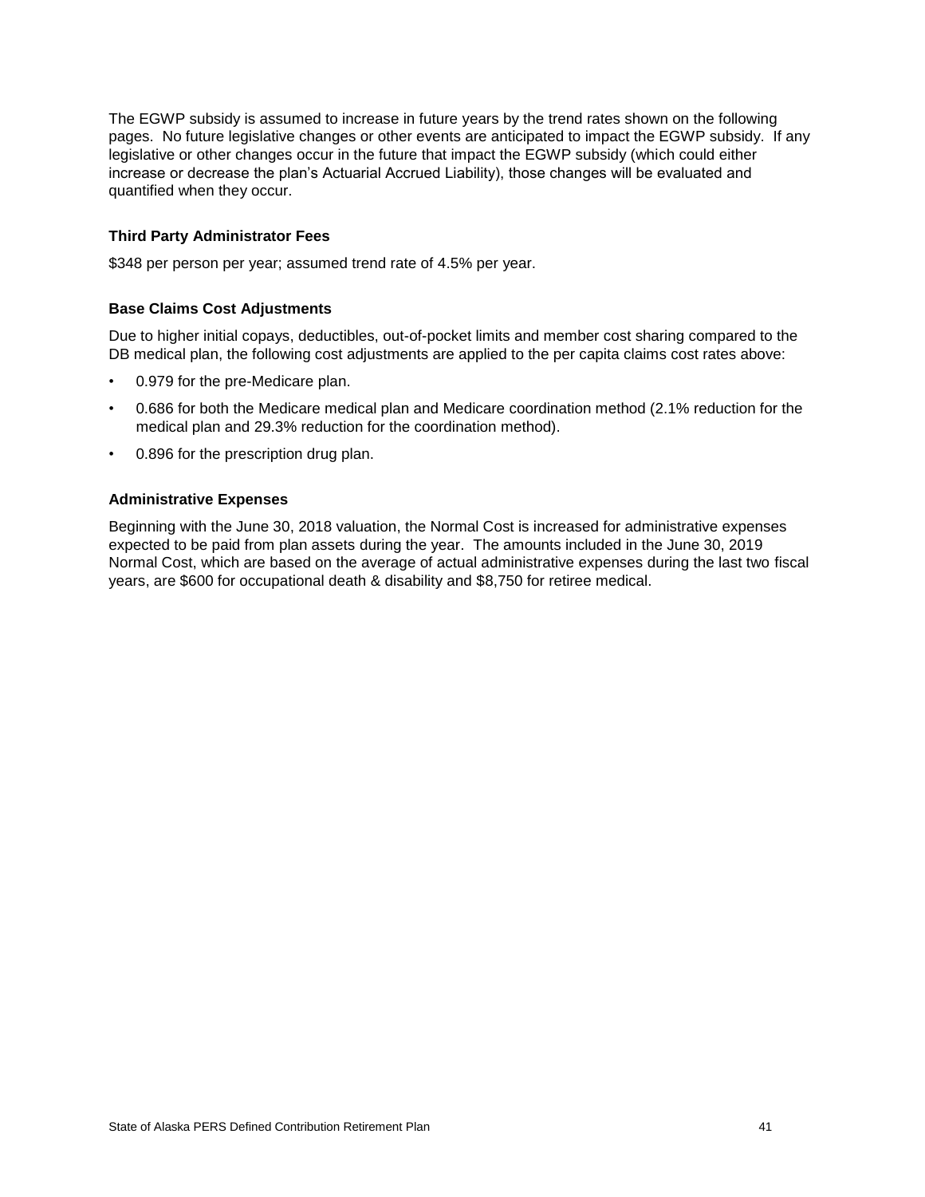The EGWP subsidy is assumed to increase in future years by the trend rates shown on the following pages. No future legislative changes or other events are anticipated to impact the EGWP subsidy. If any legislative or other changes occur in the future that impact the EGWP subsidy (which could either increase or decrease the plan's Actuarial Accrued Liability), those changes will be evaluated and quantified when they occur.

### Third Party Administrator Fees

$348 per person per year; assumed trend rate of 4.5% per year.

### Base Claims Cost Adjustments

Due to higher initial copays, deductibles, out-of-pocket limits and member cost sharing compared to the DB medical plan, the following cost adjustments are applied to the per capita claims cost rates above:

- 0.979 for the pre-Medicare plan.
- 0.686 for both the Medicare medical plan and Medicare coordination method (2.1% reduction for the medical plan and 29.3% reduction for the coordination method).
- 0.896 for the prescription drug plan.

### Administrative Expenses

Beginning with the June 30, 2018 valuation, the Normal Cost is increased for administrative expenses expected to be paid from plan assets during the year. The amounts included in the June 30, 2019 Normal Cost, which are based on the average of actual administrative expenses during the last two fiscal years, are $600 for occupational death & disability and $8,750 for retiree medical.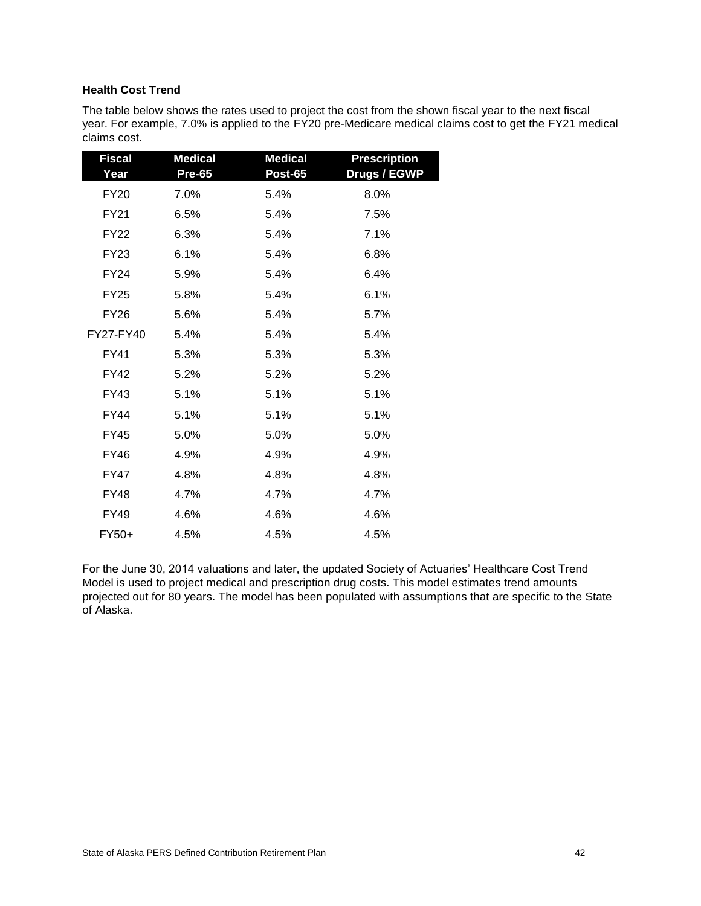### Health Cost Trend

The table below shows the rates used to project the cost from the shown fiscal year to the next fiscal year. For example, 7.0% is applied to the FY20 pre-Medicare medical claims cost to get the FY21 medical claims cost.

| Fiscal Year | Medical Pre-65 | Medical Post-65 | Prescription Drugs / EGWP |
|---|---|---|---|
| FY20 | 7.0% | 5.4% | 8.0% |
| FY21 | 6.5% | 5.4% | 7.5% |
| FY22 | 6.3% | 5.4% | 7.1% |
| FY23 | 6.1% | 5.4% | 6.8% |
| FY24 | 5.9% | 5.4% | 6.4% |
| FY25 | 5.8% | 5.4% | 6.1% |
| FY26 | 5.6% | 5.4% | 5.7% |
| FY27-FY40 | 5.4% | 5.4% | 5.4% |
| FY41 | 5.3% | 5.3% | 5.3% |
| FY42 | 5.2% | 5.2% | 5.2% |
| FY43 | 5.1% | 5.1% | 5.1% |
| FY44 | 5.1% | 5.1% | 5.1% |
| FY45 | 5.0% | 5.0% | 5.0% |
| FY46 | 4.9% | 4.9% | 4.9% |
| FY47 | 4.8% | 4.8% | 4.8% |
| FY48 | 4.7% | 4.7% | 4.7% |
| FY49 | 4.6% | 4.6% | 4.6% |
| FY50+ | 4.5% | 4.5% | 4.5% |

For the June 30, 2014 valuations and later, the updated Society of Actuaries' Healthcare Cost Trend Model is used to project medical and prescription drug costs. This model estimates trend amounts projected out for 80 years. The model has been populated with assumptions that are specific to the State of Alaska.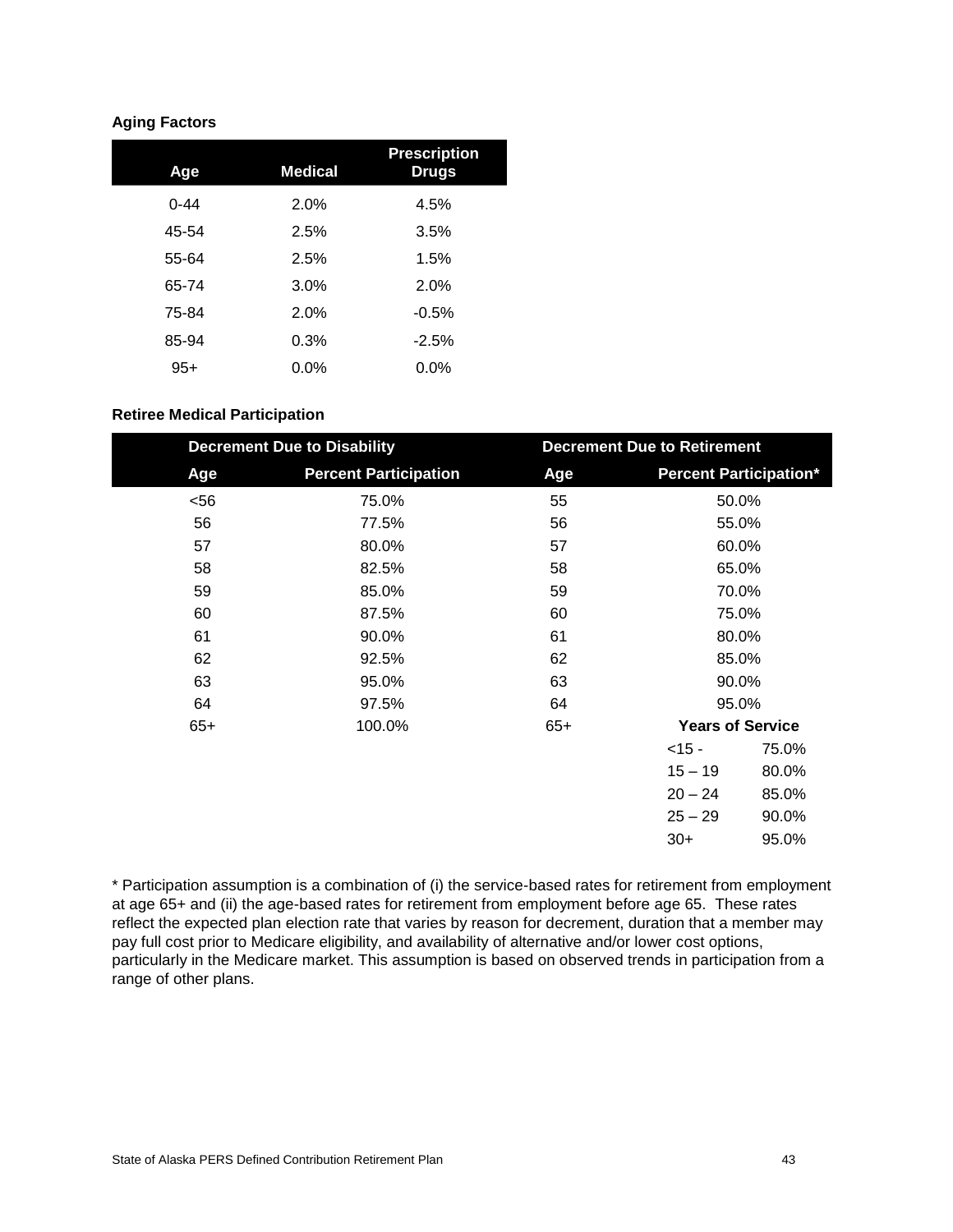**Aging Factors**

| Age | Medical | Prescription Drugs |
|---|---|---|
| 0-44 | 2.0% | 4.5% |
| 45-54 | 2.5% | 3.5% |
| 55-64 | 2.5% | 1.5% |
| 65-74 | 3.0% | 2.0% |
| 75-84 | 2.0% | -0.5% |
| 85-94 | 0.3% | -2.5% |
| 95+ | 0.0% | 0.0% |

**Retiree Medical Participation**

| Decrement Due to Disability | | Decrement Due to Retirement | | |
|---|---|---|---|---|
| Age | Percent Participation | Age | Percent Participation* | |
| <56 | 75.0% | 55 | 50.0% | |
| 56 | 77.5% | 56 | 55.0% | |
| 57 | 80.0% | 57 | 60.0% | |
| 58 | 82.5% | 58 | 65.0% | |
| 59 | 85.0% | 59 | 70.0% | |
| 60 | 87.5% | 60 | 75.0% | |
| 61 | 90.0% | 61 | 80.0% | |
| 62 | 92.5% | 62 | 85.0% | |
| 63 | 95.0% | 63 | 90.0% | |
| 64 | 97.5% | 64 | 95.0% | |
| 65+ | 100.0% | 65+ | **Years of Service** | |
| | | | <15 - | 75.0% |
| | | | 15 – 19 | 80.0% |
| | | | 20 – 24 | 85.0% |
| | | | 25 – 29 | 90.0% |
| | | | 30+ | 95.0% |

* Participation assumption is a combination of (i) the service-based rates for retirement from employment at age 65+ and (ii) the age-based rates for retirement from employment before age 65. These rates reflect the expected plan election rate that varies by reason for decrement, duration that a member may pay full cost prior to Medicare eligibility, and availability of alternative and/or lower cost options, particularly in the Medicare market. This assumption is based on observed trends in participation from a range of other plans.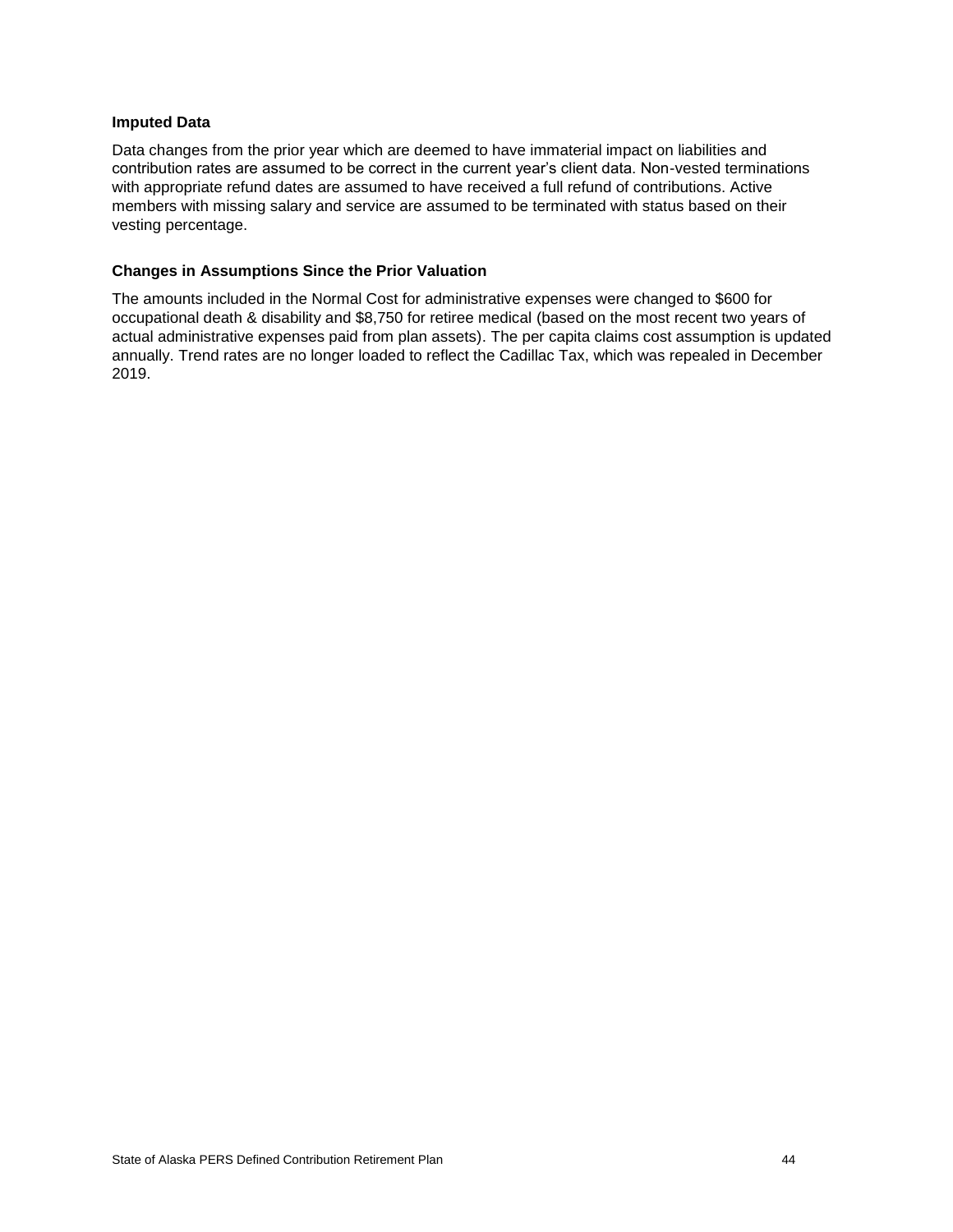### Imputed Data

Data changes from the prior year which are deemed to have immaterial impact on liabilities and contribution rates are assumed to be correct in the current year's client data. Non-vested terminations with appropriate refund dates are assumed to have received a full refund of contributions. Active members with missing salary and service are assumed to be terminated with status based on their vesting percentage.

### Changes in Assumptions Since the Prior Valuation

The amounts included in the Normal Cost for administrative expenses were changed to $600 for occupational death & disability and $8,750 for retiree medical (based on the most recent two years of actual administrative expenses paid from plan assets). The per capita claims cost assumption is updated annually. Trend rates are no longer loaded to reflect the Cadillac Tax, which was repealed in December 2019.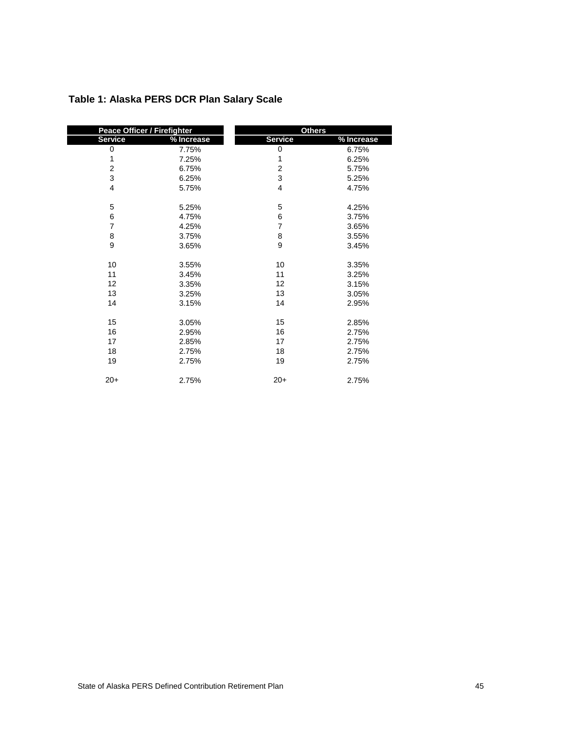**Table 1: Alaska PERS DCR Plan Salary Scale**

| Peace Officer / Firefighter | | Others | |
|---|---|---|---|
| Service | % Increase | Service | % Increase |
| 0 | 7.75% | 0 | 6.75% |
| 1 | 7.25% | 1 | 6.25% |
| 2 | 6.75% | 2 | 5.75% |
| 3 | 6.25% | 3 | 5.25% |
| 4 | 5.75% | 4 | 4.75% |
| 5 | 5.25% | 5 | 4.25% |
| 6 | 4.75% | 6 | 3.75% |
| 7 | 4.25% | 7 | 3.65% |
| 8 | 3.75% | 8 | 3.55% |
| 9 | 3.65% | 9 | 3.45% |
| 10 | 3.55% | 10 | 3.35% |
| 11 | 3.45% | 11 | 3.25% |
| 12 | 3.35% | 12 | 3.15% |
| 13 | 3.25% | 13 | 3.05% |
| 14 | 3.15% | 14 | 2.95% |
| 15 | 3.05% | 15 | 2.85% |
| 16 | 2.95% | 16 | 2.75% |
| 17 | 2.85% | 17 | 2.75% |
| 18 | 2.75% | 18 | 2.75% |
| 19 | 2.75% | 19 | 2.75% |
| 20+ | 2.75% | 20+ | 2.75% |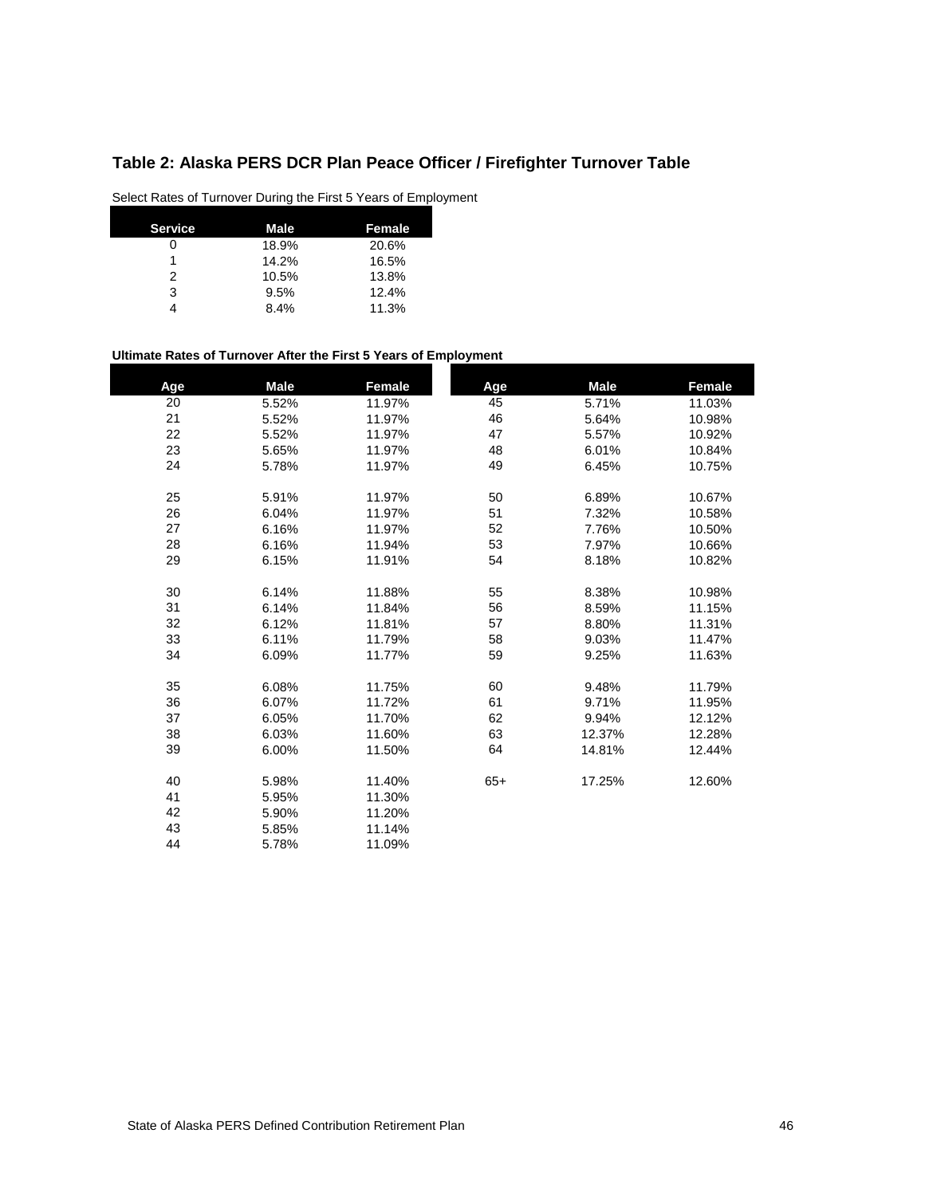## Table 2: Alaska PERS DCR Plan Peace Officer / Firefighter Turnover Table

Select Rates of Turnover During the First 5 Years of Employment

| Service | Male | Female |
|---|---|---|
| 0 | 18.9% | 20.6% |
| 1 | 14.2% | 16.5% |
| 2 | 10.5% | 13.8% |
| 3 | 9.5% | 12.4% |
| 4 | 8.4% | 11.3% |

**Ultimate Rates of Turnover After the First 5 Years of Employment**

| Age | Male | Female | Age | Male | Female |
|---|---|---|---|---|---|
| 20 | 5.52% | 11.97% | 45 | 5.71% | 11.03% |
| 21 | 5.52% | 11.97% | 46 | 5.64% | 10.98% |
| 22 | 5.52% | 11.97% | 47 | 5.57% | 10.92% |
| 23 | 5.65% | 11.97% | 48 | 6.01% | 10.84% |
| 24 | 5.78% | 11.97% | 49 | 6.45% | 10.75% |
| 25 | 5.91% | 11.97% | 50 | 6.89% | 10.67% |
| 26 | 6.04% | 11.97% | 51 | 7.32% | 10.58% |
| 27 | 6.16% | 11.97% | 52 | 7.76% | 10.50% |
| 28 | 6.16% | 11.94% | 53 | 7.97% | 10.66% |
| 29 | 6.15% | 11.91% | 54 | 8.18% | 10.82% |
| 30 | 6.14% | 11.88% | 55 | 8.38% | 10.98% |
| 31 | 6.14% | 11.84% | 56 | 8.59% | 11.15% |
| 32 | 6.12% | 11.81% | 57 | 8.80% | 11.31% |
| 33 | 6.11% | 11.79% | 58 | 9.03% | 11.47% |
| 34 | 6.09% | 11.77% | 59 | 9.25% | 11.63% |
| 35 | 6.08% | 11.75% | 60 | 9.48% | 11.79% |
| 36 | 6.07% | 11.72% | 61 | 9.71% | 11.95% |
| 37 | 6.05% | 11.70% | 62 | 9.94% | 12.12% |
| 38 | 6.03% | 11.60% | 63 | 12.37% | 12.28% |
| 39 | 6.00% | 11.50% | 64 | 14.81% | 12.44% |
| 40 | 5.98% | 11.40% | 65+ | 17.25% | 12.60% |
| 41 | 5.95% | 11.30% | | | |
| 42 | 5.90% | 11.20% | | | |
| 43 | 5.85% | 11.14% | | | |
| 44 | 5.78% | 11.09% | | | |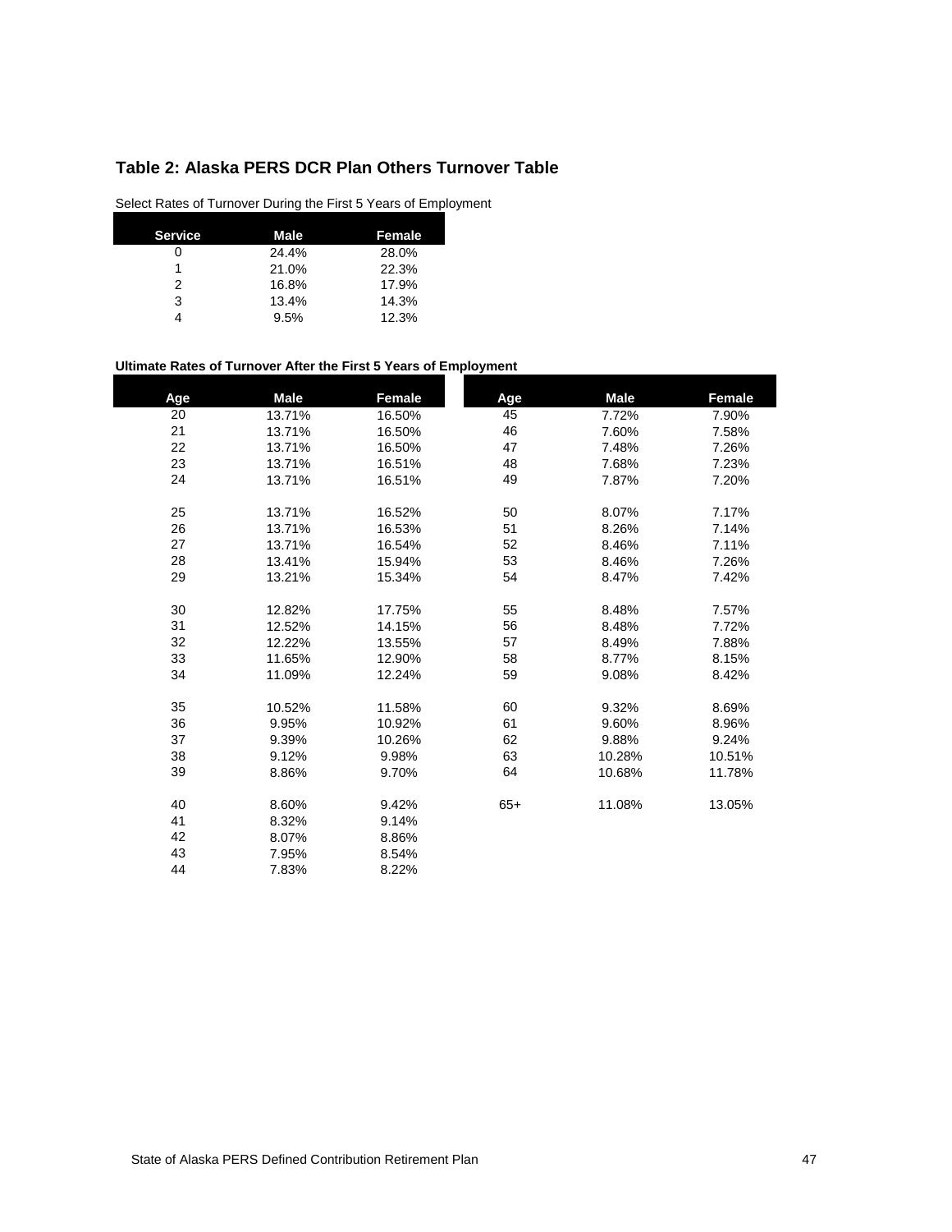## Table 2: Alaska PERS DCR Plan Others Turnover Table

Select Rates of Turnover During the First 5 Years of Employment

| Service | Male | Female |
|---|---|---|
| 0 | 24.4% | 28.0% |
| 1 | 21.0% | 22.3% |
| 2 | 16.8% | 17.9% |
| 3 | 13.4% | 14.3% |
| 4 | 9.5% | 12.3% |

**Ultimate Rates of Turnover After the First 5 Years of Employment**

| Age | Male | Female | Age | Male | Female |
|---|---|---|---|---|---|
| 20 | 13.71% | 16.50% | 45 | 7.72% | 7.90% |
| 21 | 13.71% | 16.50% | 46 | 7.60% | 7.58% |
| 22 | 13.71% | 16.50% | 47 | 7.48% | 7.26% |
| 23 | 13.71% | 16.51% | 48 | 7.68% | 7.23% |
| 24 | 13.71% | 16.51% | 49 | 7.87% | 7.20% |
| 25 | 13.71% | 16.52% | 50 | 8.07% | 7.17% |
| 26 | 13.71% | 16.53% | 51 | 8.26% | 7.14% |
| 27 | 13.71% | 16.54% | 52 | 8.46% | 7.11% |
| 28 | 13.41% | 15.94% | 53 | 8.46% | 7.26% |
| 29 | 13.21% | 15.34% | 54 | 8.47% | 7.42% |
| 30 | 12.82% | 17.75% | 55 | 8.48% | 7.57% |
| 31 | 12.52% | 14.15% | 56 | 8.48% | 7.72% |
| 32 | 12.22% | 13.55% | 57 | 8.49% | 7.88% |
| 33 | 11.65% | 12.90% | 58 | 8.77% | 8.15% |
| 34 | 11.09% | 12.24% | 59 | 9.08% | 8.42% |
| 35 | 10.52% | 11.58% | 60 | 9.32% | 8.69% |
| 36 | 9.95% | 10.92% | 61 | 9.60% | 8.96% |
| 37 | 9.39% | 10.26% | 62 | 9.88% | 9.24% |
| 38 | 9.12% | 9.98% | 63 | 10.28% | 10.51% |
| 39 | 8.86% | 9.70% | 64 | 10.68% | 11.78% |
| 40 | 8.60% | 9.42% | 65+ | 11.08% | 13.05% |
| 41 | 8.32% | 9.14% | | | |
| 42 | 8.07% | 8.86% | | | |
| 43 | 7.95% | 8.54% | | | |
| 44 | 7.83% | 8.22% | | | |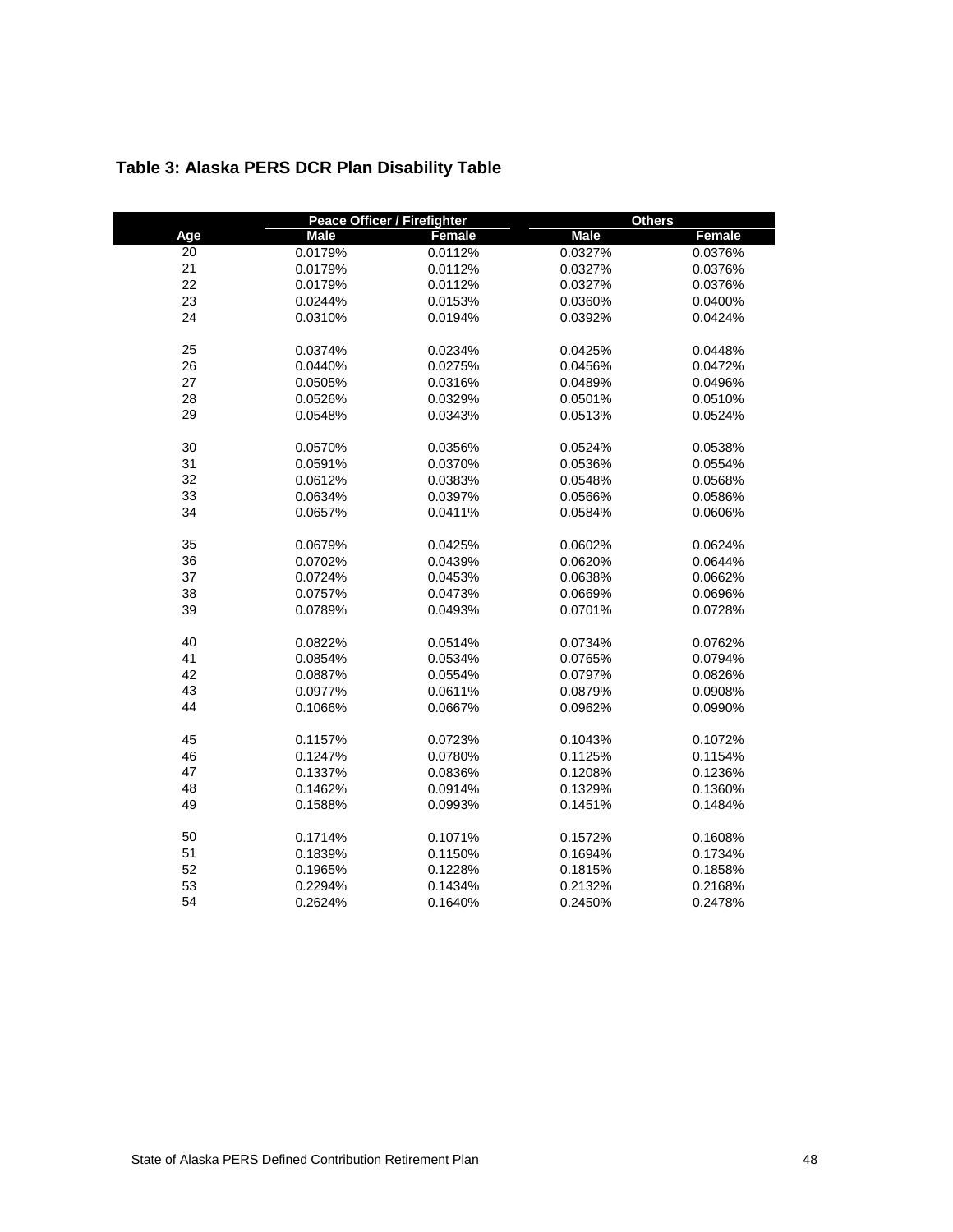## Table 3: Alaska PERS DCR Plan Disability Table

| | Peace Officer / Firefighter | | Others | |
|---|---|---|---|---|
| Age | Male | Female | Male | Female |
| 20 | 0.0179% | 0.0112% | 0.0327% | 0.0376% |
| 21 | 0.0179% | 0.0112% | 0.0327% | 0.0376% |
| 22 | 0.0179% | 0.0112% | 0.0327% | 0.0376% |
| 23 | 0.0244% | 0.0153% | 0.0360% | 0.0400% |
| 24 | 0.0310% | 0.0194% | 0.0392% | 0.0424% |
| 25 | 0.0374% | 0.0234% | 0.0425% | 0.0448% |
| 26 | 0.0440% | 0.0275% | 0.0456% | 0.0472% |
| 27 | 0.0505% | 0.0316% | 0.0489% | 0.0496% |
| 28 | 0.0526% | 0.0329% | 0.0501% | 0.0510% |
| 29 | 0.0548% | 0.0343% | 0.0513% | 0.0524% |
| 30 | 0.0570% | 0.0356% | 0.0524% | 0.0538% |
| 31 | 0.0591% | 0.0370% | 0.0536% | 0.0554% |
| 32 | 0.0612% | 0.0383% | 0.0548% | 0.0568% |
| 33 | 0.0634% | 0.0397% | 0.0566% | 0.0586% |
| 34 | 0.0657% | 0.0411% | 0.0584% | 0.0606% |
| 35 | 0.0679% | 0.0425% | 0.0602% | 0.0624% |
| 36 | 0.0702% | 0.0439% | 0.0620% | 0.0644% |
| 37 | 0.0724% | 0.0453% | 0.0638% | 0.0662% |
| 38 | 0.0757% | 0.0473% | 0.0669% | 0.0696% |
| 39 | 0.0789% | 0.0493% | 0.0701% | 0.0728% |
| 40 | 0.0822% | 0.0514% | 0.0734% | 0.0762% |
| 41 | 0.0854% | 0.0534% | 0.0765% | 0.0794% |
| 42 | 0.0887% | 0.0554% | 0.0797% | 0.0826% |
| 43 | 0.0977% | 0.0611% | 0.0879% | 0.0908% |
| 44 | 0.1066% | 0.0667% | 0.0962% | 0.0990% |
| 45 | 0.1157% | 0.0723% | 0.1043% | 0.1072% |
| 46 | 0.1247% | 0.0780% | 0.1125% | 0.1154% |
| 47 | 0.1337% | 0.0836% | 0.1208% | 0.1236% |
| 48 | 0.1462% | 0.0914% | 0.1329% | 0.1360% |
| 49 | 0.1588% | 0.0993% | 0.1451% | 0.1484% |
| 50 | 0.1714% | 0.1071% | 0.1572% | 0.1608% |
| 51 | 0.1839% | 0.1150% | 0.1694% | 0.1734% |
| 52 | 0.1965% | 0.1228% | 0.1815% | 0.1858% |
| 53 | 0.2294% | 0.1434% | 0.2132% | 0.2168% |
| 54 | 0.2624% | 0.1640% | 0.2450% | 0.2478% |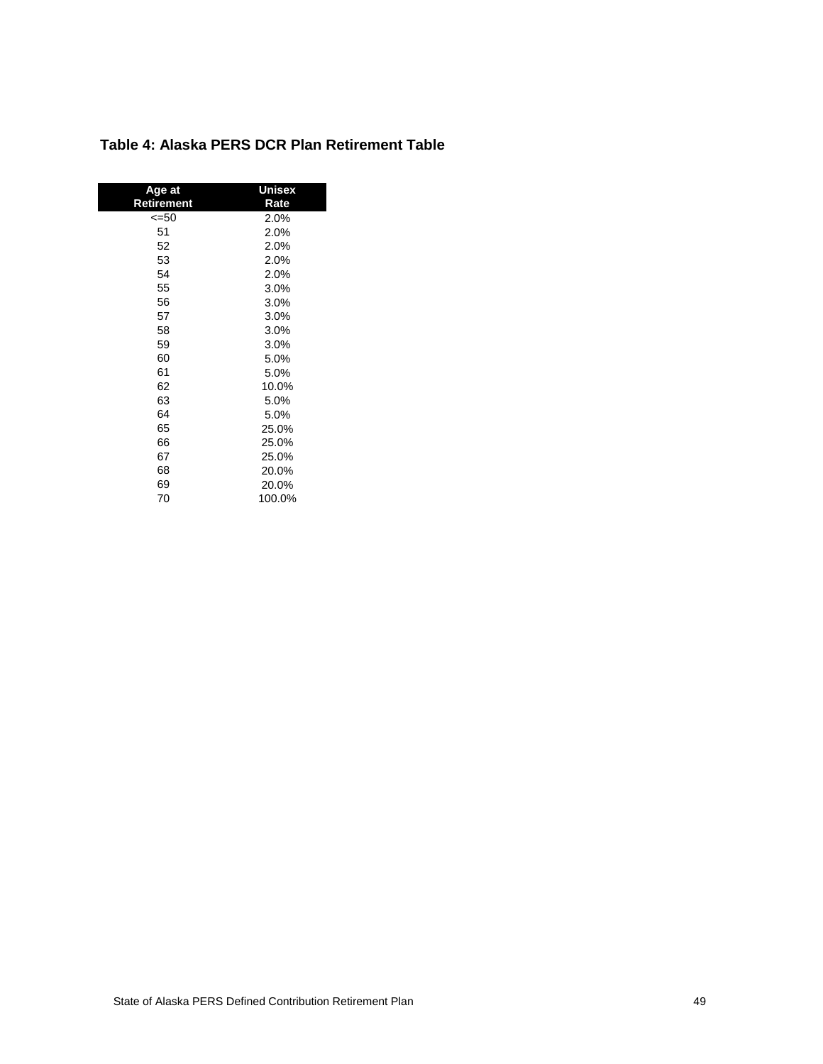**Table 4: Alaska PERS DCR Plan Retirement Table**

| Age at Retirement | Unisex Rate |
|---|---|
| <=50 | 2.0% |
| 51 | 2.0% |
| 52 | 2.0% |
| 53 | 2.0% |
| 54 | 2.0% |
| 55 | 3.0% |
| 56 | 3.0% |
| 57 | 3.0% |
| 58 | 3.0% |
| 59 | 3.0% |
| 60 | 5.0% |
| 61 | 5.0% |
| 62 | 10.0% |
| 63 | 5.0% |
| 64 | 5.0% |
| 65 | 25.0% |
| 66 | 25.0% |
| 67 | 25.0% |
| 68 | 20.0% |
| 69 | 20.0% |
| 70 | 100.0% |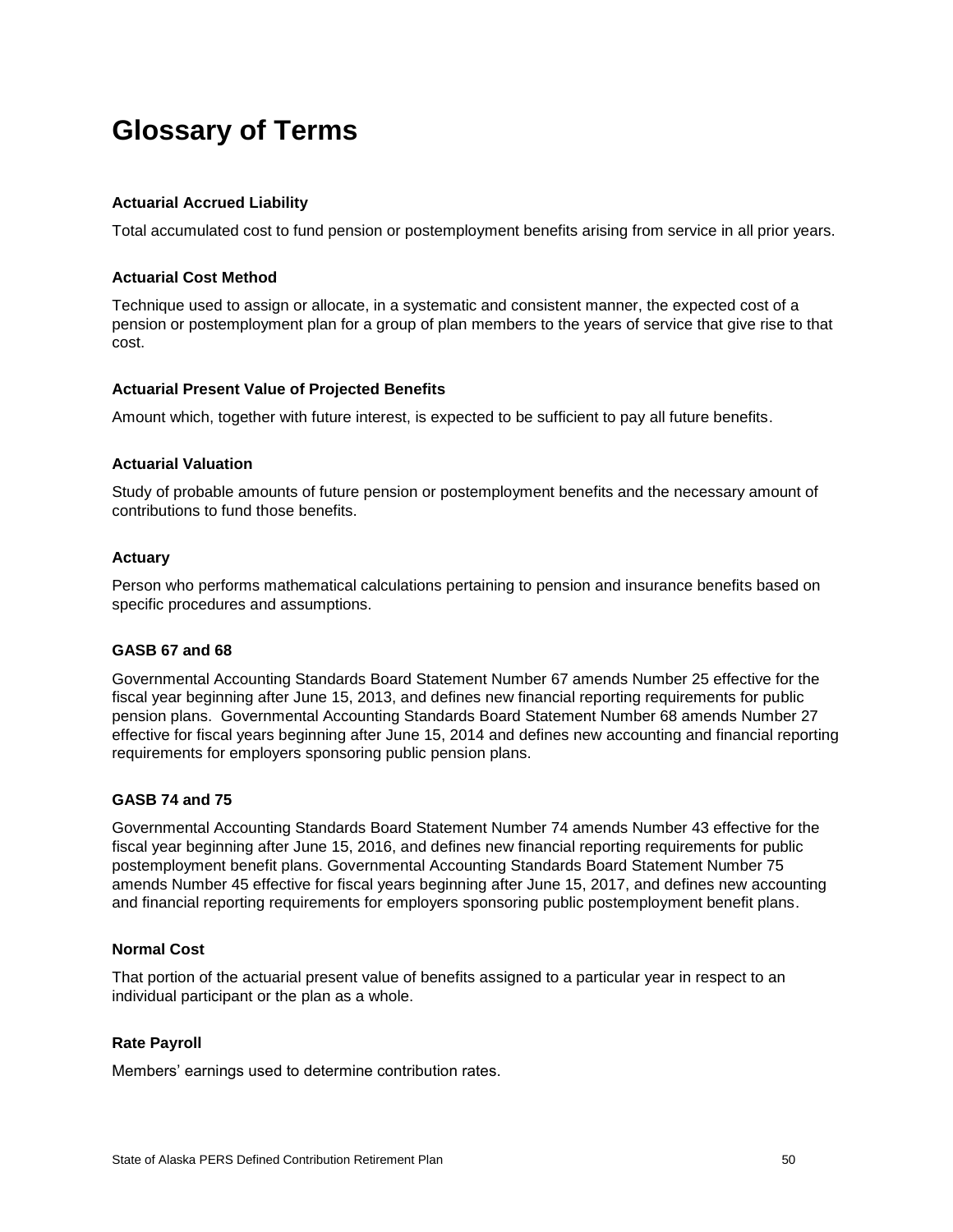# Glossary of Terms

### Actuarial Accrued Liability

Total accumulated cost to fund pension or postemployment benefits arising from service in all prior years.

### Actuarial Cost Method

Technique used to assign or allocate, in a systematic and consistent manner, the expected cost of a pension or postemployment plan for a group of plan members to the years of service that give rise to that cost.

### Actuarial Present Value of Projected Benefits

Amount which, together with future interest, is expected to be sufficient to pay all future benefits.

### Actuarial Valuation

Study of probable amounts of future pension or postemployment benefits and the necessary amount of contributions to fund those benefits.

### Actuary

Person who performs mathematical calculations pertaining to pension and insurance benefits based on specific procedures and assumptions.

### GASB 67 and 68

Governmental Accounting Standards Board Statement Number 67 amends Number 25 effective for the fiscal year beginning after June 15, 2013, and defines new financial reporting requirements for public pension plans. Governmental Accounting Standards Board Statement Number 68 amends Number 27 effective for fiscal years beginning after June 15, 2014 and defines new accounting and financial reporting requirements for employers sponsoring public pension plans.

### GASB 74 and 75

Governmental Accounting Standards Board Statement Number 74 amends Number 43 effective for the fiscal year beginning after June 15, 2016, and defines new financial reporting requirements for public postemployment benefit plans. Governmental Accounting Standards Board Statement Number 75 amends Number 45 effective for fiscal years beginning after June 15, 2017, and defines new accounting and financial reporting requirements for employers sponsoring public postemployment benefit plans.

### Normal Cost

That portion of the actuarial present value of benefits assigned to a particular year in respect to an individual participant or the plan as a whole.

### Rate Payroll

Members' earnings used to determine contribution rates.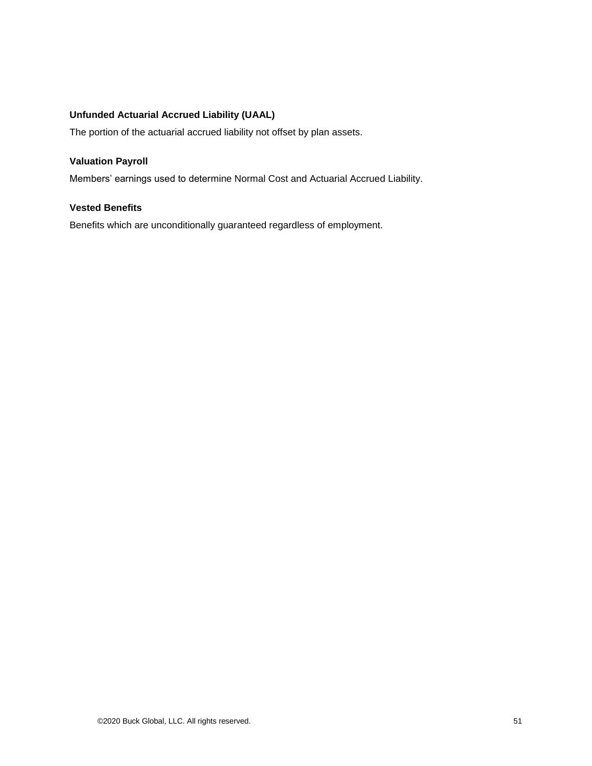**Unfunded Actuarial Accrued Liability (UAAL)**

The portion of the actuarial accrued liability not offset by plan assets.

**Valuation Payroll**

Members’ earnings used to determine Normal Cost and Actuarial Accrued Liability.

**Vested Benefits**

Benefits which are unconditionally guaranteed regardless of employment.